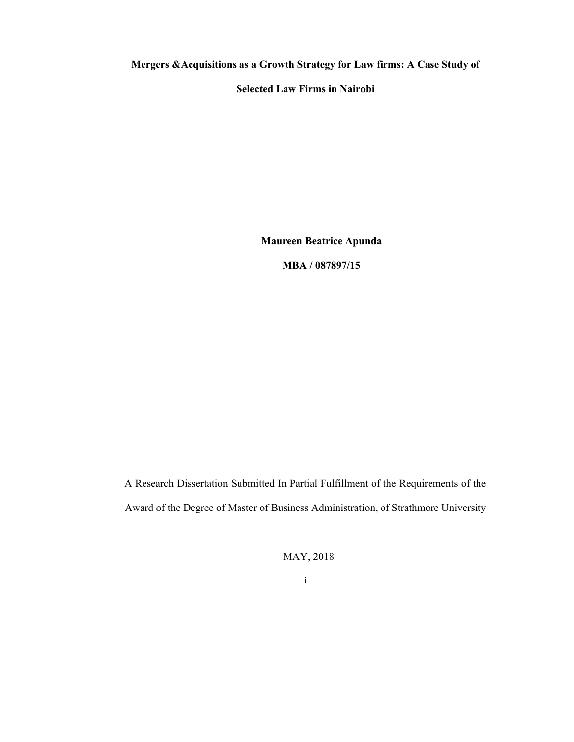# Mergers &Acquisitions as a Growth Strategy for Law firms: A Case Study of Selected Law Firms in Nairobi

**Maureen Beatrice Apunda**

**MBA / 087897/15**

A Research Dissertation Submitted In Partial Fulfillment of the Requirements of the Award of the Degree of Master of Business Administration, of Strathmore University

MAY, 2018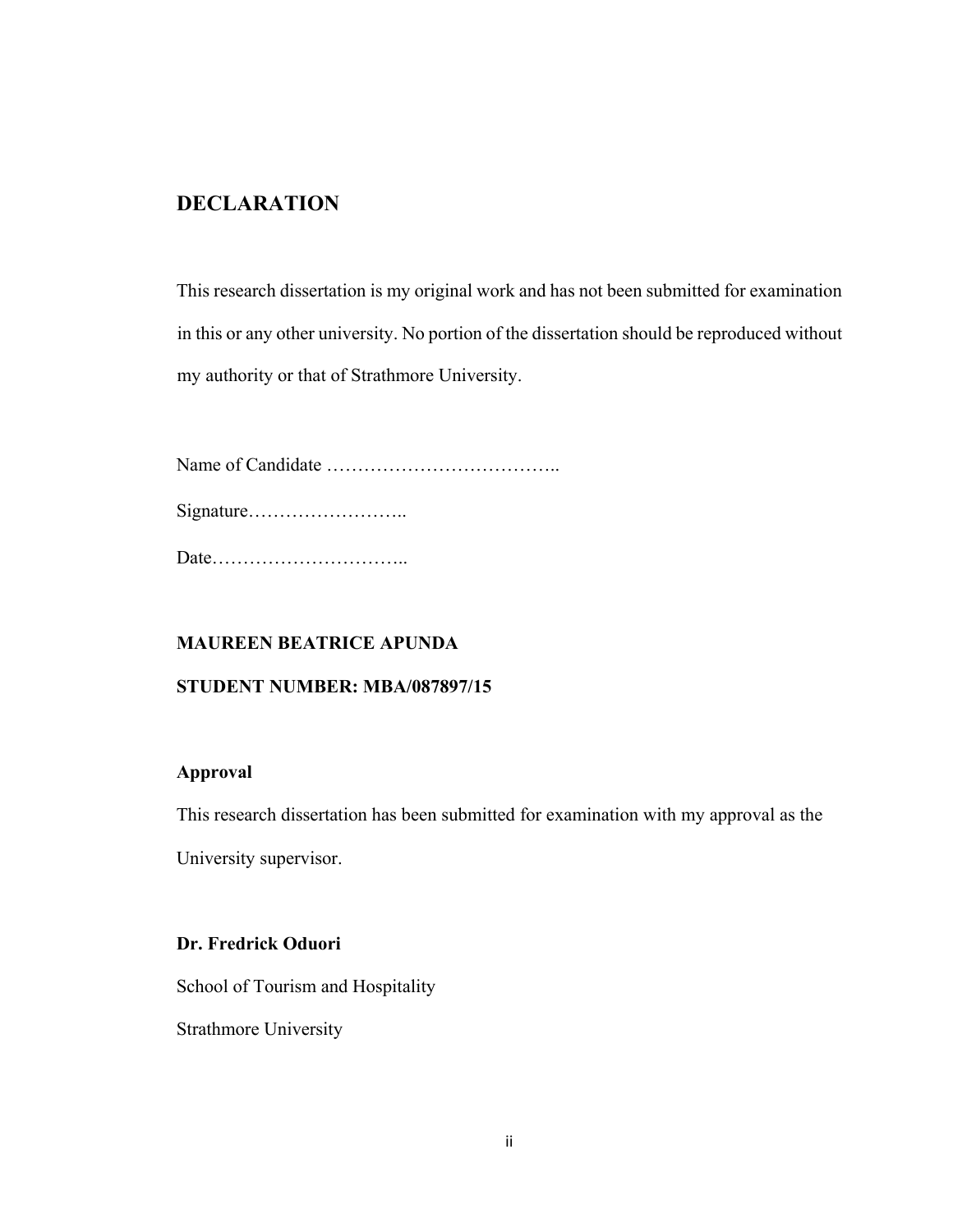## DECLARATION

This research dissertation is my original work and has not been submitted for examination in this or any other university. No portion of the dissertation should be reproduced without my authority or that of Strathmore University.

Name of Candidate ………………………………..

Signature……………………..

Date…………………………..

**MAUREEN BEATRICE APUNDA**

**STUDENT NUMBER: MBA/087897/15**

**Approval**

This research dissertation has been submitted for examination with my approval as the University supervisor.

**Dr. Fredrick Oduori**

School of Tourism and Hospitality

Strathmore University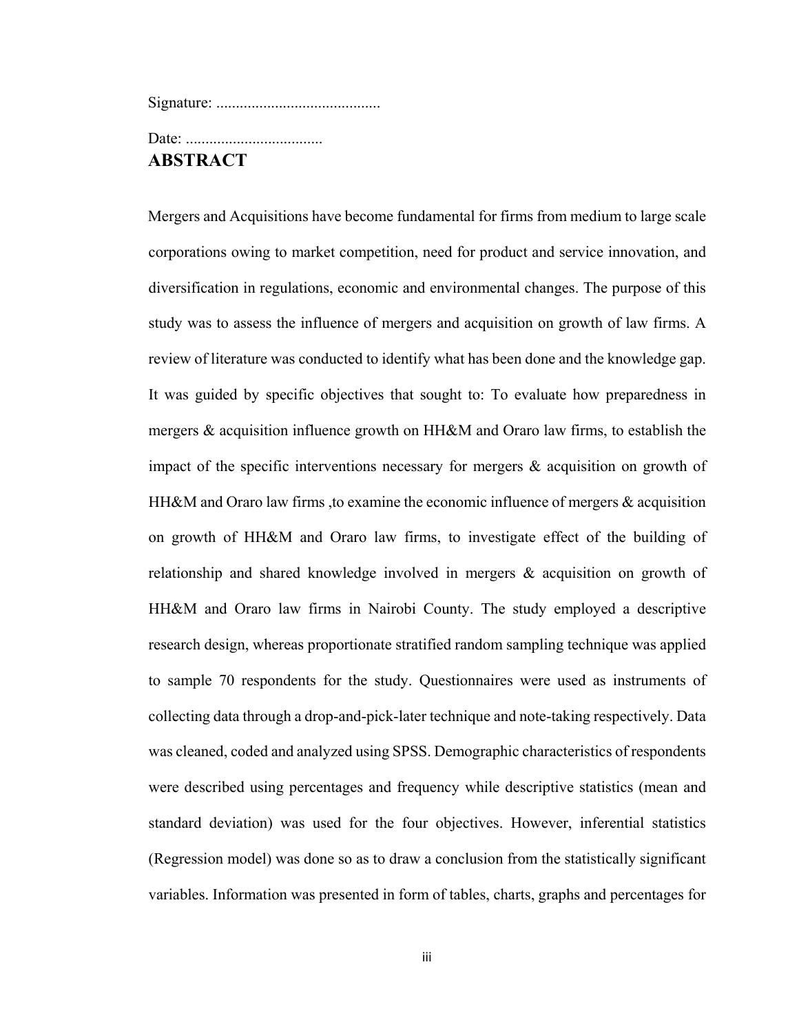Signature: ..........................................

Date: ...................................

# ABSTRACT

Mergers and Acquisitions have become fundamental for firms from medium to large scale corporations owing to market competition, need for product and service innovation, and diversification in regulations, economic and environmental changes. The purpose of this study was to assess the influence of mergers and acquisition on growth of law firms. A review of literature was conducted to identify what has been done and the knowledge gap. It was guided by specific objectives that sought to: To evaluate how preparedness in mergers & acquisition influence growth on HH&M and Oraro law firms, to establish the impact of the specific interventions necessary for mergers & acquisition on growth of HH&M and Oraro law firms ,to examine the economic influence of mergers & acquisition on growth of HH&M and Oraro law firms, to investigate effect of the building of relationship and shared knowledge involved in mergers & acquisition on growth of HH&M and Oraro law firms in Nairobi County. The study employed a descriptive research design, whereas proportionate stratified random sampling technique was applied to sample 70 respondents for the study. Questionnaires were used as instruments of collecting data through a drop-and-pick-later technique and note-taking respectively. Data was cleaned, coded and analyzed using SPSS. Demographic characteristics of respondents were described using percentages and frequency while descriptive statistics (mean and standard deviation) was used for the four objectives. However, inferential statistics (Regression model) was done so as to draw a conclusion from the statistically significant variables. Information was presented in form of tables, charts, graphs and percentages for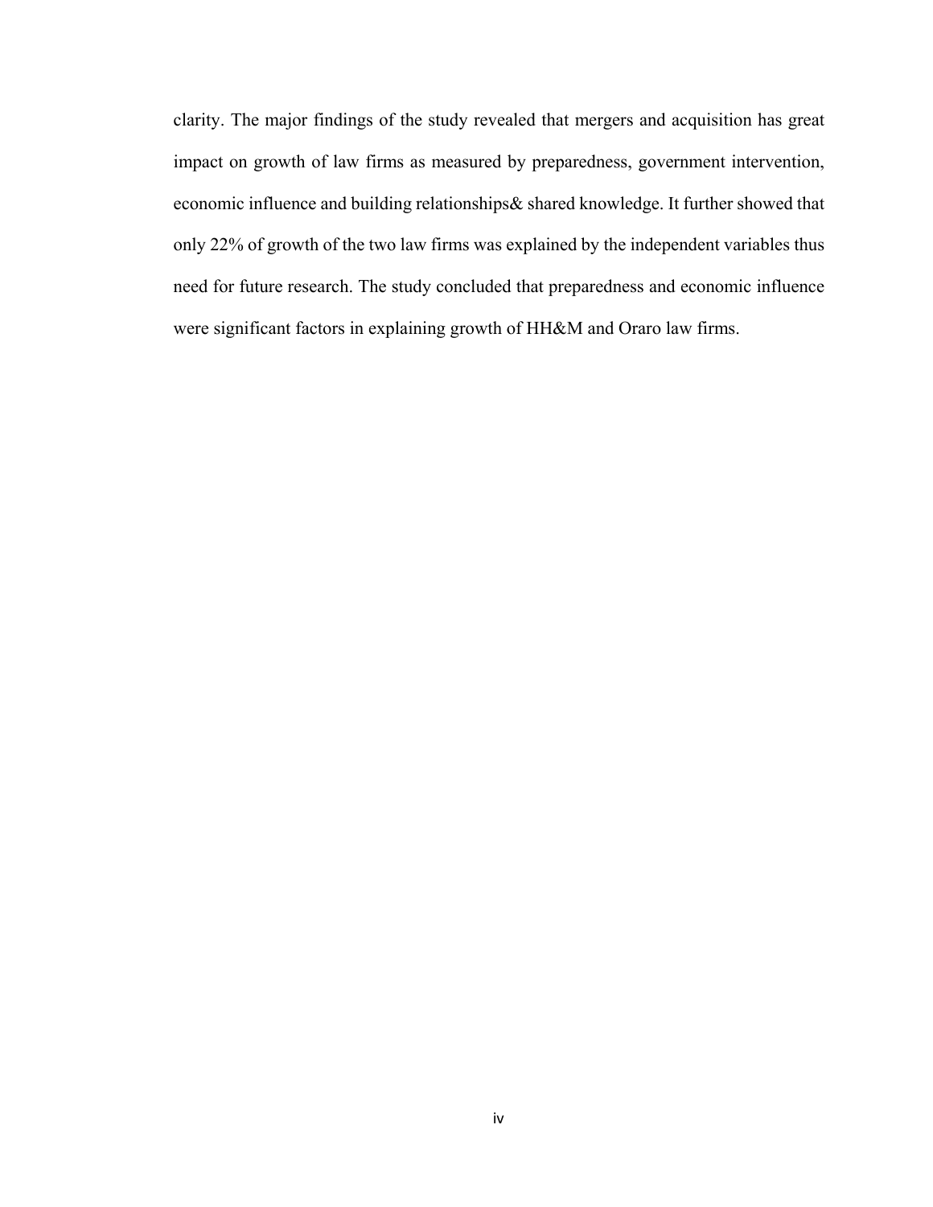clarity. The major findings of the study revealed that mergers and acquisition has great impact on growth of law firms as measured by preparedness, government intervention, economic influence and building relationships& shared knowledge. It further showed that only 22% of growth of the two law firms was explained by the independent variables thus need for future research. The study concluded that preparedness and economic influence were significant factors in explaining growth of HH&M and Oraro law firms.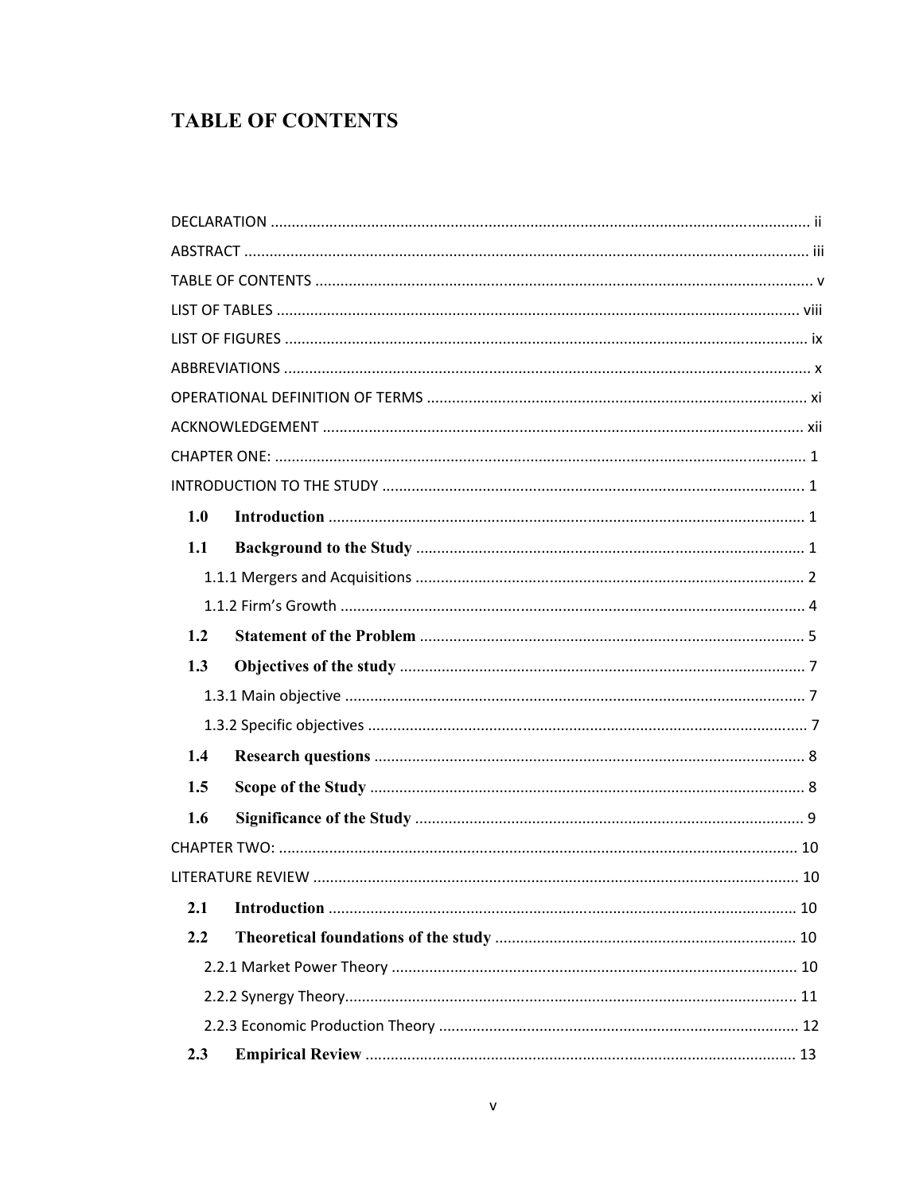# TABLE OF CONTENTS

DECLARATION ..... ii

ABSTRACT ..... iii

TABLE OF CONTENTS ..... v

LIST OF TABLES ..... viii

LIST OF FIGURES ..... ix

ABBREVIATIONS ..... x

OPERATIONAL DEFINITION OF TERMS ..... xi

ACKNOWLEDGEMENT ..... xii

CHAPTER ONE: ..... 1

INTRODUCTION TO THE STUDY ..... 1

- **1.0 Introduction** ..... 1
- **1.1 Background to the Study** ..... 1
  - 1.1.1 Mergers and Acquisitions ..... 2
  - 1.1.2 Firm's Growth ..... 4
- **1.2 Statement of the Problem** ..... 5
- **1.3 Objectives of the study** ..... 7
  - 1.3.1 Main objective ..... 7
  - 1.3.2 Specific objectives ..... 7
- **1.4 Research questions** ..... 8
- **1.5 Scope of the Study** ..... 8
- **1.6 Significance of the Study** ..... 9

CHAPTER TWO: ..... 10

LITERATURE REVIEW ..... 10

- **2.1 Introduction** ..... 10
- **2.2 Theoretical foundations of the study** ..... 10
  - 2.2.1 Market Power Theory ..... 10
  - 2.2.2 Synergy Theory ..... 11
  - 2.2.3 Economic Production Theory ..... 12
- **2.3 Empirical Review** ..... 13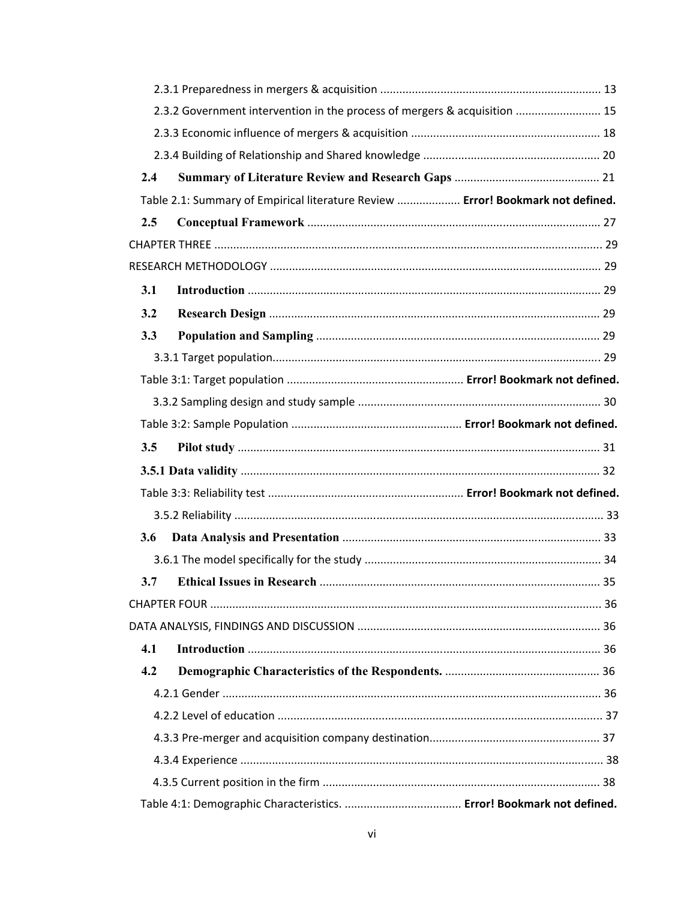2.3.1 Preparedness in mergers & acquisition ...................................................................... 13

2.3.2 Government intervention in the process of mergers & acquisition ........................... 15

2.3.3 Economic influence of mergers & acquisition ............................................................ 18

2.3.4 Building of Relationship and Shared knowledge ........................................................ 20

**2.4 Summary of Literature Review and Research Gaps** ............................................. 21

Table 2.1: Summary of Empirical literature Review .................... **Error! Bookmark not defined.**

**2.5 Conceptual Framework** ............................................................................................ 27

CHAPTER THREE ............................................................................................................ 29

RESEARCH METHODOLOGY ......................................................................................... 29

**3.1 Introduction** ............................................................................................................... 29

**3.2 Research Design** ......................................................................................................... 29

**3.3 Population and Sampling** .......................................................................................... 29

3.3.1 Target population......................................................................................................... 29

Table 3:1: Target population ....................................................... **Error! Bookmark not defined.**

3.3.2 Sampling design and study sample ............................................................................. 30

Table 3:2: Sample Population ..................................................... **Error! Bookmark not defined.**

**3.5 Pilot study** .................................................................................................................. 31

**3.5.1 Data validity** .............................................................................................................. 32

Table 3:3: Reliability test ............................................................. **Error! Bookmark not defined.**

3.5.2 Reliability ..................................................................................................................... 33

**3.6 Data Analysis and Presentation** ................................................................................. 33

3.6.1 The model specifically for the study ........................................................................... 34

**3.7 Ethical Issues in Research** ......................................................................................... 35

CHAPTER FOUR ............................................................................................................... 36

DATA ANALYSIS, FINDINGS AND DISCUSSION ............................................................. 36

**4.1 Introduction** ............................................................................................................... 36

**4.2 Demographic Characteristics of the Respondents.** ................................................. 36

4.2.1 Gender ......................................................................................................................... 36

4.2.2 Level of education ....................................................................................................... 37

4.3.3 Pre-merger and acquisition company destination...................................................... 37

4.3.4 Experience ................................................................................................................... 38

4.3.5 Current position in the firm ........................................................................................ 38

Table 4:1: Demographic Characteristics. ..................................... **Error! Bookmark not defined.**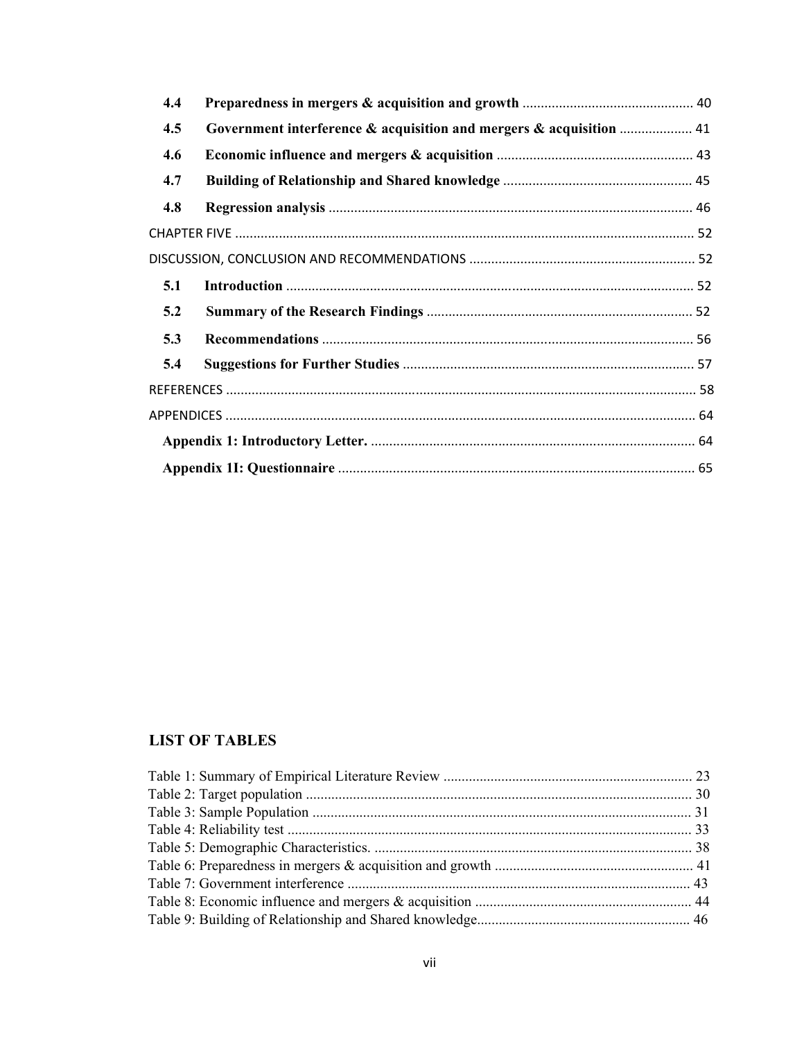**4.4 Preparedness in mergers & acquisition and growth** ............................................. 40

**4.5 Government interference & acquisition and mergers & acquisition** .................... 41

**4.6 Economic influence and mergers & acquisition** ..................................................... 43

**4.7 Building of Relationship and Shared knowledge** .................................................... 45

**4.8 Regression analysis** .................................................................................................. 46

CHAPTER FIVE ............................................................................................................................. 52

DISCUSSION, CONCLUSION AND RECOMMENDATIONS .............................................................. 52

**5.1 Introduction** ............................................................................................................... 52

**5.2 Summary of the Research Findings** ........................................................................ 52

**5.3 Recommendations** ..................................................................................................... 56

**5.4 Suggestions for Further Studies** ............................................................................... 57

REFERENCES ................................................................................................................................ 58

APPENDICES ................................................................................................................................ 64

**Appendix 1: Introductory Letter.** ....................................................................................... 64

**Appendix 1I: Questionnaire** ................................................................................................ 65

## LIST OF TABLES

Table 1: Summary of Empirical Literature Review .................................................................... 23

Table 2: Target population ......................................................................................................... 30

Table 3: Sample Population ....................................................................................................... 31

Table 4: Reliability test .............................................................................................................. 33

Table 5: Demographic Characteristics. ...................................................................................... 38

Table 6: Preparedness in mergers & acquisition and growth ...................................................... 41

Table 7: Government interference .............................................................................................. 43

Table 8: Economic influence and mergers & acquisition ........................................................... 44

Table 9: Building of Relationship and Shared knowledge.......................................................... 46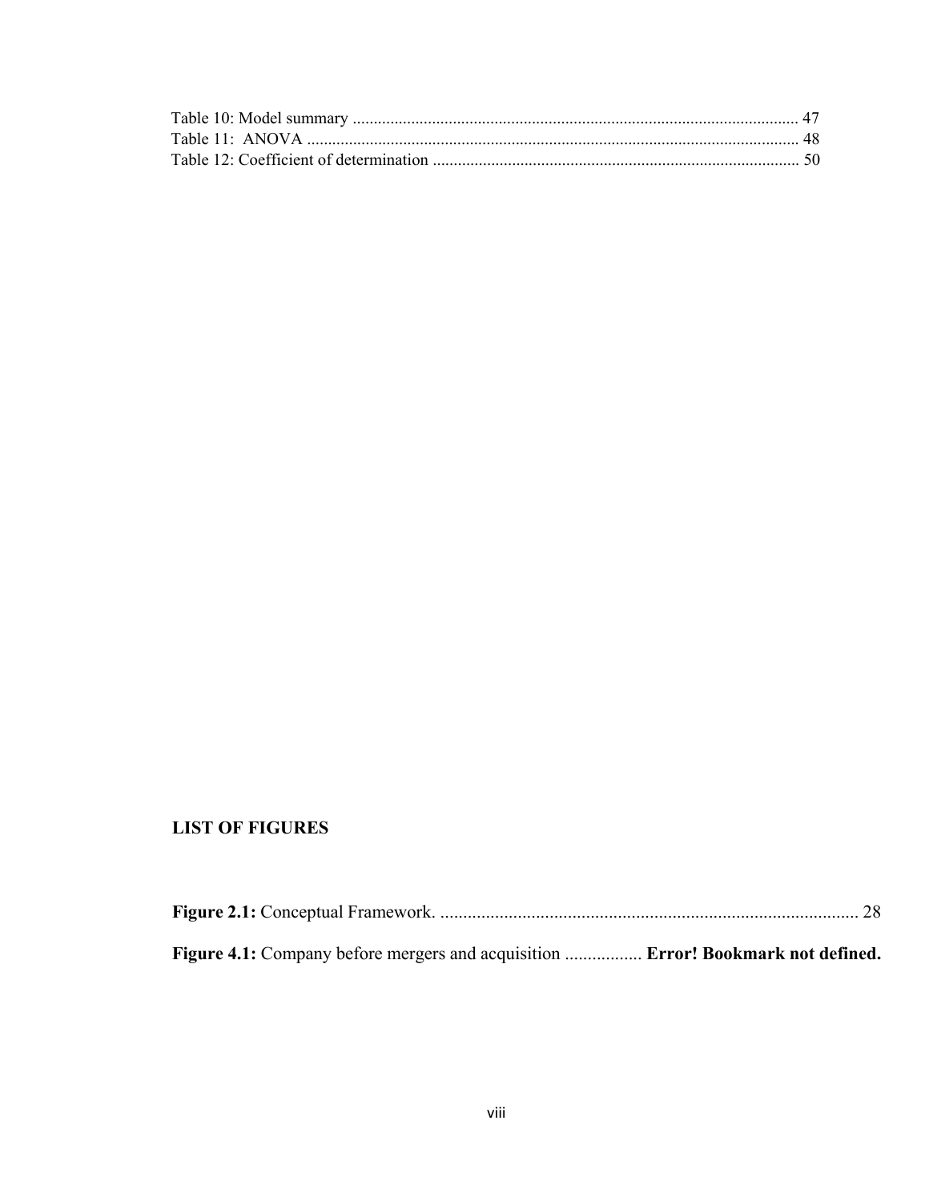Table 10: Model summary ........................................................................................................ 47
Table 11: ANOVA .................................................................................................................... 48
Table 12: Coefficient of determination ..................................................................................... 50

## LIST OF FIGURES

**Figure 2.1:** Conceptual Framework. ............................................................................................ 28

**Figure 4.1:** Company before mergers and acquisition ................. **Error! Bookmark not defined.**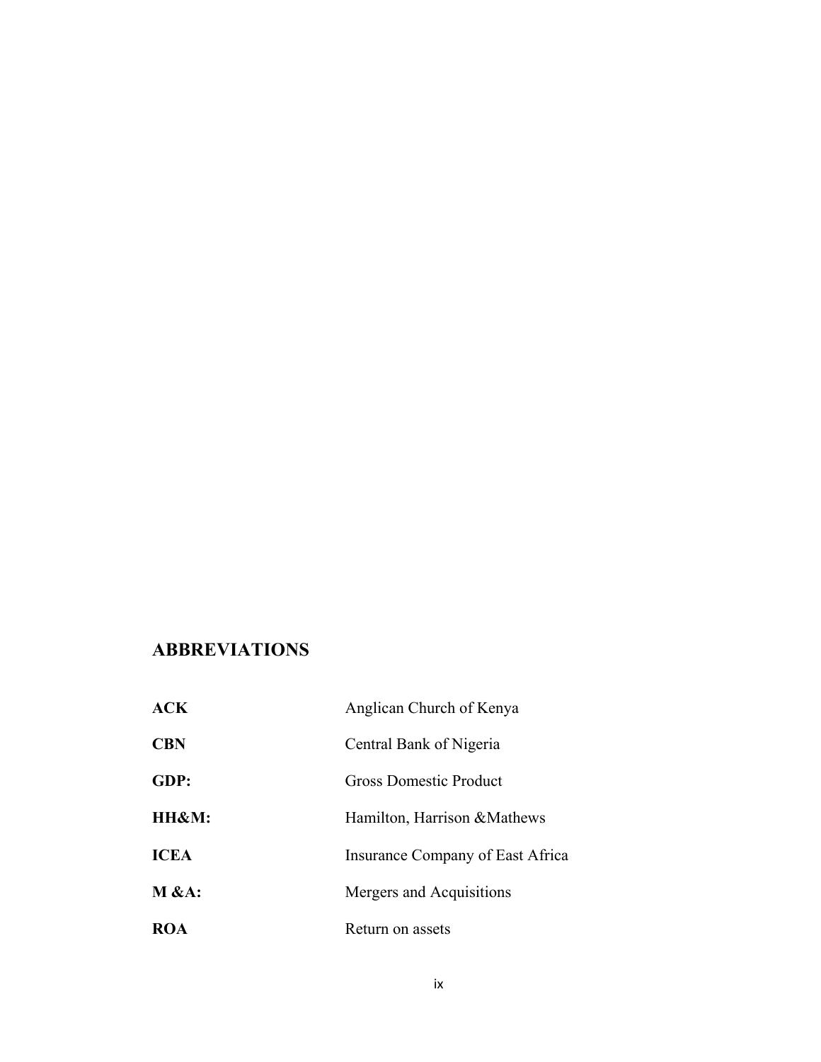## ABBREVIATIONS

| | |
|---|---|
| **ACK** | Anglican Church of Kenya |
| **CBN** | Central Bank of Nigeria |
| **GDP:** | Gross Domestic Product |
| **HH&M:** | Hamilton, Harrison &Mathews |
| **ICEA** | Insurance Company of East Africa |
| **M &A:** | Mergers and Acquisitions |
| **ROA** | Return on assets |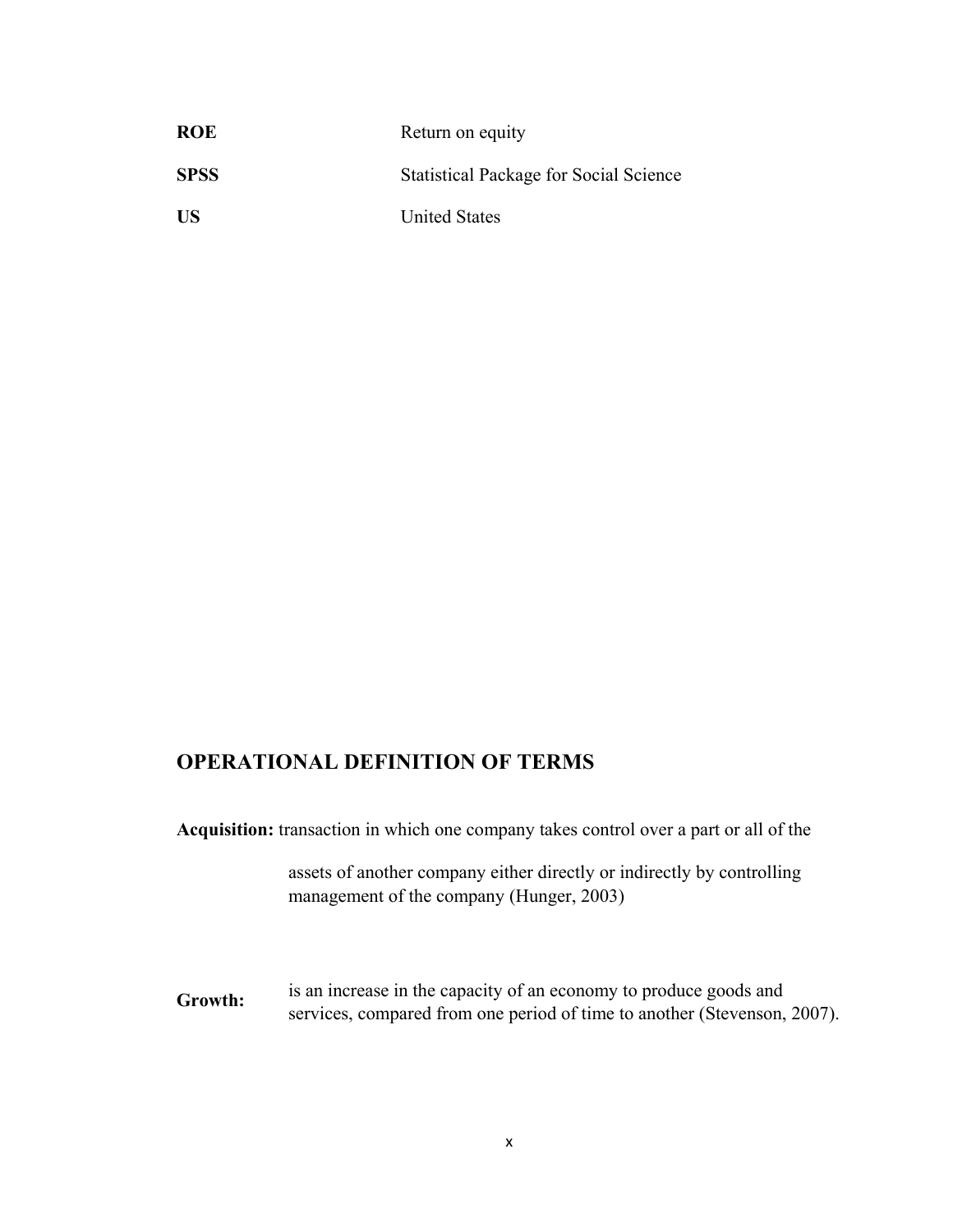| | |
|---|---|
| **ROE** | Return on equity |
| **SPSS** | Statistical Package for Social Science |
| **US** | United States |

## OPERATIONAL DEFINITION OF TERMS

**Acquisition:** transaction in which one company takes control over a part or all of the assets of another company either directly or indirectly by controlling management of the company (Hunger, 2003)

**Growth:** is an increase in the capacity of an economy to produce goods and services, compared from one period of time to another (Stevenson, 2007).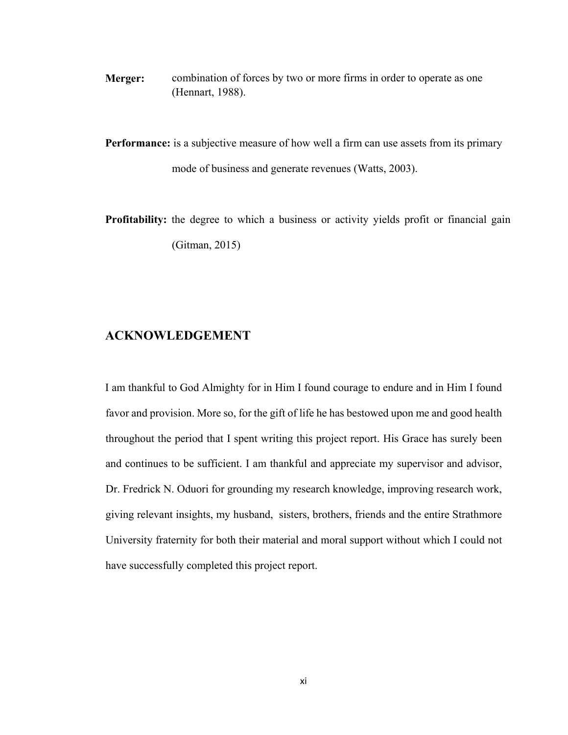**Merger:** combination of forces by two or more firms in order to operate as one (Hennart, 1988).

**Performance:** is a subjective measure of how well a firm can use assets from its primary mode of business and generate revenues (Watts, 2003).

**Profitability:** the degree to which a business or activity yields profit or financial gain (Gitman, 2015)

## ACKNOWLEDGEMENT

I am thankful to God Almighty for in Him I found courage to endure and in Him I found favor and provision. More so, for the gift of life he has bestowed upon me and good health throughout the period that I spent writing this project report. His Grace has surely been and continues to be sufficient. I am thankful and appreciate my supervisor and advisor, Dr. Fredrick N. Oduori for grounding my research knowledge, improving research work, giving relevant insights, my husband, sisters, brothers, friends and the entire Strathmore University fraternity for both their material and moral support without which I could not have successfully completed this project report.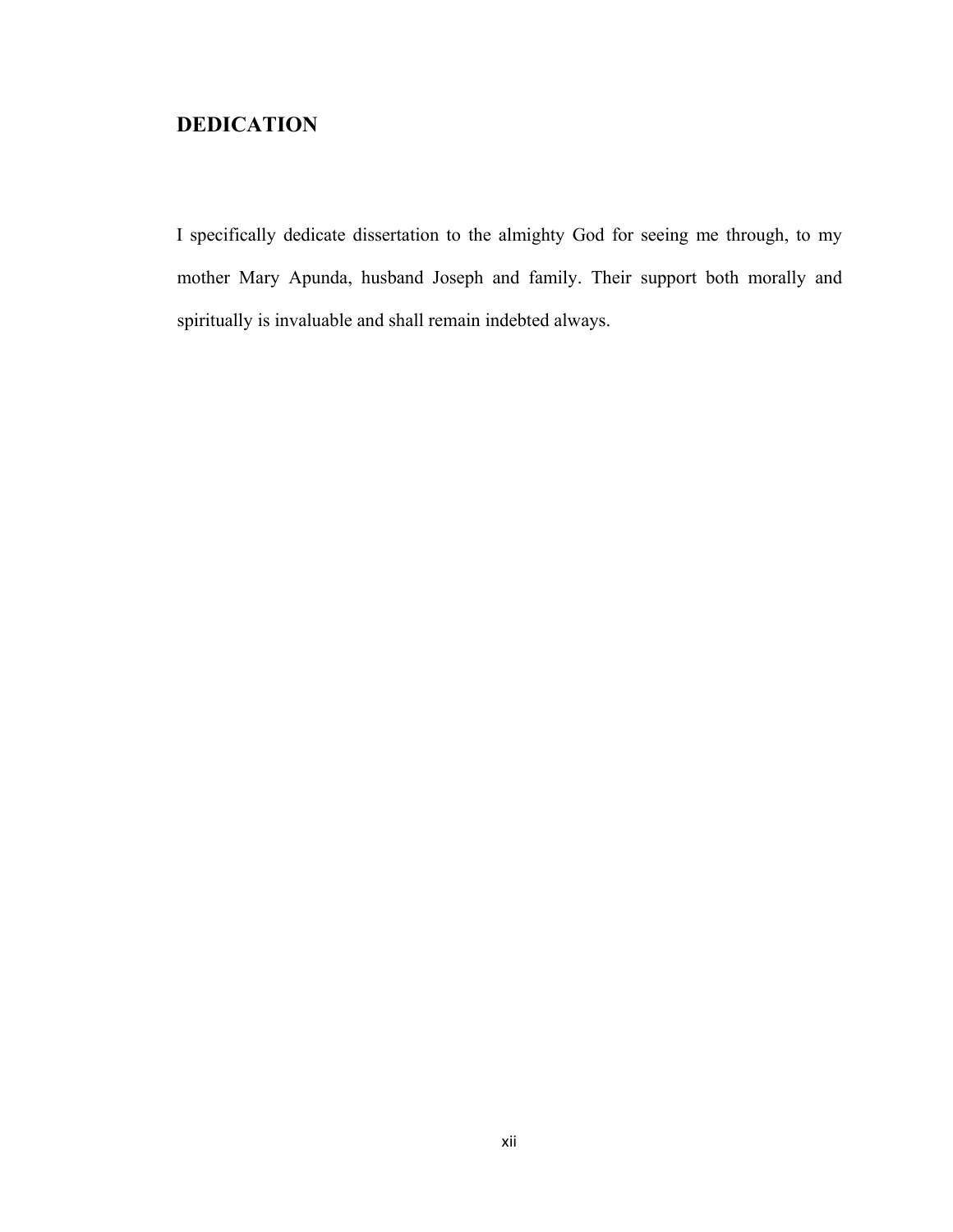# DEDICATION

I specifically dedicate dissertation to the almighty God for seeing me through, to my mother Mary Apunda, husband Joseph and family. Their support both morally and spiritually is invaluable and shall remain indebted always.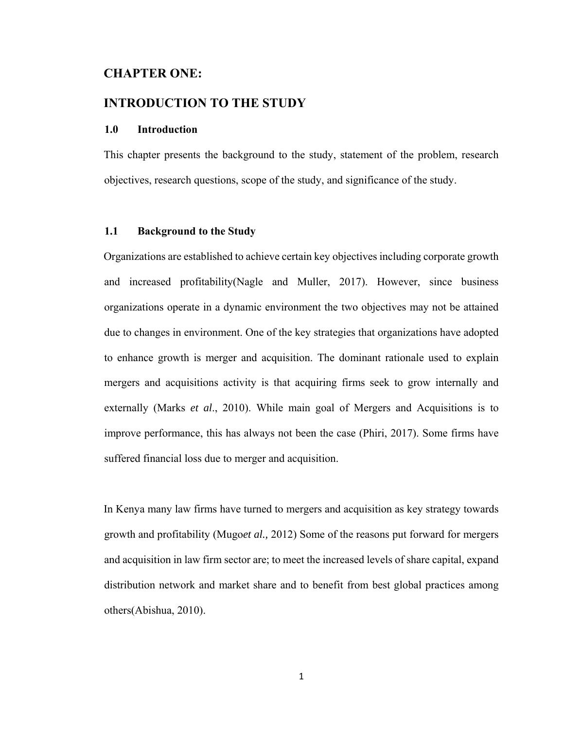# CHAPTER ONE:

# INTRODUCTION TO THE STUDY

## 1.0 Introduction

This chapter presents the background to the study, statement of the problem, research objectives, research questions, scope of the study, and significance of the study.

## 1.1 Background to the Study

Organizations are established to achieve certain key objectives including corporate growth and increased profitability(Nagle and Muller, 2017). However, since business organizations operate in a dynamic environment the two objectives may not be attained due to changes in environment. One of the key strategies that organizations have adopted to enhance growth is merger and acquisition. The dominant rationale used to explain mergers and acquisitions activity is that acquiring firms seek to grow internally and externally (Marks *et al*., 2010). While main goal of Mergers and Acquisitions is to improve performance, this has always not been the case (Phiri, 2017). Some firms have suffered financial loss due to merger and acquisition.

In Kenya many law firms have turned to mergers and acquisition as key strategy towards growth and profitability (Mugo*et al.,* 2012) Some of the reasons put forward for mergers and acquisition in law firm sector are; to meet the increased levels of share capital, expand distribution network and market share and to benefit from best global practices among others(Abishua, 2010).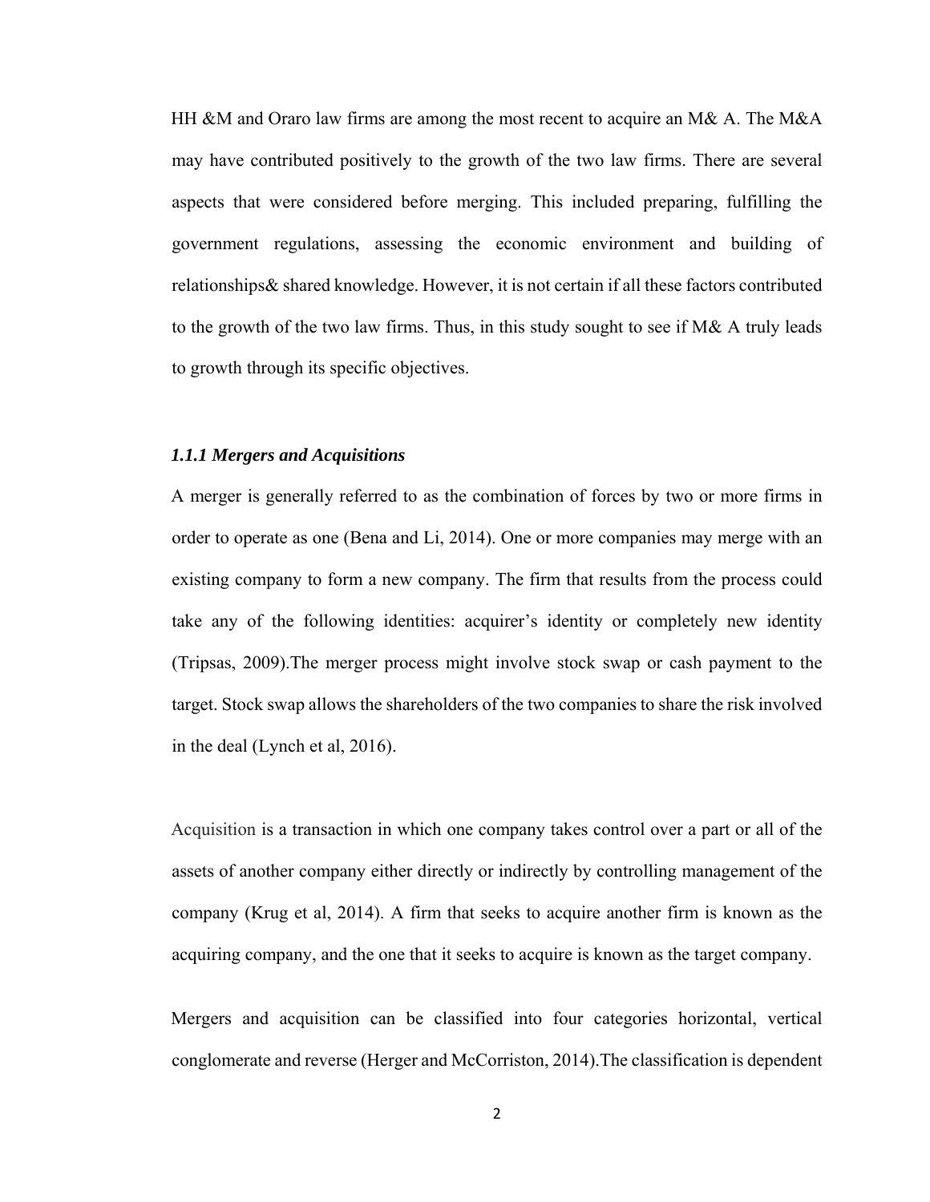HH &M and Oraro law firms are among the most recent to acquire an M& A. The M&A may have contributed positively to the growth of the two law firms. There are several aspects that were considered before merging. This included preparing, fulfilling the government regulations, assessing the economic environment and building of relationships& shared knowledge. However, it is not certain if all these factors contributed to the growth of the two law firms. Thus, in this study sought to see if M& A truly leads to growth through its specific objectives.

### *1.1.1 Mergers and Acquisitions*

A merger is generally referred to as the combination of forces by two or more firms in order to operate as one (Bena and Li, 2014). One or more companies may merge with an existing company to form a new company. The firm that results from the process could take any of the following identities: acquirer's identity or completely new identity (Tripsas, 2009).The merger process might involve stock swap or cash payment to the target. Stock swap allows the shareholders of the two companies to share the risk involved in the deal (Lynch et al, 2016).

Acquisition is a transaction in which one company takes control over a part or all of the assets of another company either directly or indirectly by controlling management of the company (Krug et al, 2014). A firm that seeks to acquire another firm is known as the acquiring company, and the one that it seeks to acquire is known as the target company.

Mergers and acquisition can be classified into four categories horizontal, vertical conglomerate and reverse (Herger and McCorriston, 2014).The classification is dependent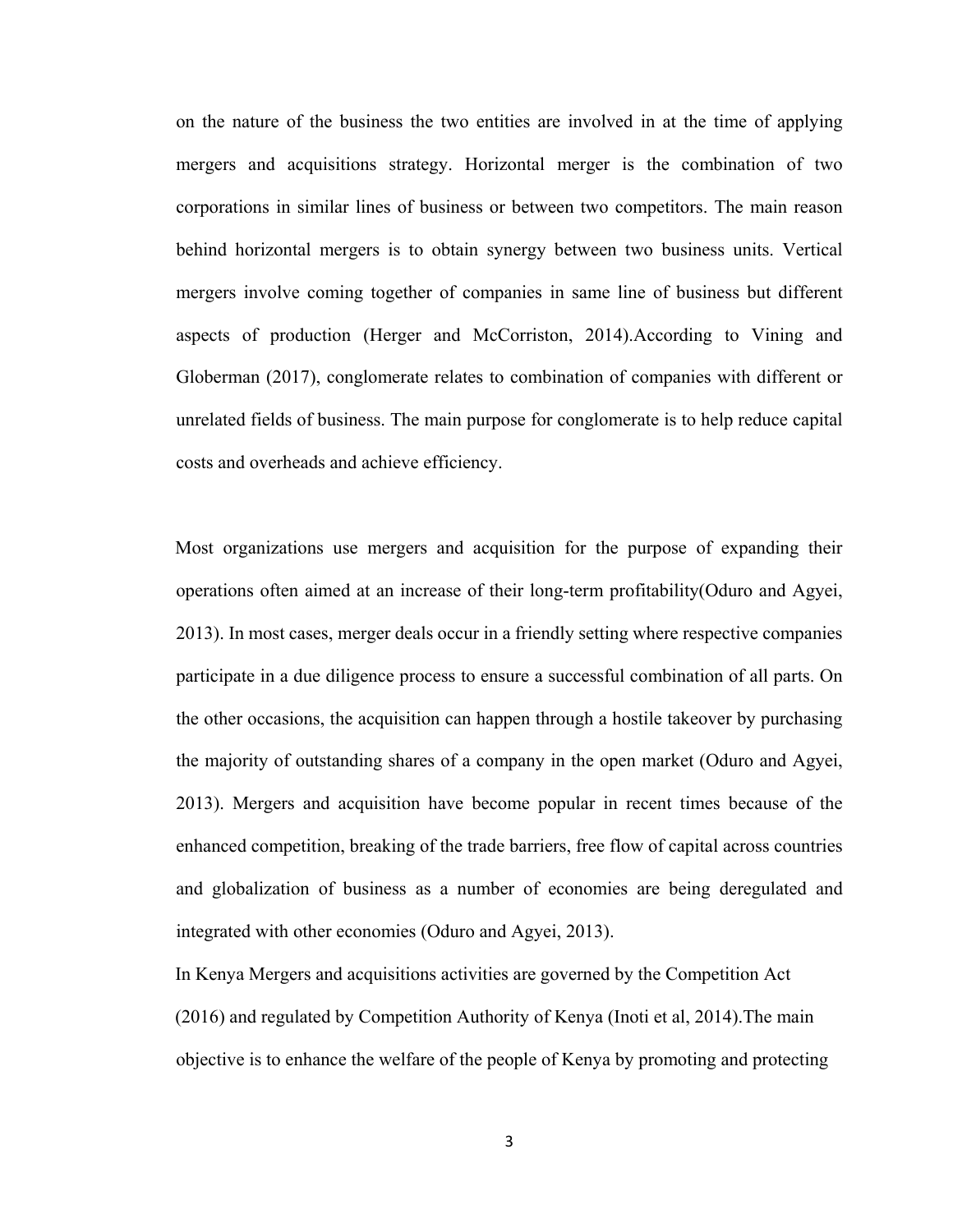on the nature of the business the two entities are involved in at the time of applying mergers and acquisitions strategy. Horizontal merger is the combination of two corporations in similar lines of business or between two competitors. The main reason behind horizontal mergers is to obtain synergy between two business units. Vertical mergers involve coming together of companies in same line of business but different aspects of production (Herger and McCorriston, 2014).According to Vining and Globerman (2017), conglomerate relates to combination of companies with different or unrelated fields of business. The main purpose for conglomerate is to help reduce capital costs and overheads and achieve efficiency.

Most organizations use mergers and acquisition for the purpose of expanding their operations often aimed at an increase of their long-term profitability(Oduro and Agyei, 2013). In most cases, merger deals occur in a friendly setting where respective companies participate in a due diligence process to ensure a successful combination of all parts. On the other occasions, the acquisition can happen through a hostile takeover by purchasing the majority of outstanding shares of a company in the open market (Oduro and Agyei, 2013). Mergers and acquisition have become popular in recent times because of the enhanced competition, breaking of the trade barriers, free flow of capital across countries and globalization of business as a number of economies are being deregulated and integrated with other economies (Oduro and Agyei, 2013).

In Kenya Mergers and acquisitions activities are governed by the Competition Act (2016) and regulated by Competition Authority of Kenya (Inoti et al, 2014).The main objective is to enhance the welfare of the people of Kenya by promoting and protecting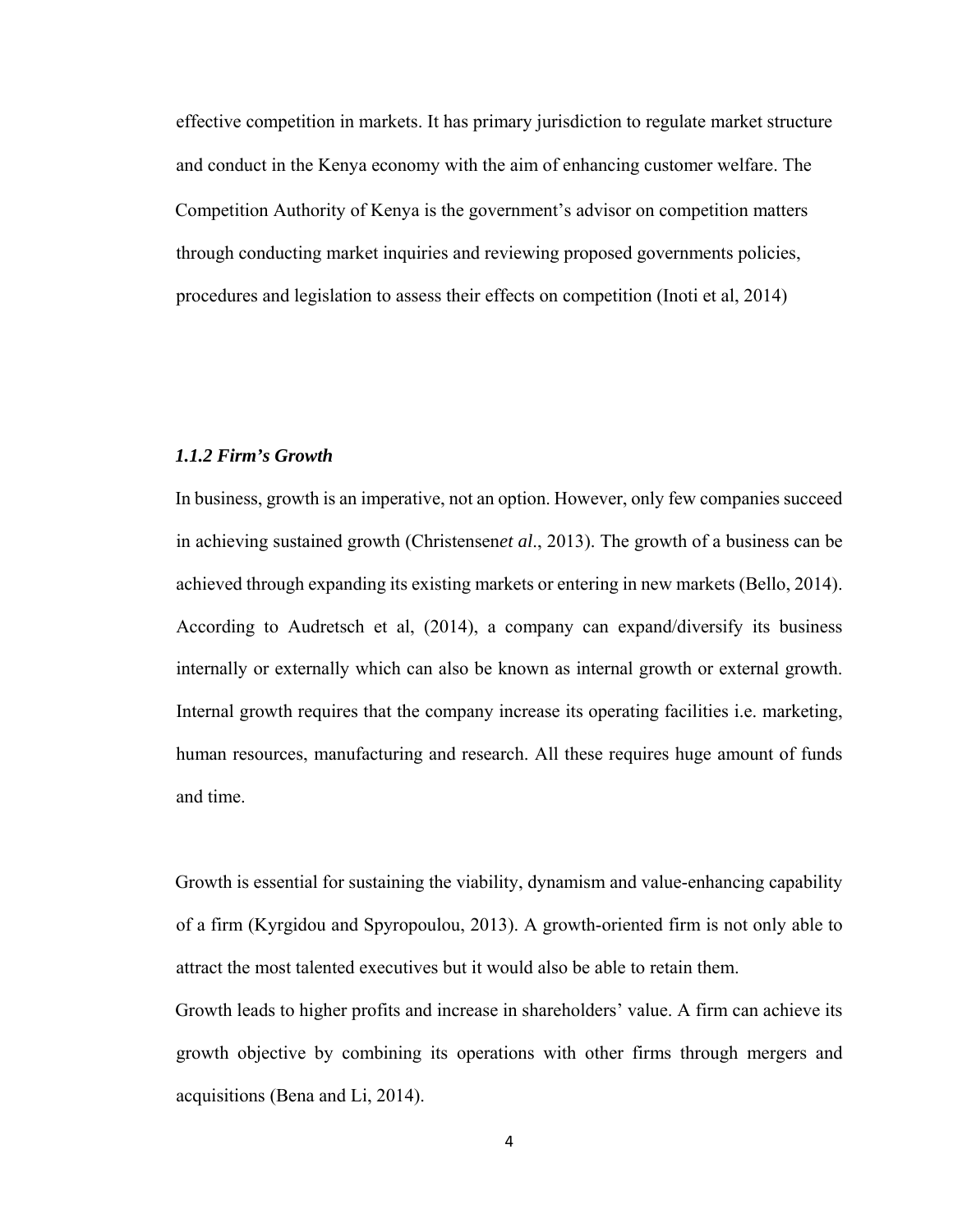effective competition in markets. It has primary jurisdiction to regulate market structure and conduct in the Kenya economy with the aim of enhancing customer welfare. The Competition Authority of Kenya is the government's advisor on competition matters through conducting market inquiries and reviewing proposed governments policies, procedures and legislation to assess their effects on competition (Inoti et al, 2014)

### *1.1.2 Firm's Growth*

In business, growth is an imperative, not an option. However, only few companies succeed in achieving sustained growth (Christensen*et al*., 2013). The growth of a business can be achieved through expanding its existing markets or entering in new markets (Bello, 2014). According to Audretsch et al, (2014), a company can expand/diversify its business internally or externally which can also be known as internal growth or external growth. Internal growth requires that the company increase its operating facilities i.e. marketing, human resources, manufacturing and research. All these requires huge amount of funds and time.

Growth is essential for sustaining the viability, dynamism and value-enhancing capability of a firm (Kyrgidou and Spyropoulou, 2013). A growth-oriented firm is not only able to attract the most talented executives but it would also be able to retain them.

Growth leads to higher profits and increase in shareholders' value. A firm can achieve its growth objective by combining its operations with other firms through mergers and acquisitions (Bena and Li, 2014).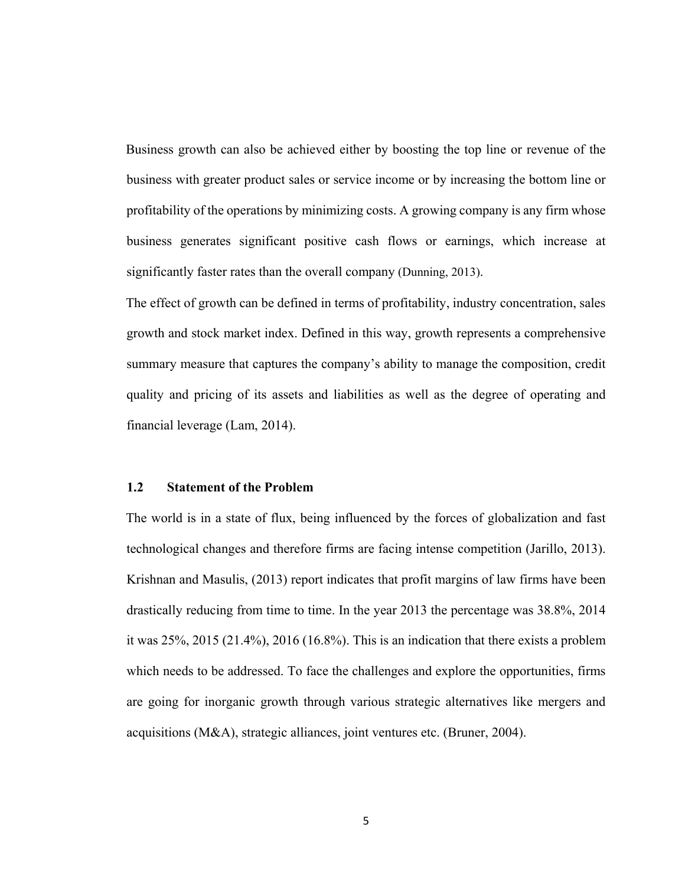Business growth can also be achieved either by boosting the top line or revenue of the business with greater product sales or service income or by increasing the bottom line or profitability of the operations by minimizing costs. A growing company is any firm whose business generates significant positive cash flows or earnings, which increase at significantly faster rates than the overall company (Dunning, 2013).

The effect of growth can be defined in terms of profitability, industry concentration, sales growth and stock market index. Defined in this way, growth represents a comprehensive summary measure that captures the company's ability to manage the composition, credit quality and pricing of its assets and liabilities as well as the degree of operating and financial leverage (Lam, 2014).

## 1.2 Statement of the Problem

The world is in a state of flux, being influenced by the forces of globalization and fast technological changes and therefore firms are facing intense competition (Jarillo, 2013). Krishnan and Masulis, (2013) report indicates that profit margins of law firms have been drastically reducing from time to time. In the year 2013 the percentage was 38.8%, 2014 it was 25%, 2015 (21.4%), 2016 (16.8%). This is an indication that there exists a problem which needs to be addressed. To face the challenges and explore the opportunities, firms are going for inorganic growth through various strategic alternatives like mergers and acquisitions (M&A), strategic alliances, joint ventures etc. (Bruner, 2004).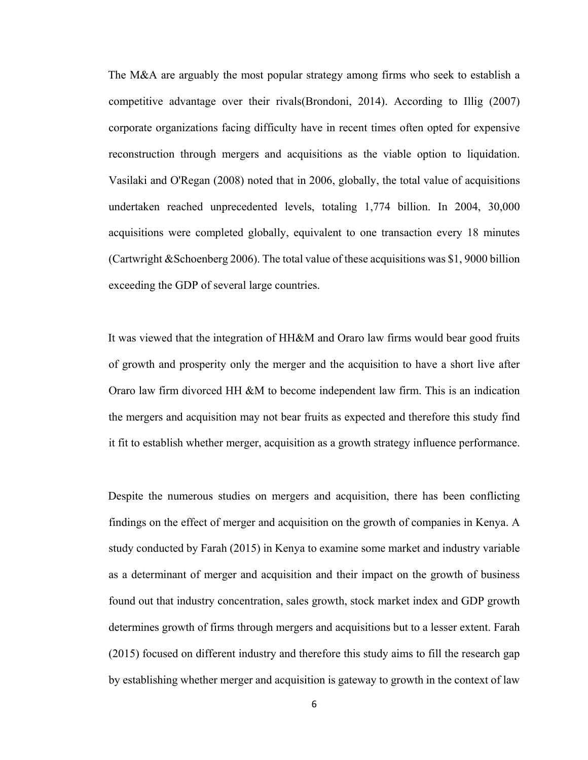The M&A are arguably the most popular strategy among firms who seek to establish a competitive advantage over their rivals(Brondoni, 2014). According to Illig (2007) corporate organizations facing difficulty have in recent times often opted for expensive reconstruction through mergers and acquisitions as the viable option to liquidation. Vasilaki and O'Regan (2008) noted that in 2006, globally, the total value of acquisitions undertaken reached unprecedented levels, totaling 1,774 billion. In 2004, 30,000 acquisitions were completed globally, equivalent to one transaction every 18 minutes (Cartwright &Schoenberg 2006). The total value of these acquisitions was $1, 9000 billion exceeding the GDP of several large countries.

It was viewed that the integration of HH&M and Oraro law firms would bear good fruits of growth and prosperity only the merger and the acquisition to have a short live after Oraro law firm divorced HH &M to become independent law firm. This is an indication the mergers and acquisition may not bear fruits as expected and therefore this study find it fit to establish whether merger, acquisition as a growth strategy influence performance.

Despite the numerous studies on mergers and acquisition, there has been conflicting findings on the effect of merger and acquisition on the growth of companies in Kenya. A study conducted by Farah (2015) in Kenya to examine some market and industry variable as a determinant of merger and acquisition and their impact on the growth of business found out that industry concentration, sales growth, stock market index and GDP growth determines growth of firms through mergers and acquisitions but to a lesser extent. Farah (2015) focused on different industry and therefore this study aims to fill the research gap by establishing whether merger and acquisition is gateway to growth in the context of law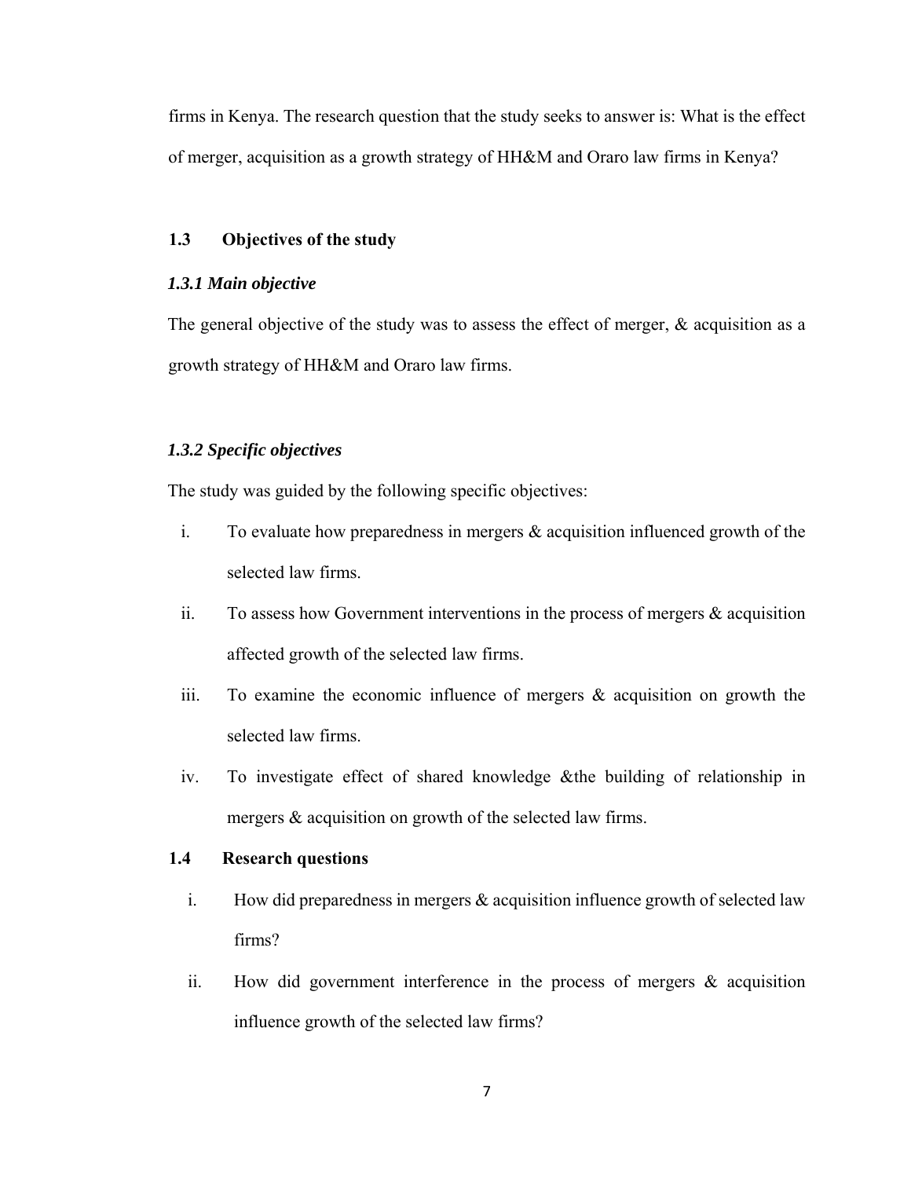firms in Kenya. The research question that the study seeks to answer is: What is the effect of merger, acquisition as a growth strategy of HH&M and Oraro law firms in Kenya?

## 1.3 Objectives of the study

### *1.3.1 Main objective*

The general objective of the study was to assess the effect of merger, & acquisition as a growth strategy of HH&M and Oraro law firms.

### *1.3.2 Specific objectives*

The study was guided by the following specific objectives:

i. To evaluate how preparedness in mergers & acquisition influenced growth of the selected law firms.

ii. To assess how Government interventions in the process of mergers & acquisition affected growth of the selected law firms.

iii. To examine the economic influence of mergers & acquisition on growth the selected law firms.

iv. To investigate effect of shared knowledge &the building of relationship in mergers & acquisition on growth of the selected law firms.

## 1.4 Research questions

i. How did preparedness in mergers & acquisition influence growth of selected law firms?

ii. How did government interference in the process of mergers & acquisition influence growth of the selected law firms?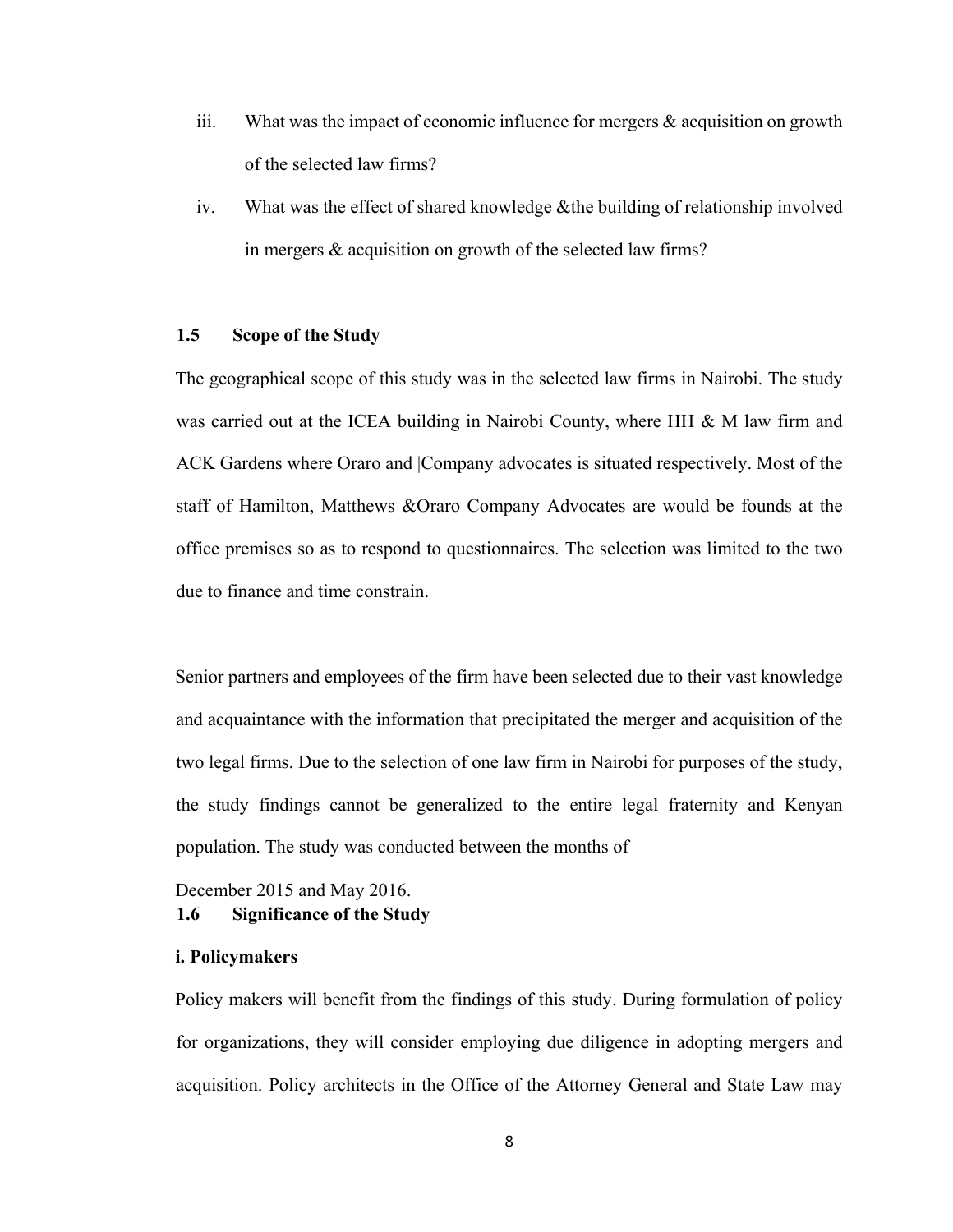iii. What was the impact of economic influence for mergers & acquisition on growth of the selected law firms?

iv. What was the effect of shared knowledge &the building of relationship involved in mergers & acquisition on growth of the selected law firms?

## 1.5 Scope of the Study

The geographical scope of this study was in the selected law firms in Nairobi. The study was carried out at the ICEA building in Nairobi County, where HH & M law firm and ACK Gardens where Oraro and |Company advocates is situated respectively. Most of the staff of Hamilton, Matthews &Oraro Company Advocates are would be founds at the office premises so as to respond to questionnaires. The selection was limited to the two due to finance and time constrain.

Senior partners and employees of the firm have been selected due to their vast knowledge and acquaintance with the information that precipitated the merger and acquisition of the two legal firms. Due to the selection of one law firm in Nairobi for purposes of the study, the study findings cannot be generalized to the entire legal fraternity and Kenyan population. The study was conducted between the months of

December 2015 and May 2016.

## 1.6 Significance of the Study

**i. Policymakers**

Policy makers will benefit from the findings of this study. During formulation of policy for organizations, they will consider employing due diligence in adopting mergers and acquisition. Policy architects in the Office of the Attorney General and State Law may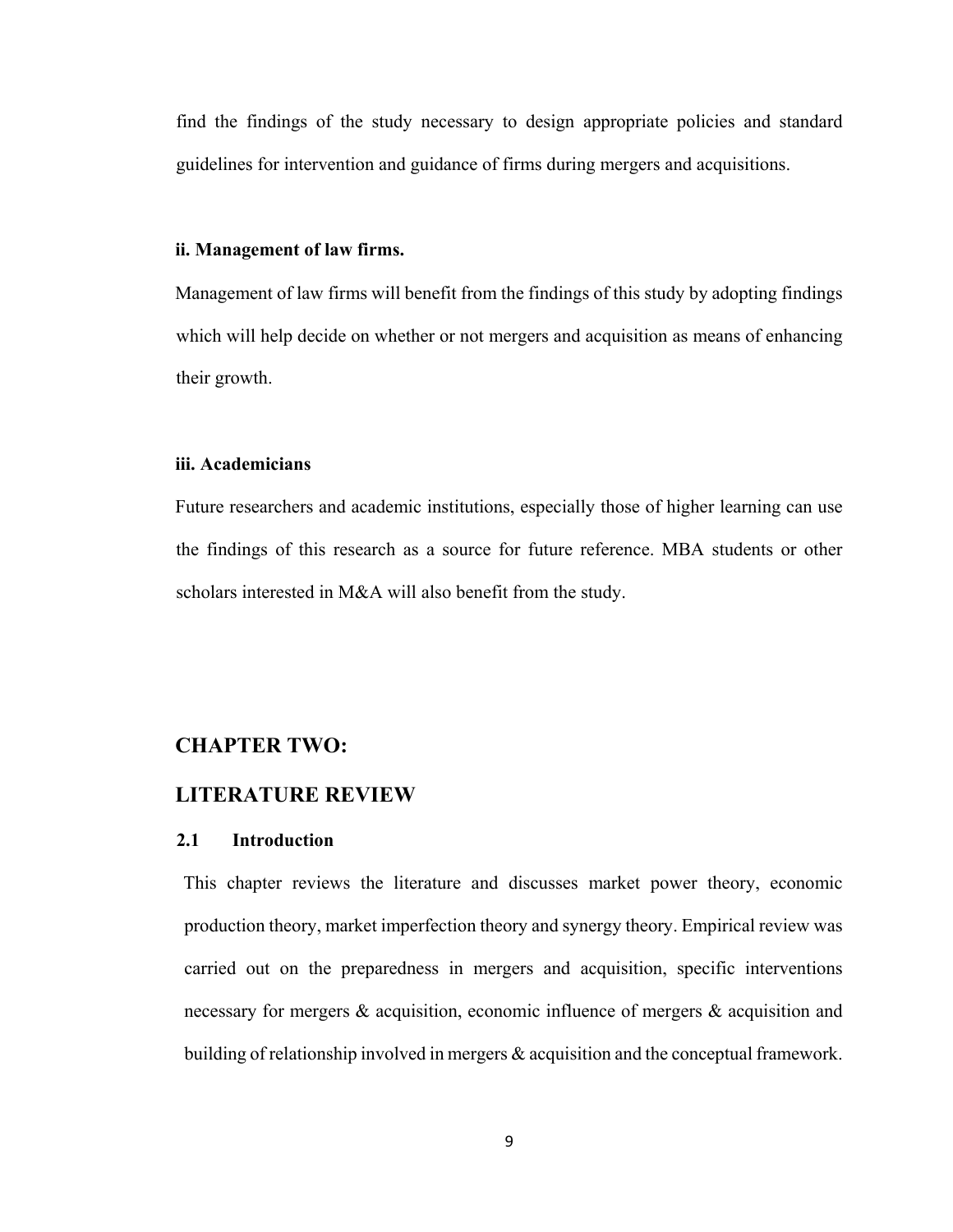find the findings of the study necessary to design appropriate policies and standard guidelines for intervention and guidance of firms during mergers and acquisitions.

**ii. Management of law firms.**

Management of law firms will benefit from the findings of this study by adopting findings which will help decide on whether or not mergers and acquisition as means of enhancing their growth.

**iii. Academicians**

Future researchers and academic institutions, especially those of higher learning can use the findings of this research as a source for future reference. MBA students or other scholars interested in M&A will also benefit from the study.

# CHAPTER TWO:

# LITERATURE REVIEW

## 2.1 Introduction

This chapter reviews the literature and discusses market power theory, economic production theory, market imperfection theory and synergy theory. Empirical review was carried out on the preparedness in mergers and acquisition, specific interventions necessary for mergers & acquisition, economic influence of mergers & acquisition and building of relationship involved in mergers & acquisition and the conceptual framework.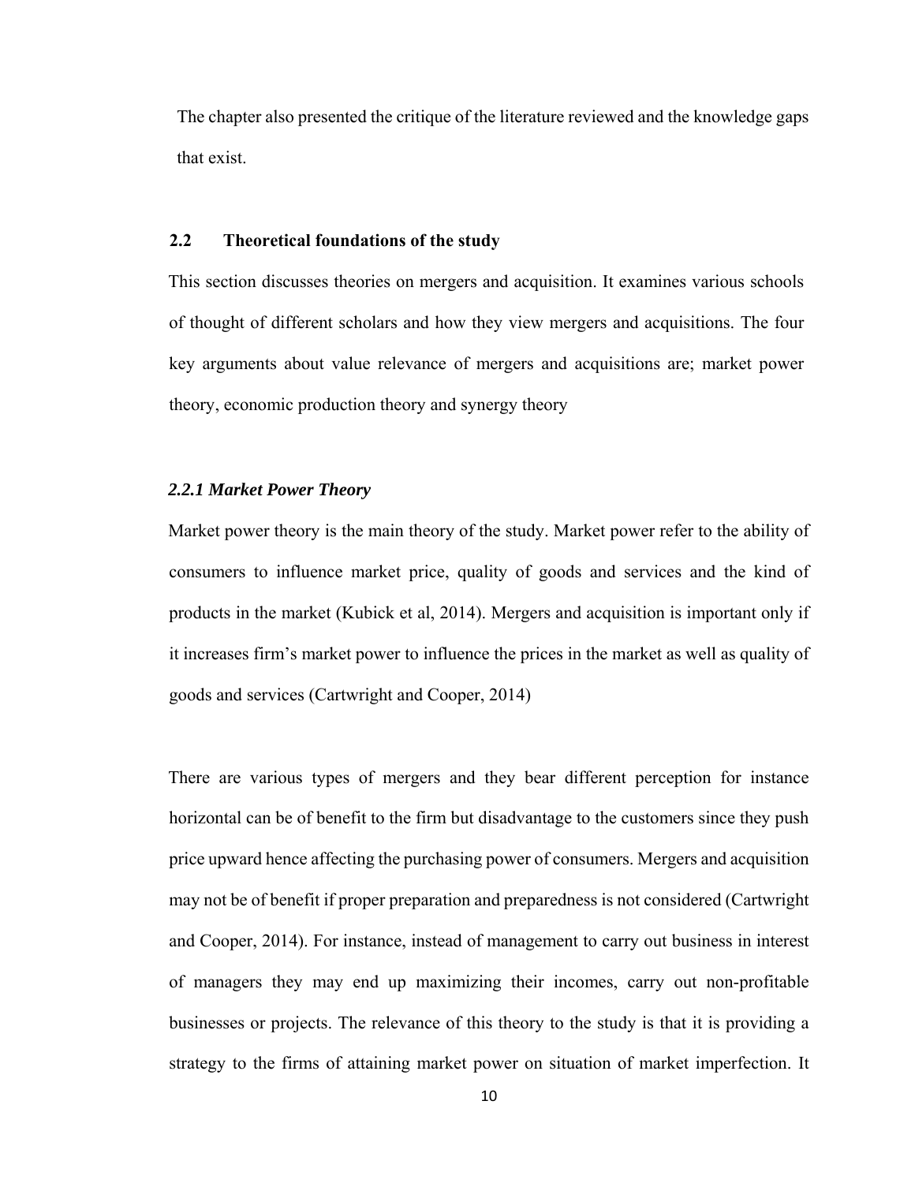The chapter also presented the critique of the literature reviewed and the knowledge gaps that exist.

## 2.2 Theoretical foundations of the study

This section discusses theories on mergers and acquisition. It examines various schools of thought of different scholars and how they view mergers and acquisitions. The four key arguments about value relevance of mergers and acquisitions are; market power theory, economic production theory and synergy theory

### *2.2.1 Market Power Theory*

Market power theory is the main theory of the study. Market power refer to the ability of consumers to influence market price, quality of goods and services and the kind of products in the market (Kubick et al, 2014). Mergers and acquisition is important only if it increases firm's market power to influence the prices in the market as well as quality of goods and services (Cartwright and Cooper, 2014)

There are various types of mergers and they bear different perception for instance horizontal can be of benefit to the firm but disadvantage to the customers since they push price upward hence affecting the purchasing power of consumers. Mergers and acquisition may not be of benefit if proper preparation and preparedness is not considered (Cartwright and Cooper, 2014). For instance, instead of management to carry out business in interest of managers they may end up maximizing their incomes, carry out non-profitable businesses or projects. The relevance of this theory to the study is that it is providing a strategy to the firms of attaining market power on situation of market imperfection. It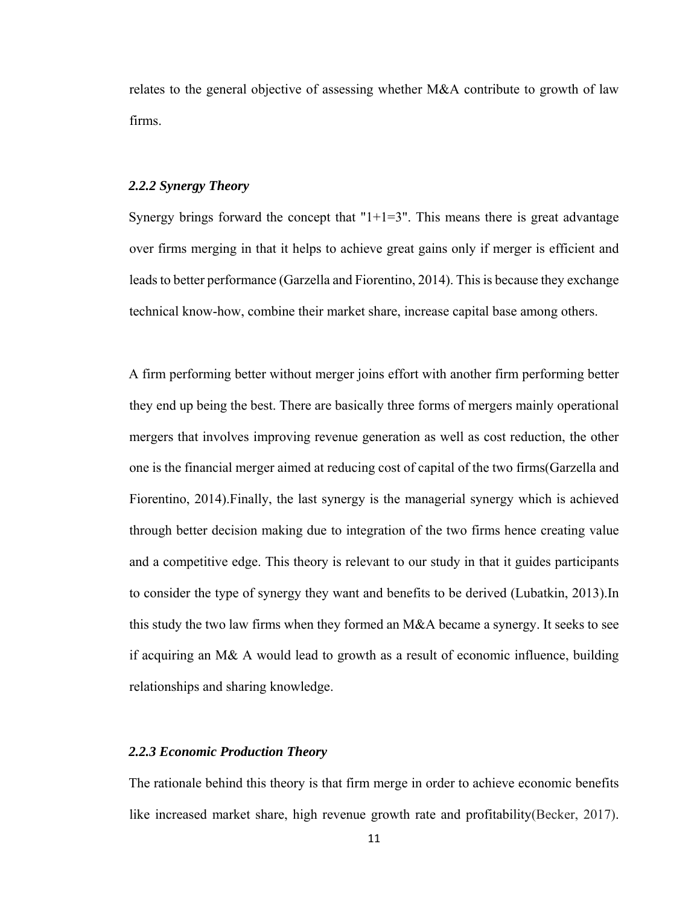relates to the general objective of assessing whether M&A contribute to growth of law firms.

### *2.2.2 Synergy Theory*

Synergy brings forward the concept that "1+1=3". This means there is great advantage over firms merging in that it helps to achieve great gains only if merger is efficient and leads to better performance (Garzella and Fiorentino, 2014). This is because they exchange technical know-how, combine their market share, increase capital base among others.

A firm performing better without merger joins effort with another firm performing better they end up being the best. There are basically three forms of mergers mainly operational mergers that involves improving revenue generation as well as cost reduction, the other one is the financial merger aimed at reducing cost of capital of the two firms(Garzella and Fiorentino, 2014).Finally, the last synergy is the managerial synergy which is achieved through better decision making due to integration of the two firms hence creating value and a competitive edge. This theory is relevant to our study in that it guides participants to consider the type of synergy they want and benefits to be derived (Lubatkin, 2013).In this study the two law firms when they formed an M&A became a synergy. It seeks to see if acquiring an M& A would lead to growth as a result of economic influence, building relationships and sharing knowledge.

### *2.2.3 Economic Production Theory*

The rationale behind this theory is that firm merge in order to achieve economic benefits like increased market share, high revenue growth rate and profitability(Becker, 2017).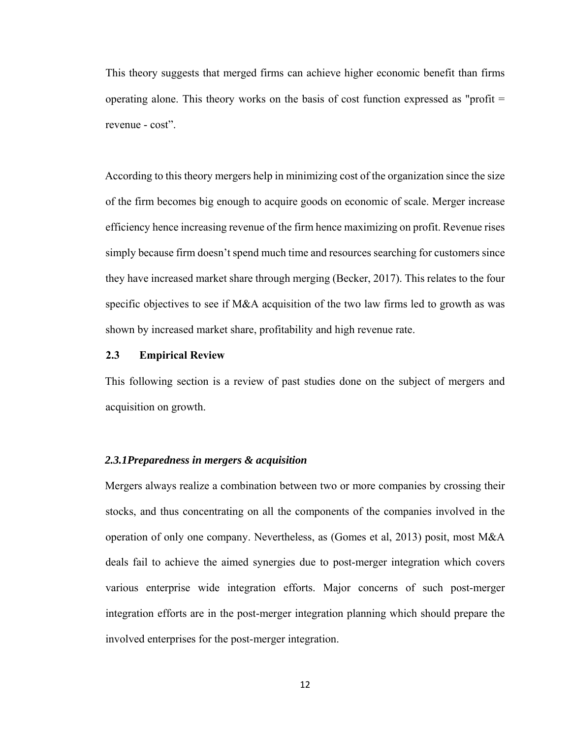This theory suggests that merged firms can achieve higher economic benefit than firms operating alone. This theory works on the basis of cost function expressed as "profit = revenue - cost”.

According to this theory mergers help in minimizing cost of the organization since the size of the firm becomes big enough to acquire goods on economic of scale. Merger increase efficiency hence increasing revenue of the firm hence maximizing on profit. Revenue rises simply because firm doesn’t spend much time and resources searching for customers since they have increased market share through merging (Becker, 2017). This relates to the four specific objectives to see if M&A acquisition of the two law firms led to growth as was shown by increased market share, profitability and high revenue rate.

## 2.3 Empirical Review

This following section is a review of past studies done on the subject of mergers and acquisition on growth.

### *2.3.1Preparedness in mergers & acquisition*

Mergers always realize a combination between two or more companies by crossing their stocks, and thus concentrating on all the components of the companies involved in the operation of only one company. Nevertheless, as (Gomes et al, 2013) posit, most M&A deals fail to achieve the aimed synergies due to post-merger integration which covers various enterprise wide integration efforts. Major concerns of such post-merger integration efforts are in the post-merger integration planning which should prepare the involved enterprises for the post-merger integration.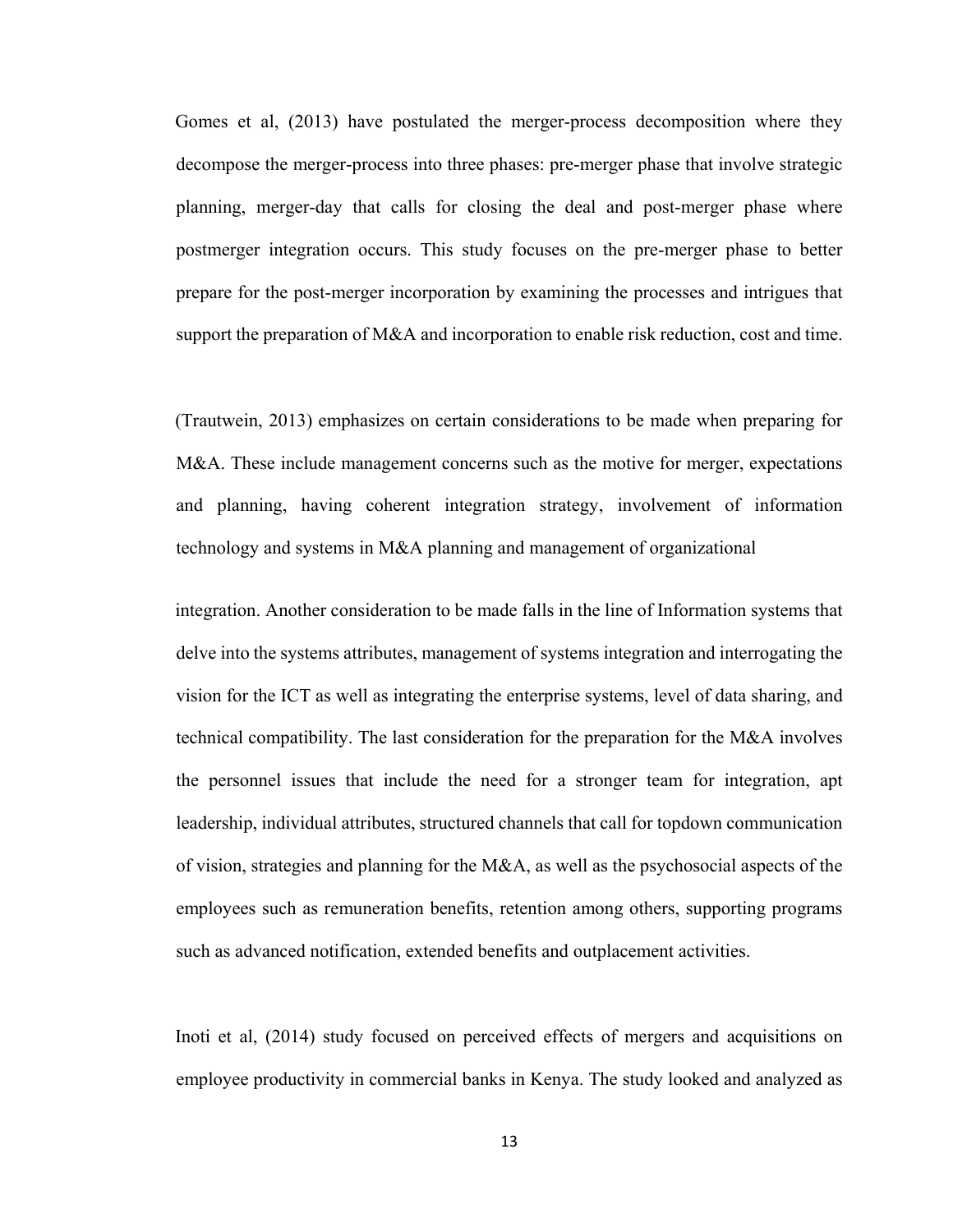Gomes et al, (2013) have postulated the merger-process decomposition where they decompose the merger-process into three phases: pre-merger phase that involve strategic planning, merger-day that calls for closing the deal and post-merger phase where postmerger integration occurs. This study focuses on the pre-merger phase to better prepare for the post-merger incorporation by examining the processes and intrigues that support the preparation of M&A and incorporation to enable risk reduction, cost and time.

(Trautwein, 2013) emphasizes on certain considerations to be made when preparing for M&A. These include management concerns such as the motive for merger, expectations and planning, having coherent integration strategy, involvement of information technology and systems in M&A planning and management of organizational integration. Another consideration to be made falls in the line of Information systems that delve into the systems attributes, management of systems integration and interrogating the vision for the ICT as well as integrating the enterprise systems, level of data sharing, and technical compatibility. The last consideration for the preparation for the M&A involves the personnel issues that include the need for a stronger team for integration, apt leadership, individual attributes, structured channels that call for topdown communication of vision, strategies and planning for the M&A, as well as the psychosocial aspects of the employees such as remuneration benefits, retention among others, supporting programs such as advanced notification, extended benefits and outplacement activities.

Inoti et al, (2014) study focused on perceived effects of mergers and acquisitions on employee productivity in commercial banks in Kenya. The study looked and analyzed as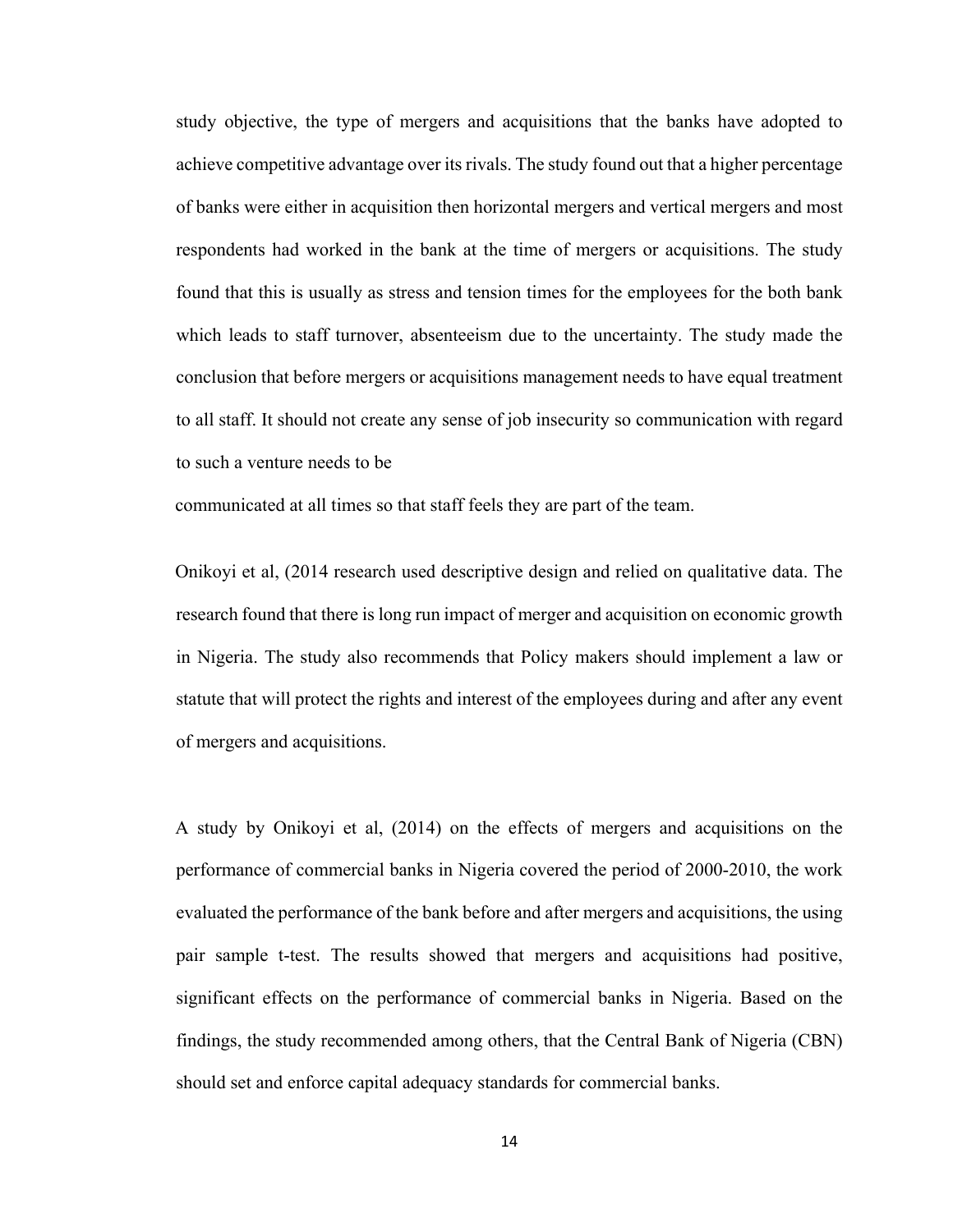study objective, the type of mergers and acquisitions that the banks have adopted to achieve competitive advantage over its rivals. The study found out that a higher percentage of banks were either in acquisition then horizontal mergers and vertical mergers and most respondents had worked in the bank at the time of mergers or acquisitions. The study found that this is usually as stress and tension times for the employees for the both bank which leads to staff turnover, absenteeism due to the uncertainty. The study made the conclusion that before mergers or acquisitions management needs to have equal treatment to all staff. It should not create any sense of job insecurity so communication with regard to such a venture needs to be

communicated at all times so that staff feels they are part of the team.

Onikoyi et al, (2014 research used descriptive design and relied on qualitative data. The research found that there is long run impact of merger and acquisition on economic growth in Nigeria. The study also recommends that Policy makers should implement a law or statute that will protect the rights and interest of the employees during and after any event of mergers and acquisitions.

A study by Onikoyi et al, (2014) on the effects of mergers and acquisitions on the performance of commercial banks in Nigeria covered the period of 2000-2010, the work evaluated the performance of the bank before and after mergers and acquisitions, the using pair sample t-test. The results showed that mergers and acquisitions had positive, significant effects on the performance of commercial banks in Nigeria. Based on the findings, the study recommended among others, that the Central Bank of Nigeria (CBN) should set and enforce capital adequacy standards for commercial banks.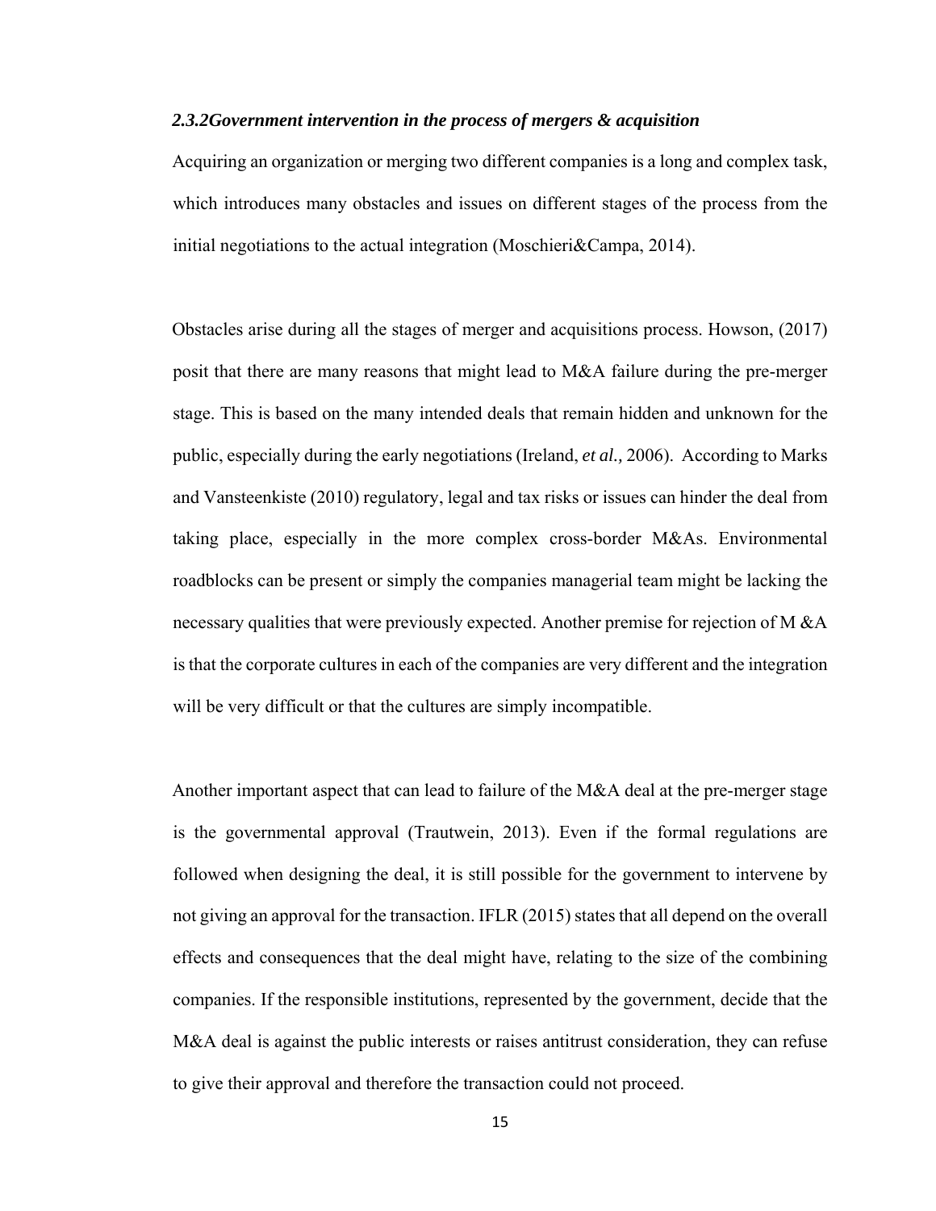### *2.3.2Government intervention in the process of mergers & acquisition*

Acquiring an organization or merging two different companies is a long and complex task, which introduces many obstacles and issues on different stages of the process from the initial negotiations to the actual integration (Moschieri&Campa, 2014).

Obstacles arise during all the stages of merger and acquisitions process. Howson, (2017) posit that there are many reasons that might lead to M&A failure during the pre-merger stage. This is based on the many intended deals that remain hidden and unknown for the public, especially during the early negotiations (Ireland, *et al.,* 2006). According to Marks and Vansteenkiste (2010) regulatory, legal and tax risks or issues can hinder the deal from taking place, especially in the more complex cross-border M&As. Environmental roadblocks can be present or simply the companies managerial team might be lacking the necessary qualities that were previously expected. Another premise for rejection of M &A is that the corporate cultures in each of the companies are very different and the integration will be very difficult or that the cultures are simply incompatible.

Another important aspect that can lead to failure of the M&A deal at the pre-merger stage is the governmental approval (Trautwein, 2013). Even if the formal regulations are followed when designing the deal, it is still possible for the government to intervene by not giving an approval for the transaction. IFLR (2015) states that all depend on the overall effects and consequences that the deal might have, relating to the size of the combining companies. If the responsible institutions, represented by the government, decide that the M&A deal is against the public interests or raises antitrust consideration, they can refuse to give their approval and therefore the transaction could not proceed.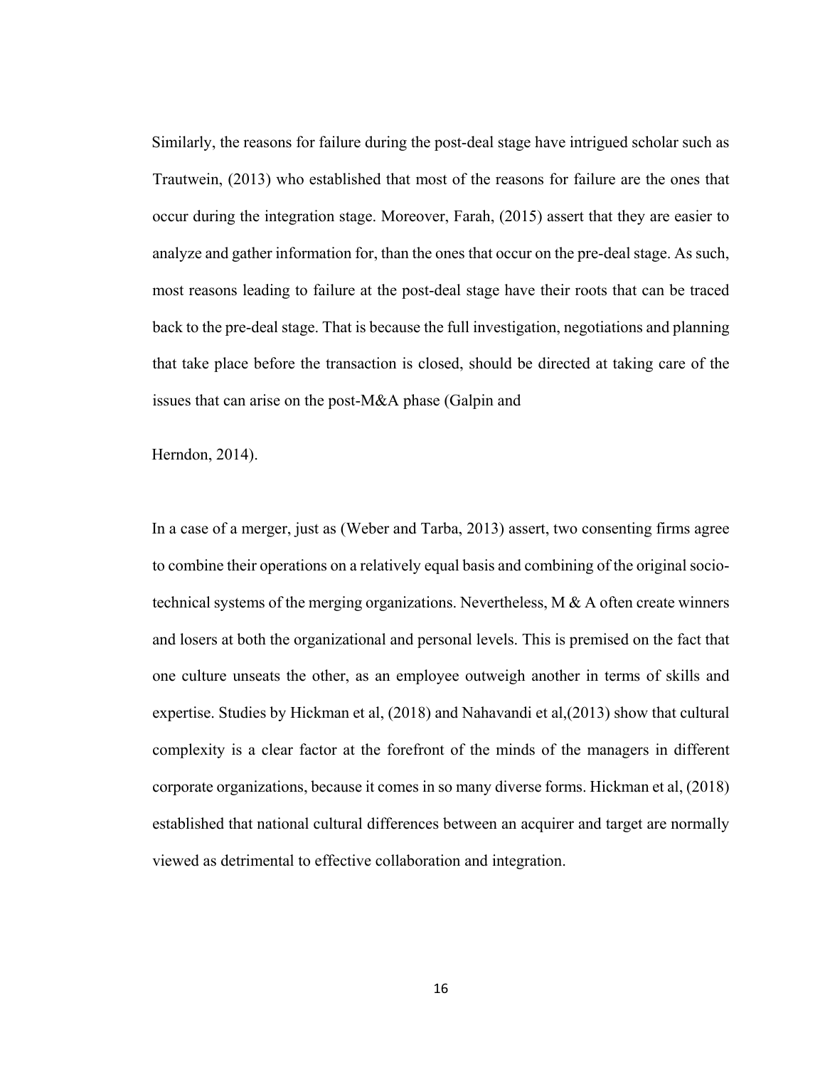Similarly, the reasons for failure during the post-deal stage have intrigued scholar such as Trautwein, (2013) who established that most of the reasons for failure are the ones that occur during the integration stage. Moreover, Farah, (2015) assert that they are easier to analyze and gather information for, than the ones that occur on the pre-deal stage. As such, most reasons leading to failure at the post-deal stage have their roots that can be traced back to the pre-deal stage. That is because the full investigation, negotiations and planning that take place before the transaction is closed, should be directed at taking care of the issues that can arise on the post-M&A phase (Galpin and Herndon, 2014).

In a case of a merger, just as (Weber and Tarba, 2013) assert, two consenting firms agree to combine their operations on a relatively equal basis and combining of the original socio-technical systems of the merging organizations. Nevertheless, M & A often create winners and losers at both the organizational and personal levels. This is premised on the fact that one culture unseats the other, as an employee outweigh another in terms of skills and expertise. Studies by Hickman et al, (2018) and Nahavandi et al,(2013) show that cultural complexity is a clear factor at the forefront of the minds of the managers in different corporate organizations, because it comes in so many diverse forms. Hickman et al, (2018) established that national cultural differences between an acquirer and target are normally viewed as detrimental to effective collaboration and integration.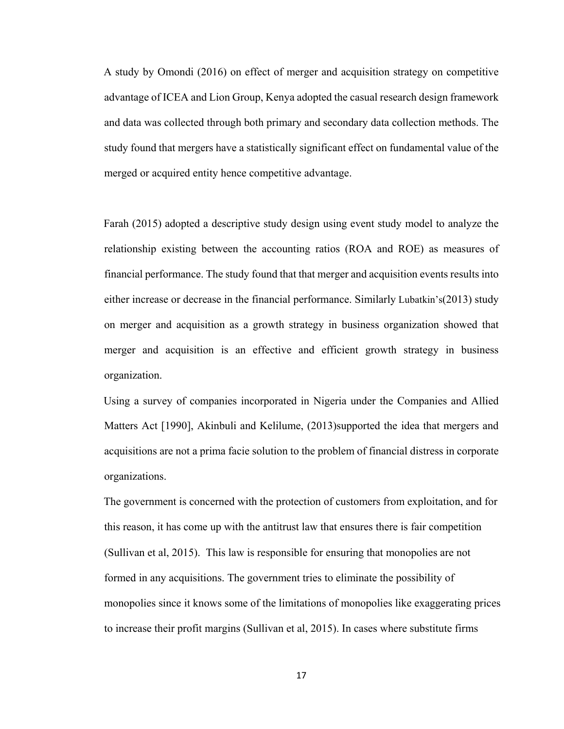A study by Omondi (2016) on effect of merger and acquisition strategy on competitive advantage of ICEA and Lion Group, Kenya adopted the casual research design framework and data was collected through both primary and secondary data collection methods. The study found that mergers have a statistically significant effect on fundamental value of the merged or acquired entity hence competitive advantage.

Farah (2015) adopted a descriptive study design using event study model to analyze the relationship existing between the accounting ratios (ROA and ROE) as measures of financial performance. The study found that that merger and acquisition events results into either increase or decrease in the financial performance. Similarly Lubatkin's(2013) study on merger and acquisition as a growth strategy in business organization showed that merger and acquisition is an effective and efficient growth strategy in business organization.

Using a survey of companies incorporated in Nigeria under the Companies and Allied Matters Act [1990], Akinbuli and Kelilume, (2013)supported the idea that mergers and acquisitions are not a prima facie solution to the problem of financial distress in corporate organizations.

The government is concerned with the protection of customers from exploitation, and for this reason, it has come up with the antitrust law that ensures there is fair competition (Sullivan et al, 2015). This law is responsible for ensuring that monopolies are not formed in any acquisitions. The government tries to eliminate the possibility of monopolies since it knows some of the limitations of monopolies like exaggerating prices to increase their profit margins (Sullivan et al, 2015). In cases where substitute firms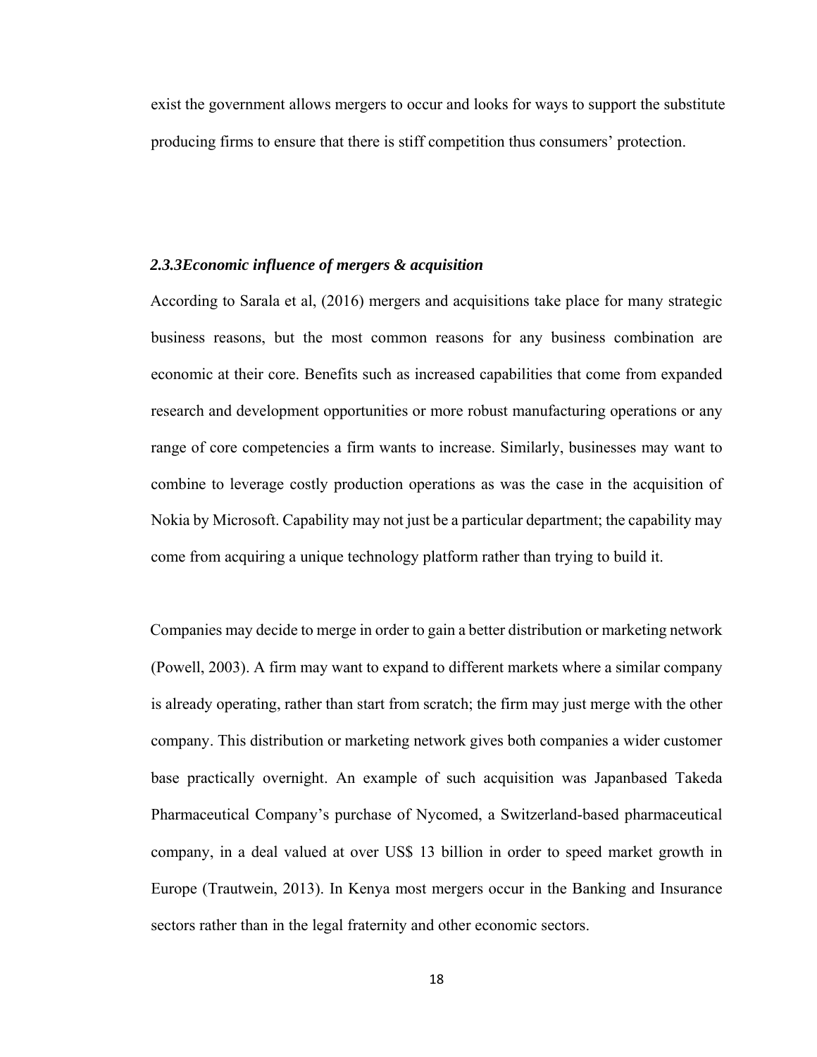exist the government allows mergers to occur and looks for ways to support the substitute producing firms to ensure that there is stiff competition thus consumers' protection.

### *2.3.3Economic influence of mergers & acquisition*

According to Sarala et al, (2016) mergers and acquisitions take place for many strategic business reasons, but the most common reasons for any business combination are economic at their core. Benefits such as increased capabilities that come from expanded research and development opportunities or more robust manufacturing operations or any range of core competencies a firm wants to increase. Similarly, businesses may want to combine to leverage costly production operations as was the case in the acquisition of Nokia by Microsoft. Capability may not just be a particular department; the capability may come from acquiring a unique technology platform rather than trying to build it.

Companies may decide to merge in order to gain a better distribution or marketing network (Powell, 2003). A firm may want to expand to different markets where a similar company is already operating, rather than start from scratch; the firm may just merge with the other company. This distribution or marketing network gives both companies a wider customer base practically overnight. An example of such acquisition was Japanbased Takeda Pharmaceutical Company's purchase of Nycomed, a Switzerland-based pharmaceutical company, in a deal valued at over US$ 13 billion in order to speed market growth in Europe (Trautwein, 2013). In Kenya most mergers occur in the Banking and Insurance sectors rather than in the legal fraternity and other economic sectors.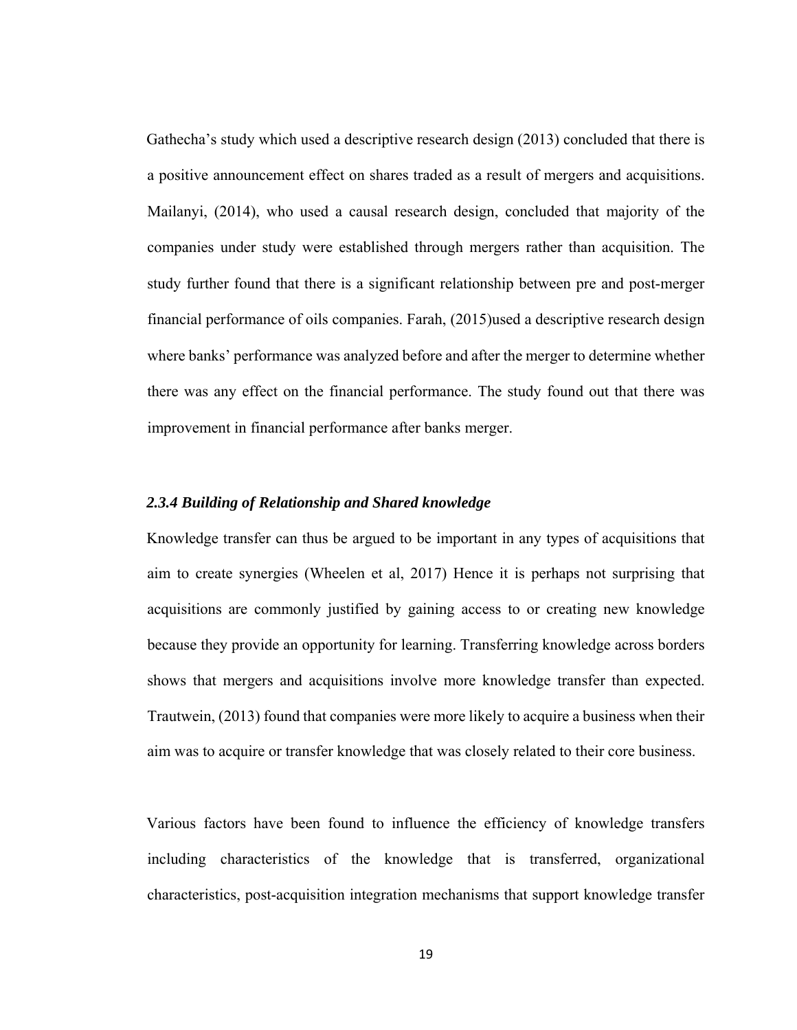Gathecha's study which used a descriptive research design (2013) concluded that there is a positive announcement effect on shares traded as a result of mergers and acquisitions. Mailanyi, (2014), who used a causal research design, concluded that majority of the companies under study were established through mergers rather than acquisition. The study further found that there is a significant relationship between pre and post-merger financial performance of oils companies. Farah, (2015)used a descriptive research design where banks' performance was analyzed before and after the merger to determine whether there was any effect on the financial performance. The study found out that there was improvement in financial performance after banks merger.

### *2.3.4 Building of Relationship and Shared knowledge*

Knowledge transfer can thus be argued to be important in any types of acquisitions that aim to create synergies (Wheelen et al, 2017) Hence it is perhaps not surprising that acquisitions are commonly justified by gaining access to or creating new knowledge because they provide an opportunity for learning. Transferring knowledge across borders shows that mergers and acquisitions involve more knowledge transfer than expected. Trautwein, (2013) found that companies were more likely to acquire a business when their aim was to acquire or transfer knowledge that was closely related to their core business.

Various factors have been found to influence the efficiency of knowledge transfers including characteristics of the knowledge that is transferred, organizational characteristics, post-acquisition integration mechanisms that support knowledge transfer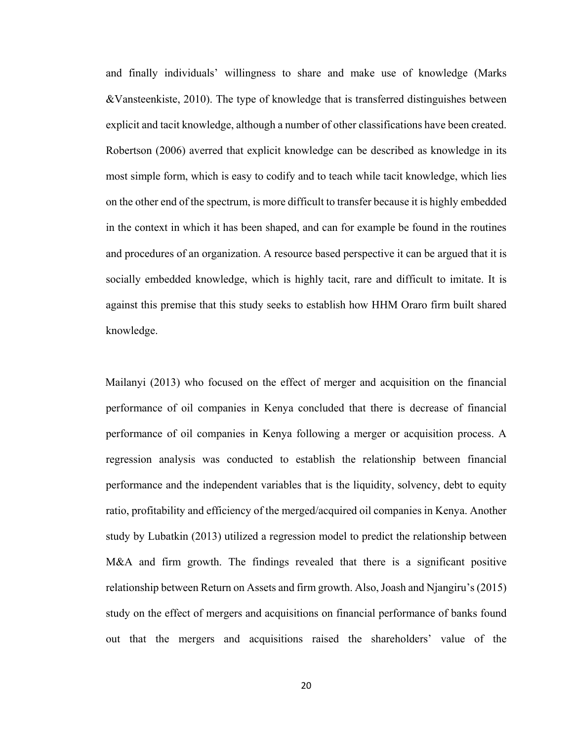and finally individuals' willingness to share and make use of knowledge (Marks &Vansteenkiste, 2010). The type of knowledge that is transferred distinguishes between explicit and tacit knowledge, although a number of other classifications have been created. Robertson (2006) averred that explicit knowledge can be described as knowledge in its most simple form, which is easy to codify and to teach while tacit knowledge, which lies on the other end of the spectrum, is more difficult to transfer because it is highly embedded in the context in which it has been shaped, and can for example be found in the routines and procedures of an organization. A resource based perspective it can be argued that it is socially embedded knowledge, which is highly tacit, rare and difficult to imitate. It is against this premise that this study seeks to establish how HHM Oraro firm built shared knowledge.

Mailanyi (2013) who focused on the effect of merger and acquisition on the financial performance of oil companies in Kenya concluded that there is decrease of financial performance of oil companies in Kenya following a merger or acquisition process. A regression analysis was conducted to establish the relationship between financial performance and the independent variables that is the liquidity, solvency, debt to equity ratio, profitability and efficiency of the merged/acquired oil companies in Kenya. Another study by Lubatkin (2013) utilized a regression model to predict the relationship between M&A and firm growth. The findings revealed that there is a significant positive relationship between Return on Assets and firm growth. Also, Joash and Njangiru's (2015) study on the effect of mergers and acquisitions on financial performance of banks found out that the mergers and acquisitions raised the shareholders' value of the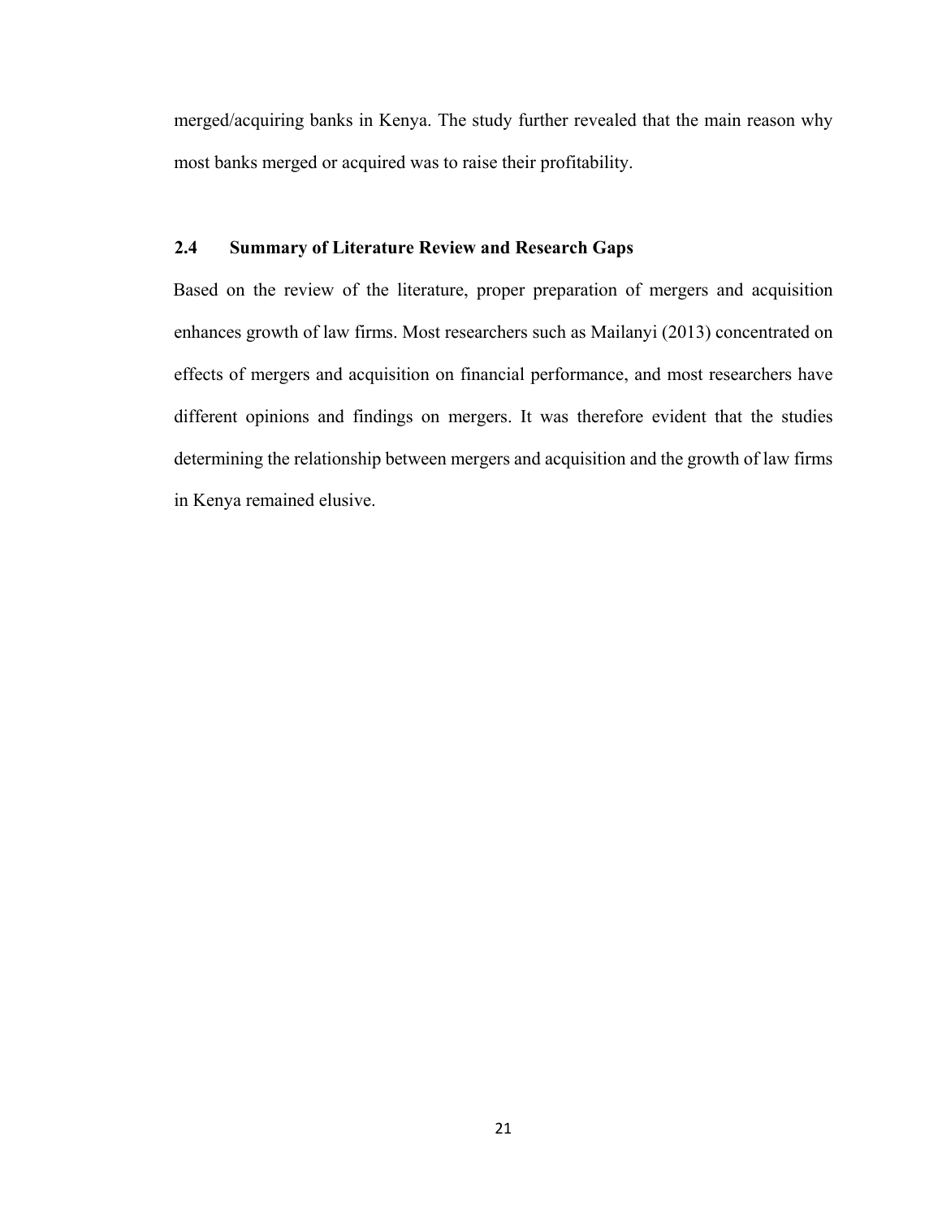merged/acquiring banks in Kenya. The study further revealed that the main reason why most banks merged or acquired was to raise their profitability.

## 2.4 Summary of Literature Review and Research Gaps

Based on the review of the literature, proper preparation of mergers and acquisition enhances growth of law firms. Most researchers such as Mailanyi (2013) concentrated on effects of mergers and acquisition on financial performance, and most researchers have different opinions and findings on mergers. It was therefore evident that the studies determining the relationship between mergers and acquisition and the growth of law firms in Kenya remained elusive.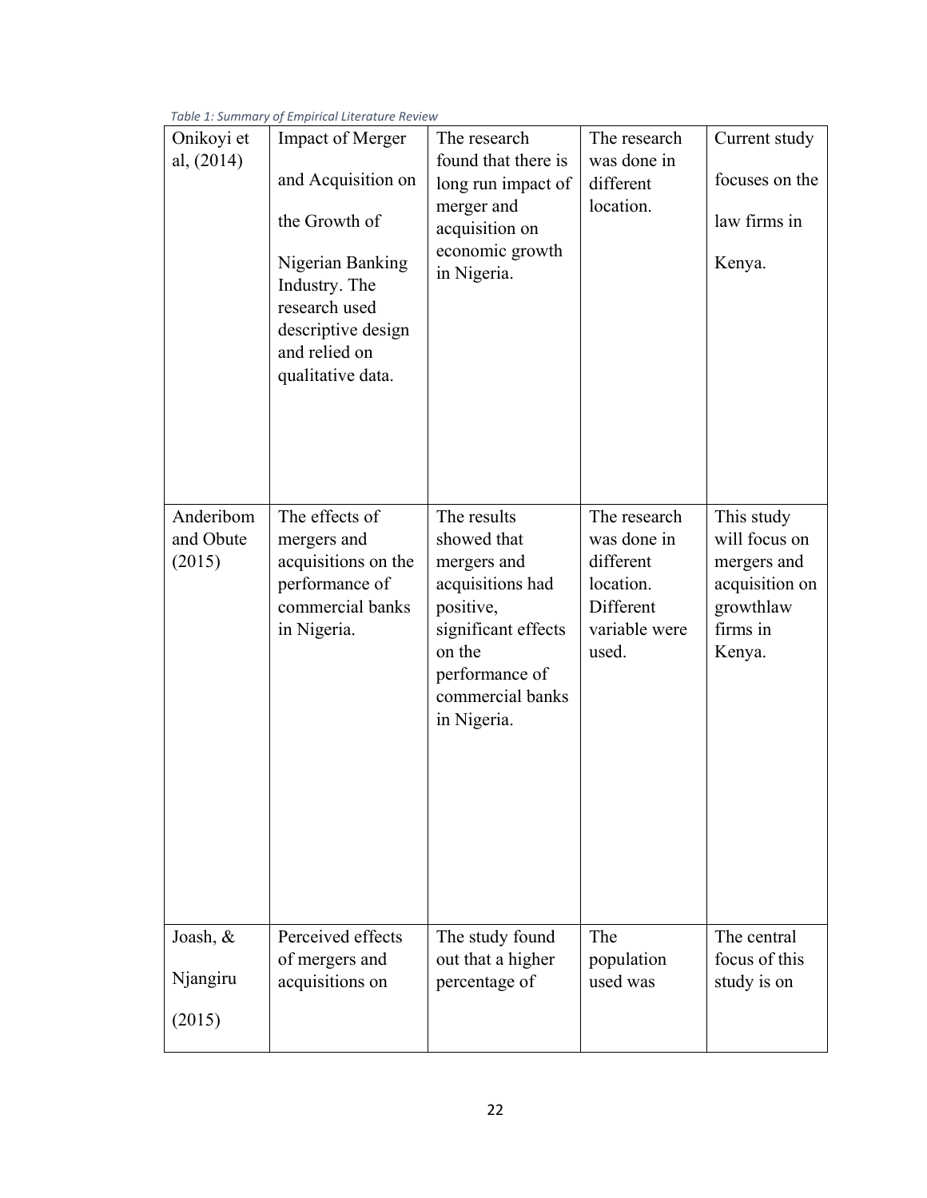*Table 1: Summary of Empirical Literature Review*

| | | | | |
|---|---|---|---|---|
| Onikoyi et al, (2014) | Impact of Merger and Acquisition on the Growth of Nigerian Banking Industry. The research used descriptive design and relied on qualitative data. | The research found that there is long run impact of merger and acquisition on economic growth in Nigeria. | The research was done in different location. | Current study focuses on the law firms in Kenya. |
| Anderibom and Obute (2015) | The effects of mergers and acquisitions on the performance of commercial banks in Nigeria. | The results showed that mergers and acquisitions had positive, significant effects on the performance of commercial banks in Nigeria. | The research was done in different location. Different variable were used. | This study will focus on mergers and acquisition on growthlaw firms in Kenya. |
| Joash, & Njangiru (2015) | Perceived effects of mergers and acquisitions on | The study found out that a higher percentage of | The population used was | The central focus of this study is on |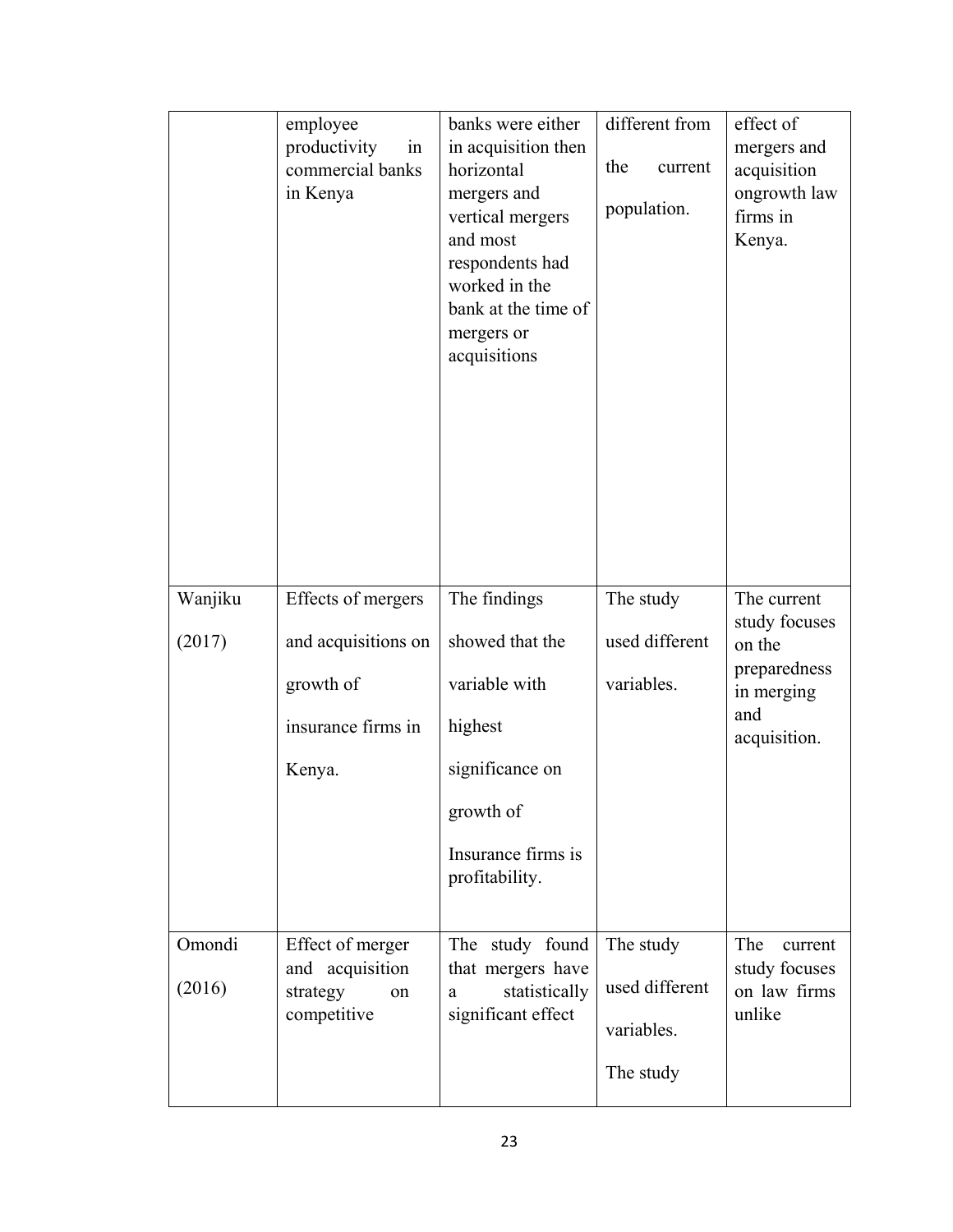| | | | | |
|---|---|---|---|---|
| | employee productivity in commercial banks in Kenya | banks were either in acquisition then horizontal mergers and vertical mergers and most respondents had worked in the bank at the time of mergers or acquisitions | different from the current population. | effect of mergers and acquisition ongrowth law firms in Kenya. |
| Wanjiku (2017) | Effects of mergers and acquisitions on growth of insurance firms in Kenya. | The findings showed that the variable with highest significance on growth of Insurance firms is profitability. | The study used different variables. | The current study focuses on the preparedness in merging and acquisition. |
| Omondi (2016) | Effect of merger and acquisition strategy on competitive | The study found that mergers have a statistically significant effect | The study used different variables. The study | The current study focuses on law firms unlike |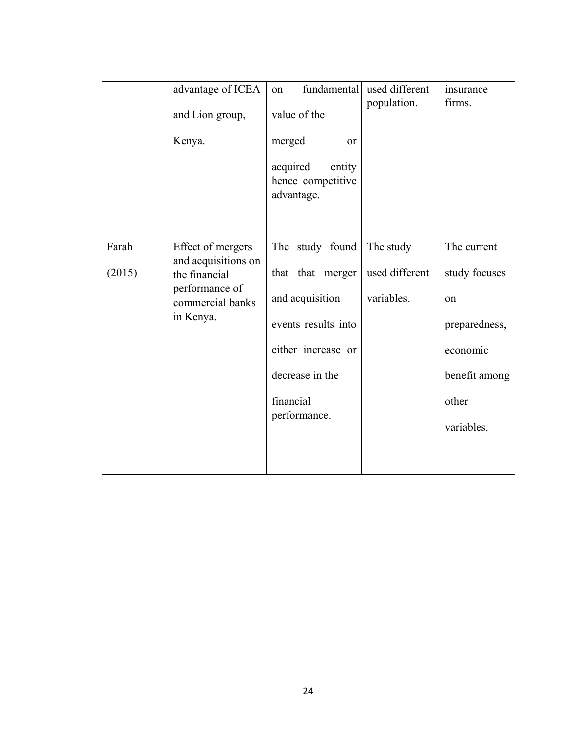| | | | | |
|---|---|---|---|---|
| | advantage of ICEA and Lion group, Kenya. | on fundamental value of the merged or acquired entity hence competitive advantage. | used different population. | insurance firms. |
| Farah (2015) | Effect of mergers and acquisitions on the financial performance of commercial banks in Kenya. | The study found that that merger and acquisition events results into either increase or decrease in the financial performance. | The study used different variables. | The current study focuses on preparedness, economic benefit among other variables. |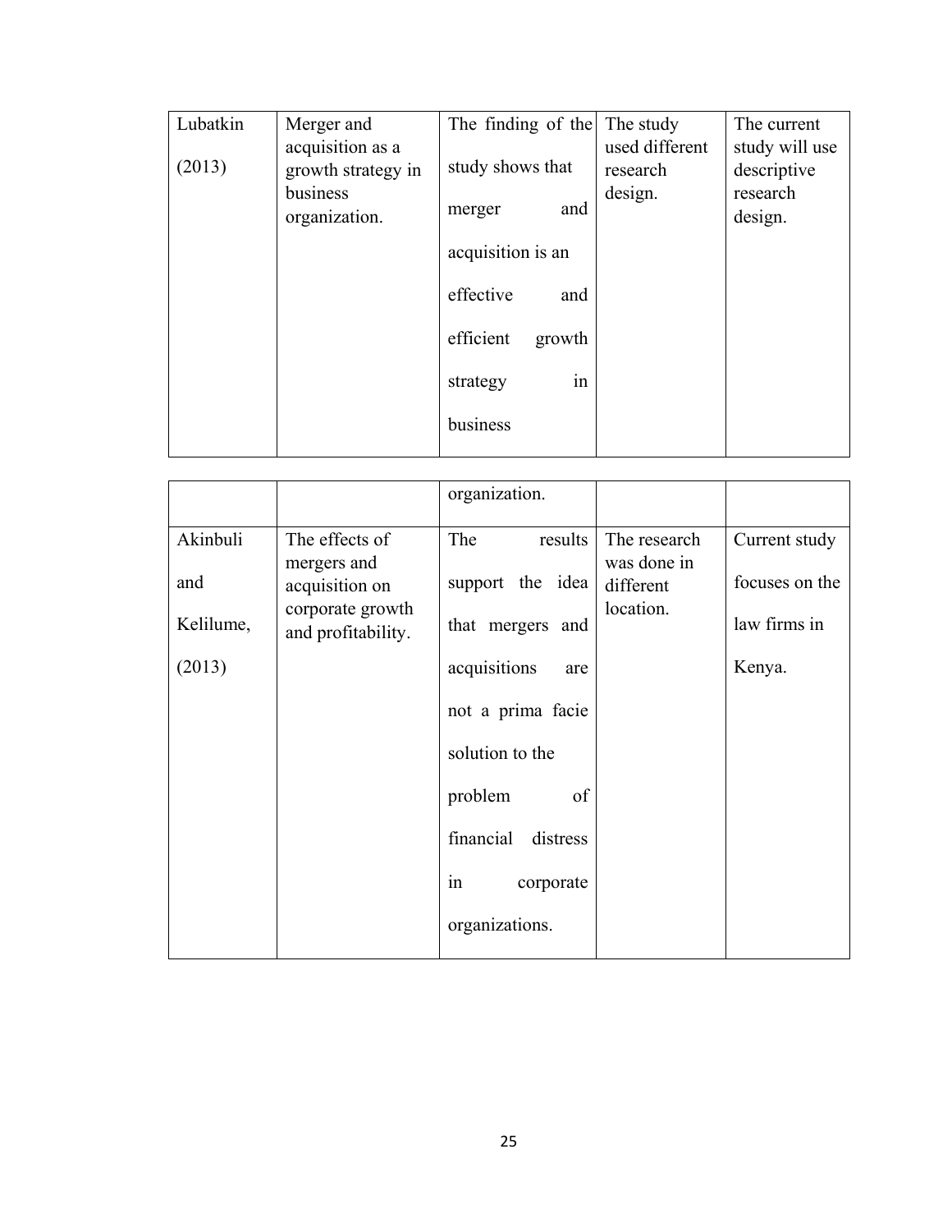| | | | | |
|---|---|---|---|---|
| Lubatkin (2013) | Merger and acquisition as a growth strategy in business organization. | The finding of the study shows that merger and acquisition is an effective and efficient growth strategy in business organization. | The study used different research design. | The current study will use descriptive research design. |
| Akinbuli and Kelilume, (2013) | The effects of mergers and acquisition on corporate growth and profitability. | The results support the idea that mergers and acquisitions are not a prima facie solution to the problem of financial distress in corporate organizations. | The research was done in different location. | Current study focuses on the law firms in Kenya. |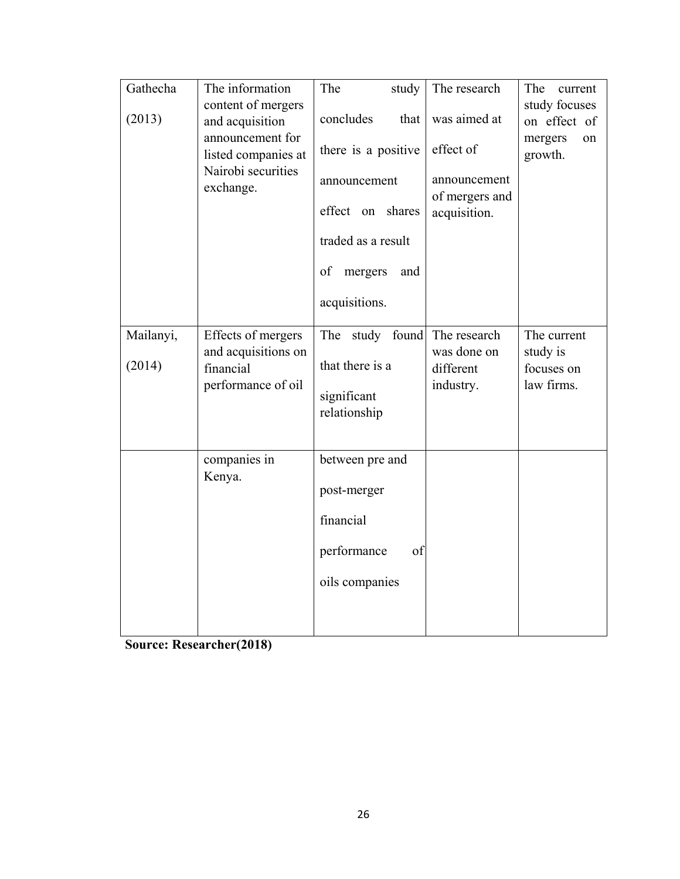| | | | | |
|---|---|---|---|---|
| Gathecha (2013) | The information content of mergers and acquisition announcement for listed companies at Nairobi securities exchange. | The study concludes that there is a positive announcement effect on shares traded as a result of mergers and acquisitions. | The research was aimed at effect of announcement of mergers and acquisition. | The current study focuses on effect of mergers on growth. |
| Mailanyi, (2014) | Effects of mergers and acquisitions on financial performance of oil companies in Kenya. | The study found that there is a significant relationship between pre and post-merger financial performance of oils companies | The research was done on different industry. | The current study is focuses on law firms. |

**Source: Researcher(2018)**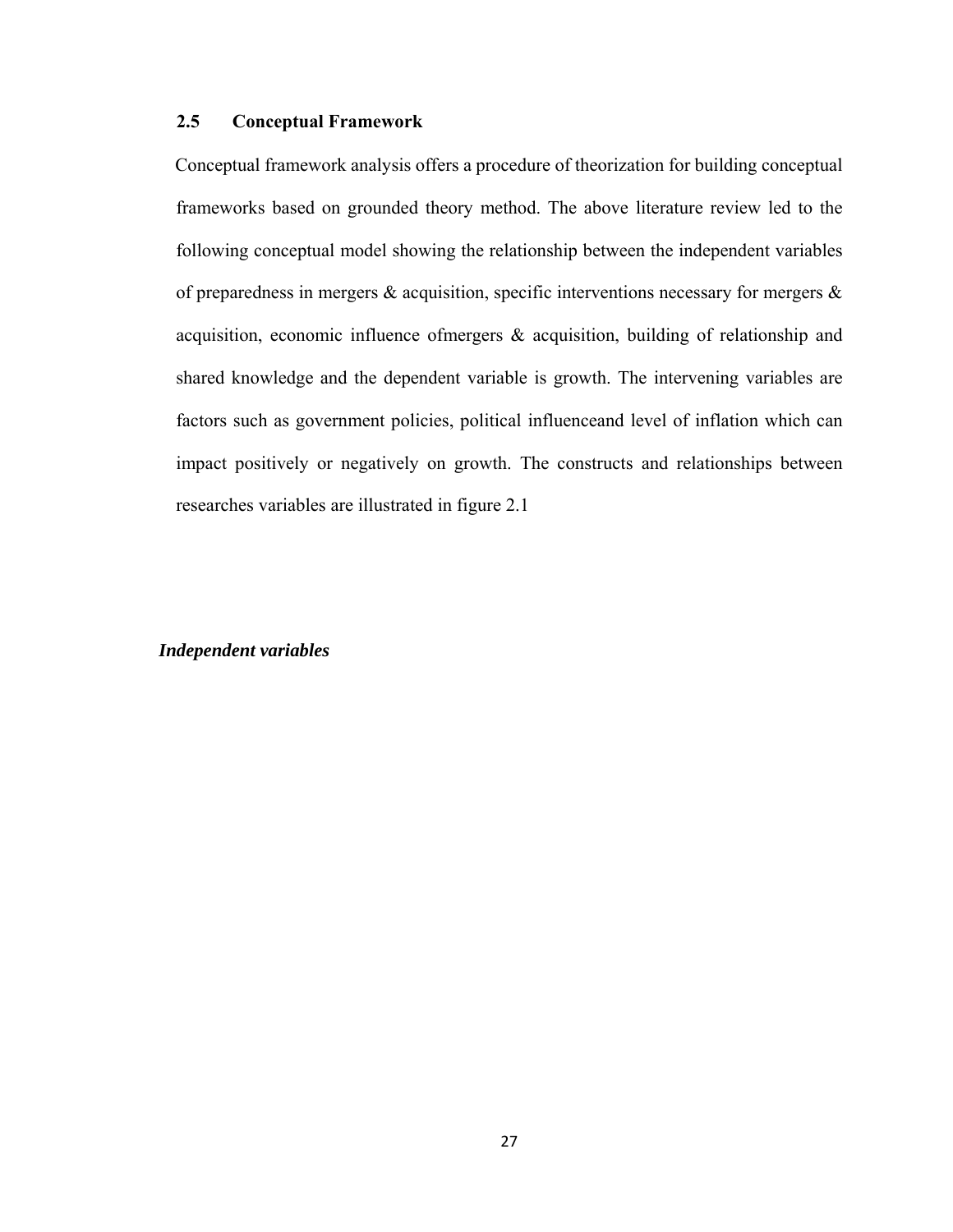## 2.5 Conceptual Framework

Conceptual framework analysis offers a procedure of theorization for building conceptual frameworks based on grounded theory method. The above literature review led to the following conceptual model showing the relationship between the independent variables of preparedness in mergers & acquisition, specific interventions necessary for mergers & acquisition, economic influence ofmergers & acquisition, building of relationship and shared knowledge and the dependent variable is growth. The intervening variables are factors such as government policies, political influenceand level of inflation which can impact positively or negatively on growth. The constructs and relationships between researches variables are illustrated in figure 2.1

***Independent variables***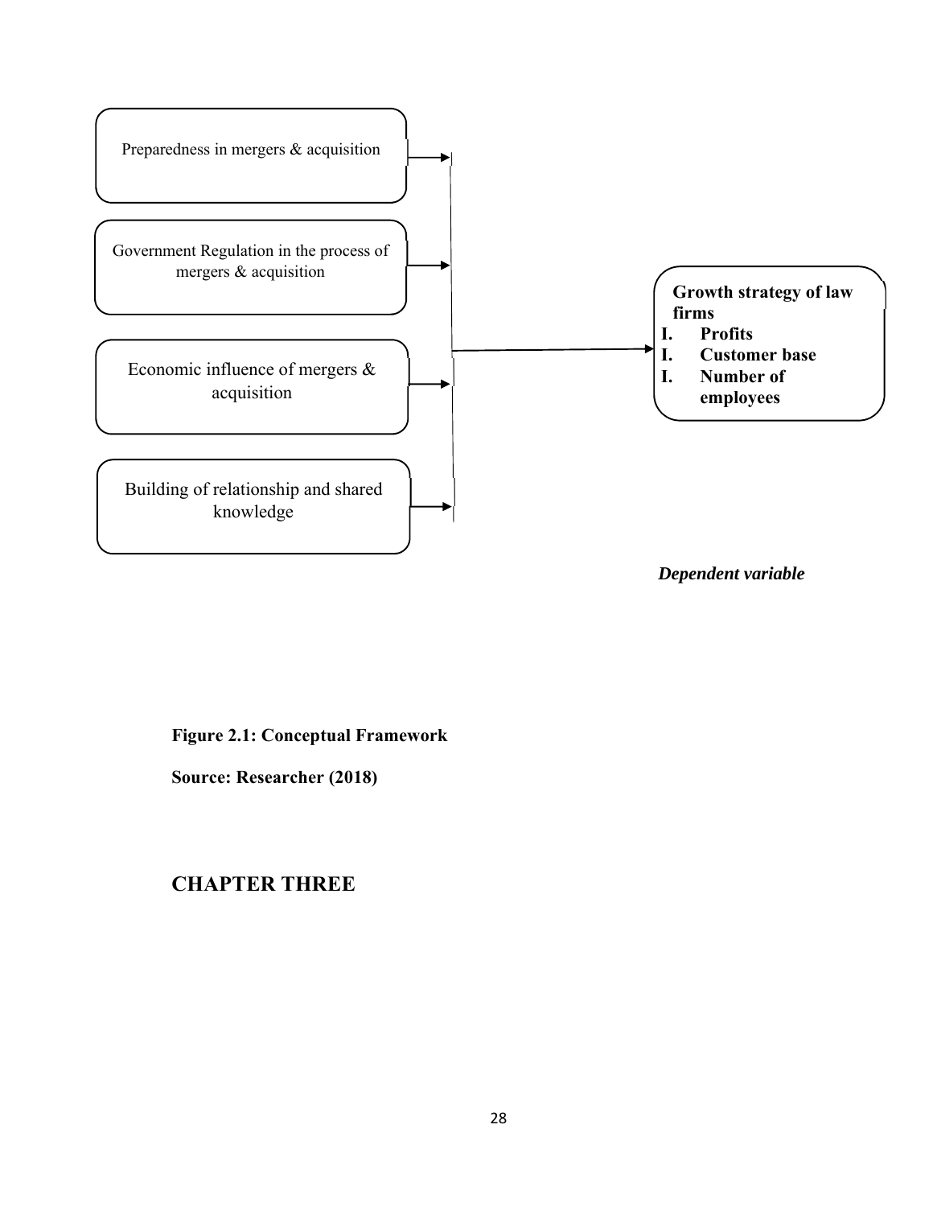Preparedness in mergers & acquisition

Government Regulation in the process of mergers & acquisition

Economic influence of mergers & acquisition

Building of relationship and shared knowledge

**Growth strategy of law firms**

**I. Profits**

**I. Customer base**

**I. Number of employees**

***Dependent variable***

**Figure 2.1: Conceptual Framework**

**Source: Researcher (2018)**

## CHAPTER THREE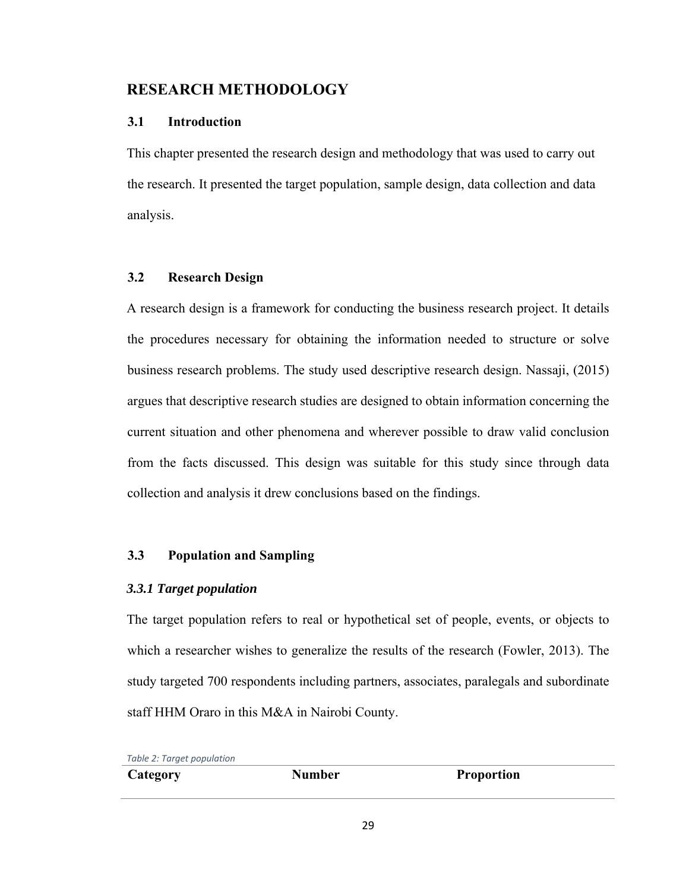# RESEARCH METHODOLOGY

## 3.1 Introduction

This chapter presented the research design and methodology that was used to carry out the research. It presented the target population, sample design, data collection and data analysis.

## 3.2 Research Design

A research design is a framework for conducting the business research project. It details the procedures necessary for obtaining the information needed to structure or solve business research problems. The study used descriptive research design. Nassaji, (2015) argues that descriptive research studies are designed to obtain information concerning the current situation and other phenomena and wherever possible to draw valid conclusion from the facts discussed. This design was suitable for this study since through data collection and analysis it drew conclusions based on the findings.

## 3.3 Population and Sampling

### *3.3.1 Target population*

The target population refers to real or hypothetical set of people, events, or objects to which a researcher wishes to generalize the results of the research (Fowler, 2013). The study targeted 700 respondents including partners, associates, paralegals and subordinate staff HHM Oraro in this M&A in Nairobi County.

*Table 2: Target population*

| Category | Number | Proportion |
| --- | --- | --- |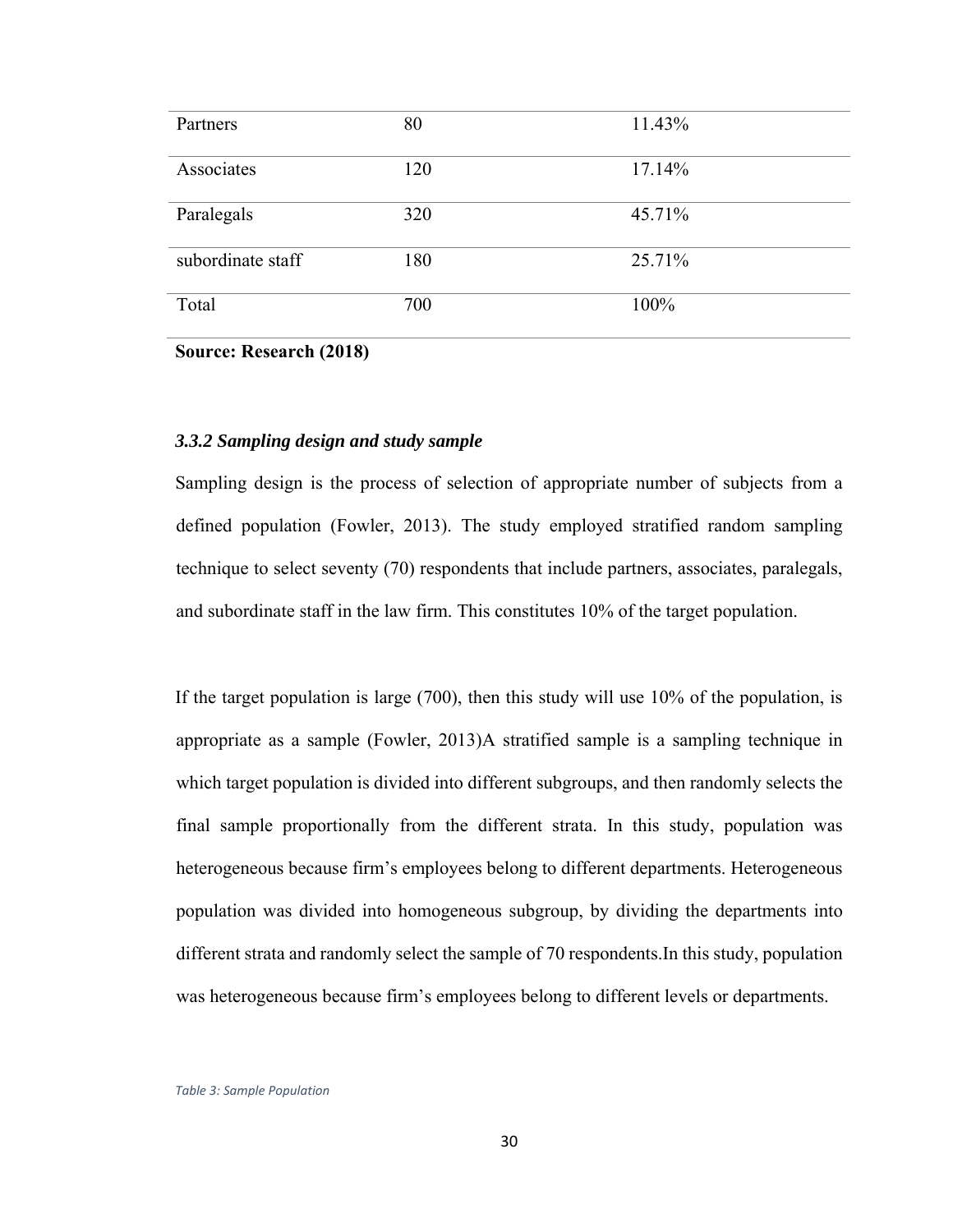| | | |
|---|---|---|
| Partners | 80 | 11.43% |
| Associates | 120 | 17.14% |
| Paralegals | 320 | 45.71% |
| subordinate staff | 180 | 25.71% |
| Total | 700 | 100% |

**Source: Research (2018)**

### *3.3.2 Sampling design and study sample*

Sampling design is the process of selection of appropriate number of subjects from a defined population (Fowler, 2013). The study employed stratified random sampling technique to select seventy (70) respondents that include partners, associates, paralegals, and subordinate staff in the law firm. This constitutes 10% of the target population.

If the target population is large (700), then this study will use 10% of the population, is appropriate as a sample (Fowler, 2013)A stratified sample is a sampling technique in which target population is divided into different subgroups, and then randomly selects the final sample proportionally from the different strata. In this study, population was heterogeneous because firm's employees belong to different departments. Heterogeneous population was divided into homogeneous subgroup, by dividing the departments into different strata and randomly select the sample of 70 respondents.In this study, population was heterogeneous because firm's employees belong to different levels or departments.

*Table 3: Sample Population*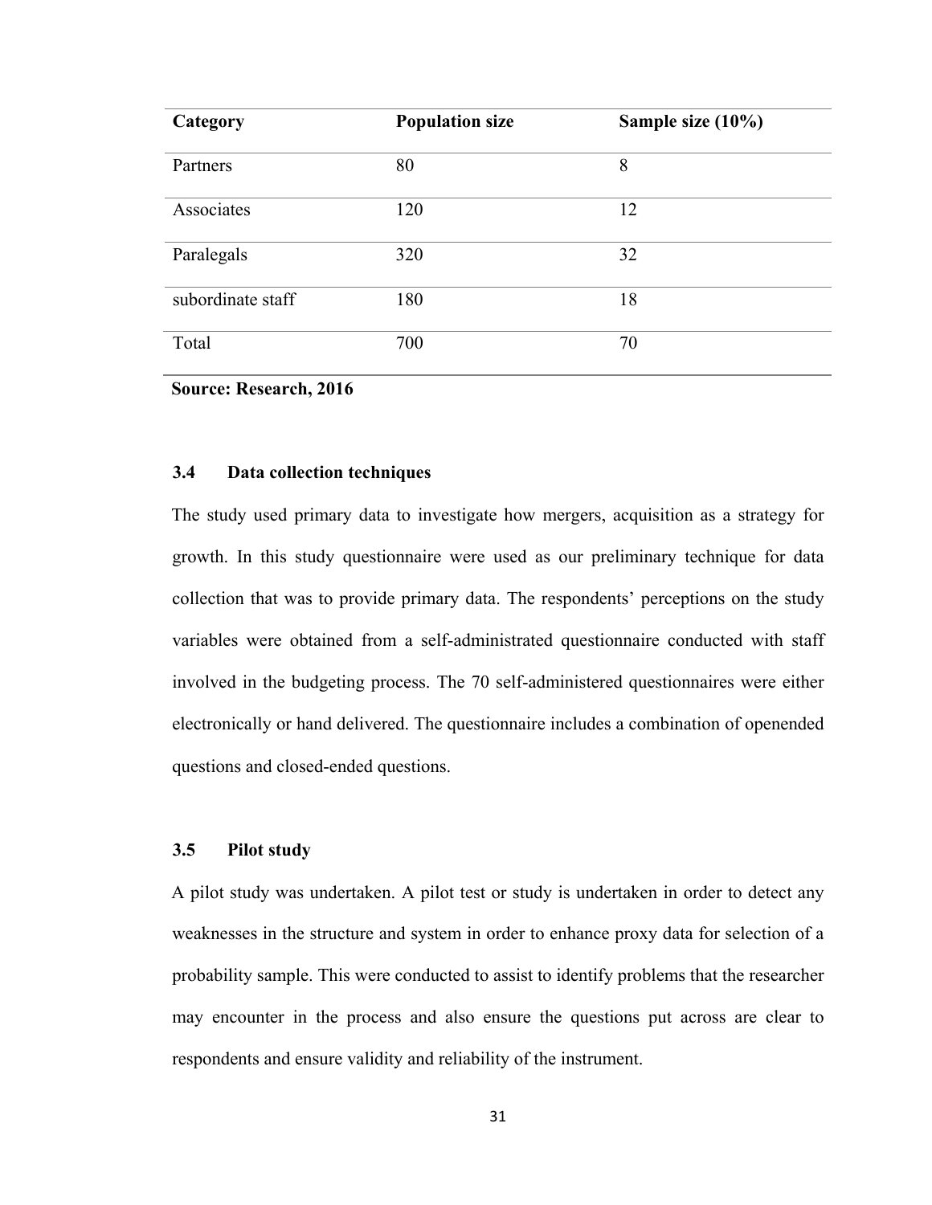| Category | Population size | Sample size (10%) |
|---|---|---|
| Partners | 80 | 8 |
| Associates | 120 | 12 |
| Paralegals | 320 | 32 |
| subordinate staff | 180 | 18 |
| Total | 700 | 70 |

**Source: Research, 2016**

### 3.4 Data collection techniques

The study used primary data to investigate how mergers, acquisition as a strategy for growth. In this study questionnaire were used as our preliminary technique for data collection that was to provide primary data. The respondents' perceptions on the study variables were obtained from a self-administrated questionnaire conducted with staff involved in the budgeting process. The 70 self-administered questionnaires were either electronically or hand delivered. The questionnaire includes a combination of openended questions and closed-ended questions.

### 3.5 Pilot study

A pilot study was undertaken. A pilot test or study is undertaken in order to detect any weaknesses in the structure and system in order to enhance proxy data for selection of a probability sample. This were conducted to assist to identify problems that the researcher may encounter in the process and also ensure the questions put across are clear to respondents and ensure validity and reliability of the instrument.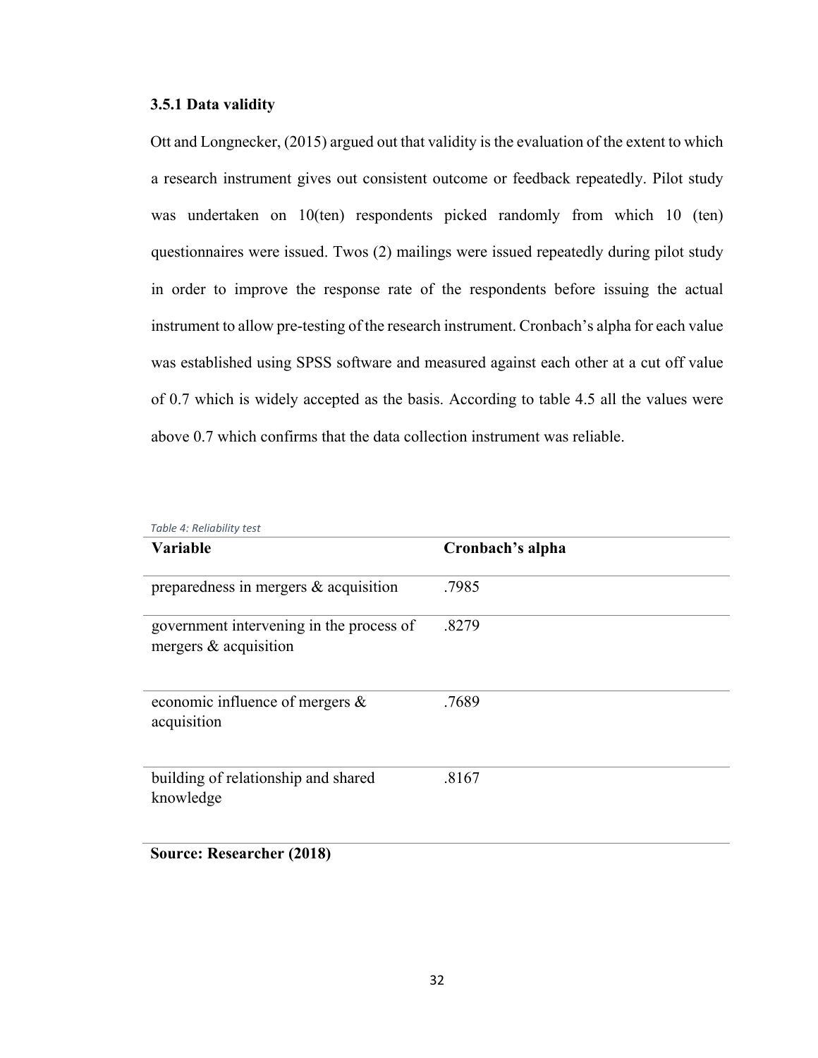### 3.5.1 Data validity

Ott and Longnecker, (2015) argued out that validity is the evaluation of the extent to which a research instrument gives out consistent outcome or feedback repeatedly. Pilot study was undertaken on 10(ten) respondents picked randomly from which 10 (ten) questionnaires were issued. Twos (2) mailings were issued repeatedly during pilot study in order to improve the response rate of the respondents before issuing the actual instrument to allow pre-testing of the research instrument. Cronbach's alpha for each value was established using SPSS software and measured against each other at a cut off value of 0.7 which is widely accepted as the basis. According to table 4.5 all the values were above 0.7 which confirms that the data collection instrument was reliable.

*Table 4: Reliability test*

| Variable | Cronbach's alpha |
| --- | --- |
| preparedness in mergers & acquisition | .7985 |
| government intervening in the process of mergers & acquisition | .8279 |
| economic influence of mergers & acquisition | .7689 |
| building of relationship and shared knowledge | .8167 |

**Source: Researcher (2018)**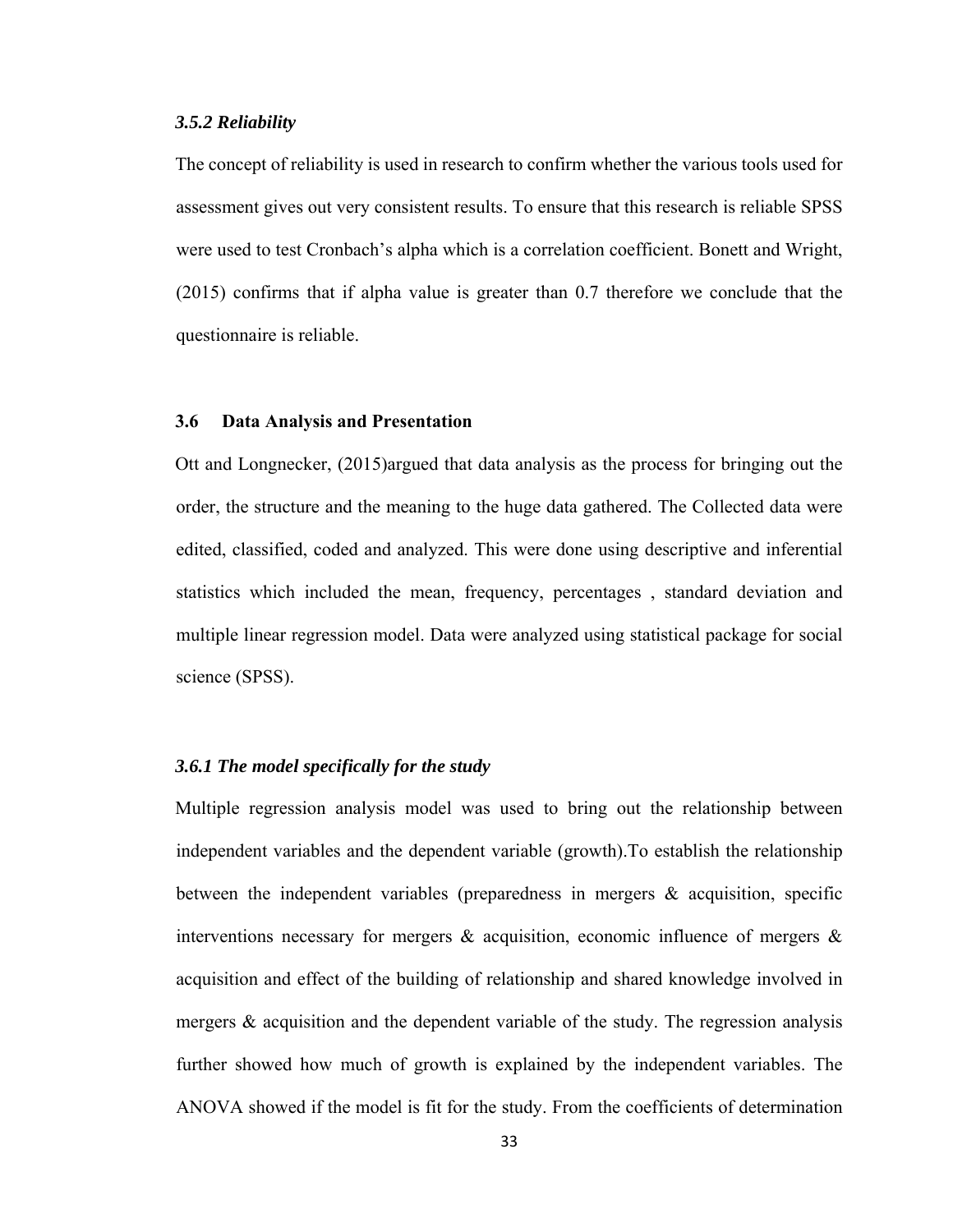### *3.5.2 Reliability*

The concept of reliability is used in research to confirm whether the various tools used for assessment gives out very consistent results. To ensure that this research is reliable SPSS were used to test Cronbach's alpha which is a correlation coefficient. Bonett and Wright, (2015) confirms that if alpha value is greater than 0.7 therefore we conclude that the questionnaire is reliable.

## 3.6 Data Analysis and Presentation

Ott and Longnecker, (2015)argued that data analysis as the process for bringing out the order, the structure and the meaning to the huge data gathered. The Collected data were edited, classified, coded and analyzed. This were done using descriptive and inferential statistics which included the mean, frequency, percentages , standard deviation and multiple linear regression model. Data were analyzed using statistical package for social science (SPSS).

### *3.6.1 The model specifically for the study*

Multiple regression analysis model was used to bring out the relationship between independent variables and the dependent variable (growth).To establish the relationship between the independent variables (preparedness in mergers & acquisition, specific interventions necessary for mergers & acquisition, economic influence of mergers & acquisition and effect of the building of relationship and shared knowledge involved in mergers & acquisition and the dependent variable of the study. The regression analysis further showed how much of growth is explained by the independent variables. The ANOVA showed if the model is fit for the study. From the coefficients of determination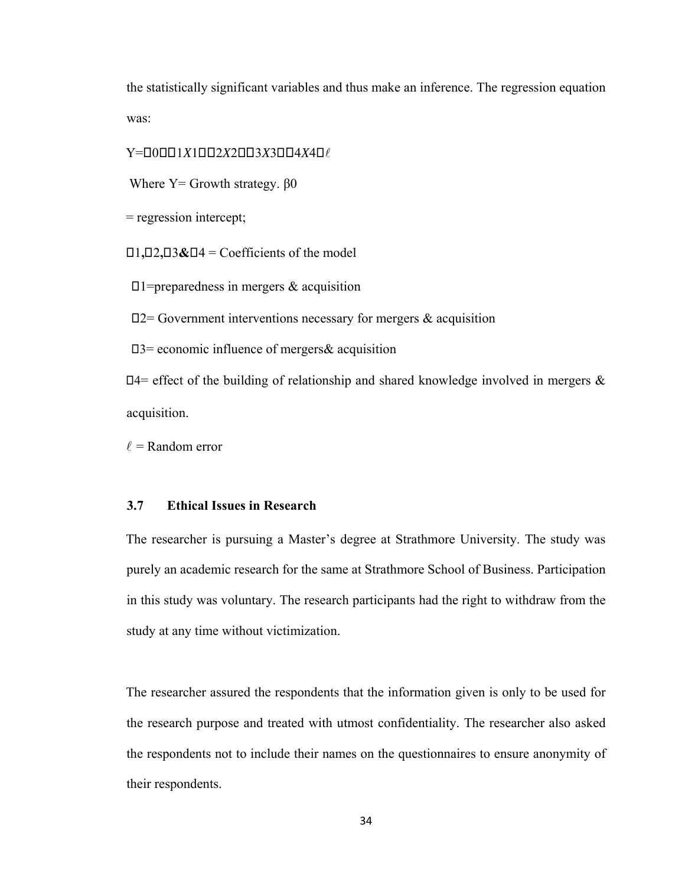the statistically significant variables and thus make an inference. The regression equation was:

$$Y = \beta_0 + \beta_1 X_1 + \beta_2 X_2 + \beta_3 X_3 + \beta_4 X_4 + \ell$$

Where Y= Growth strategy. $\beta_0$

= regression intercept;

$\beta_1$, $\beta_2$, $\beta_3$ & $\beta_4$ = Coefficients of the model

$X_1$=preparedness in mergers & acquisition

$X_2$= Government interventions necessary for mergers & acquisition

$X_3$= economic influence of mergers& acquisition

$X_4$= effect of the building of relationship and shared knowledge involved in mergers & acquisition.

$\ell$ = Random error

### 3.7 Ethical Issues in Research

The researcher is pursuing a Master's degree at Strathmore University. The study was purely an academic research for the same at Strathmore School of Business. Participation in this study was voluntary. The research participants had the right to withdraw from the study at any time without victimization.

The researcher assured the respondents that the information given is only to be used for the research purpose and treated with utmost confidentiality. The researcher also asked the respondents not to include their names on the questionnaires to ensure anonymity of their respondents.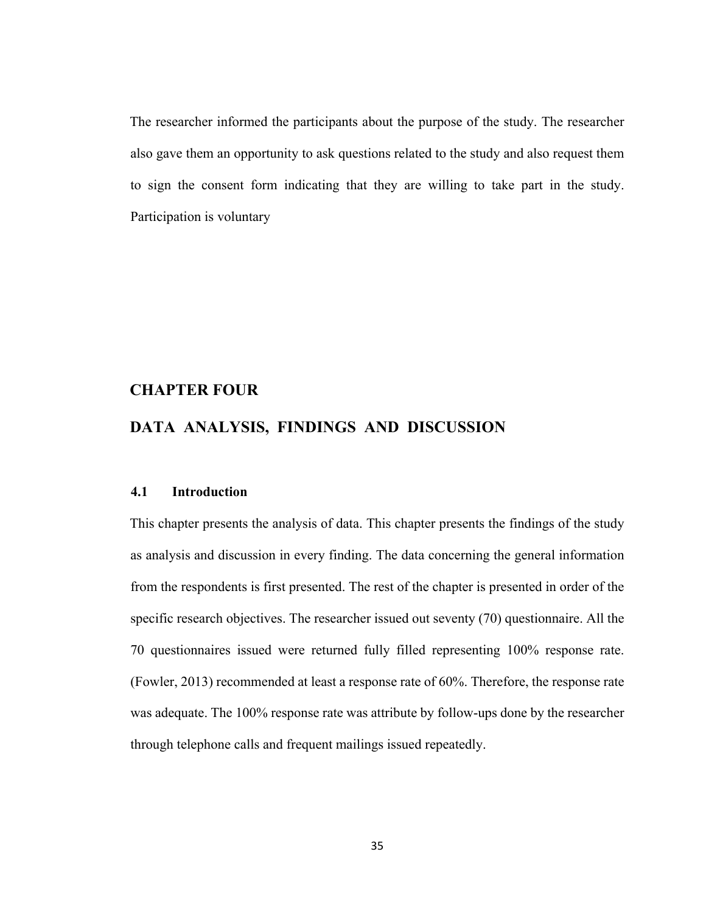The researcher informed the participants about the purpose of the study. The researcher also gave them an opportunity to ask questions related to the study and also request them to sign the consent form indicating that they are willing to take part in the study. Participation is voluntary

# CHAPTER FOUR

# DATA ANALYSIS, FINDINGS AND DISCUSSION

## 4.1 Introduction

This chapter presents the analysis of data. This chapter presents the findings of the study as analysis and discussion in every finding. The data concerning the general information from the respondents is first presented. The rest of the chapter is presented in order of the specific research objectives. The researcher issued out seventy (70) questionnaire. All the 70 questionnaires issued were returned fully filled representing 100% response rate. (Fowler, 2013) recommended at least a response rate of 60%. Therefore, the response rate was adequate. The 100% response rate was attribute by follow-ups done by the researcher through telephone calls and frequent mailings issued repeatedly.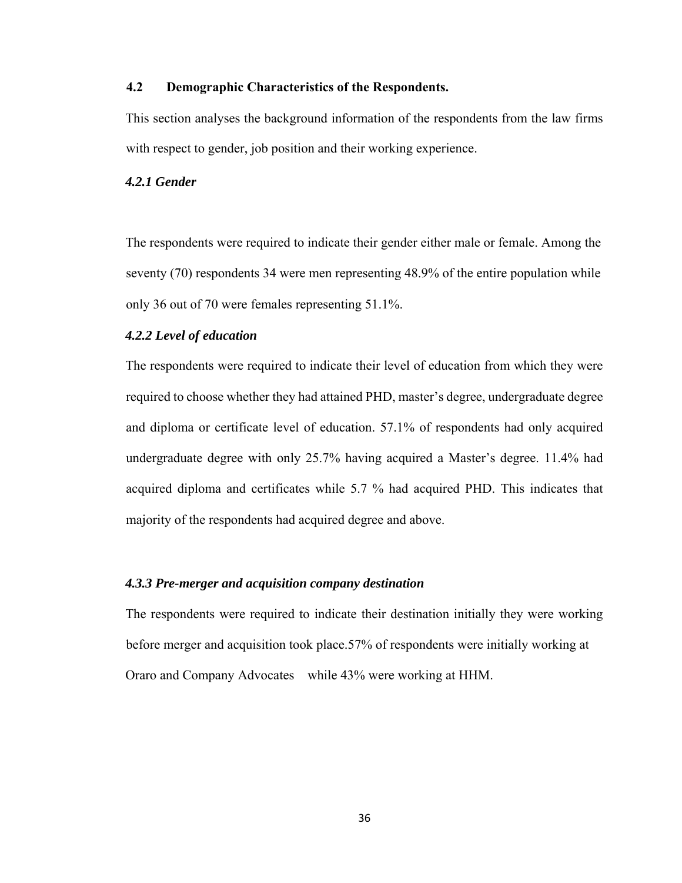## 4.2 Demographic Characteristics of the Respondents.

This section analyses the background information of the respondents from the law firms with respect to gender, job position and their working experience.

### *4.2.1 Gender*

The respondents were required to indicate their gender either male or female. Among the seventy (70) respondents 34 were men representing 48.9% of the entire population while only 36 out of 70 were females representing 51.1%.

### *4.2.2 Level of education*

The respondents were required to indicate their level of education from which they were required to choose whether they had attained PHD, master's degree, undergraduate degree and diploma or certificate level of education. 57.1% of respondents had only acquired undergraduate degree with only 25.7% having acquired a Master's degree. 11.4% had acquired diploma and certificates while 5.7 % had acquired PHD. This indicates that majority of the respondents had acquired degree and above.

### *4.3.3 Pre-merger and acquisition company destination*

The respondents were required to indicate their destination initially they were working before merger and acquisition took place.57% of respondents were initially working at Oraro and Company Advocates while 43% were working at HHM.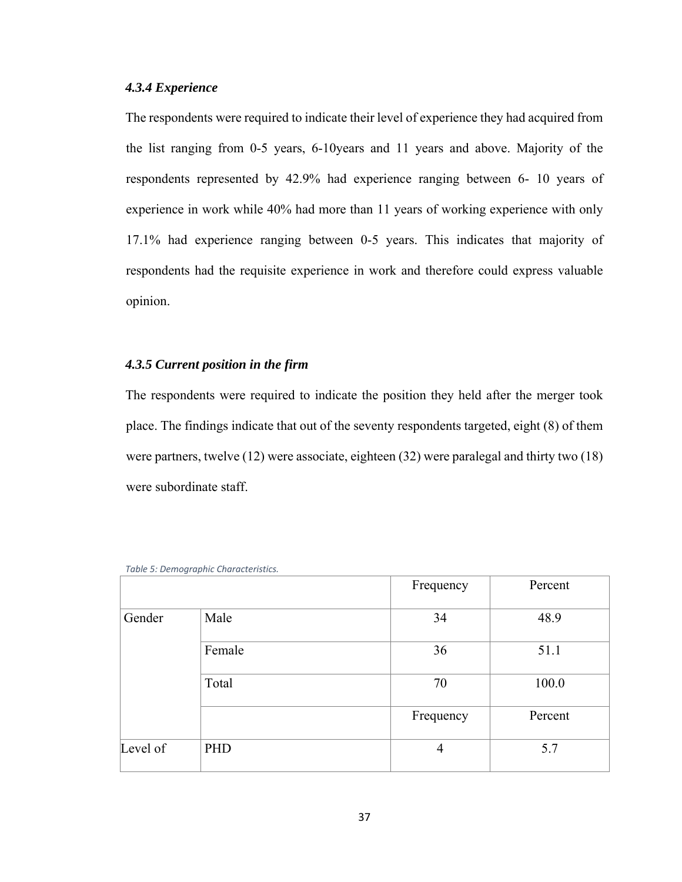#### *4.3.4 Experience*

The respondents were required to indicate their level of experience they had acquired from the list ranging from 0-5 years, 6-10years and 11 years and above. Majority of the respondents represented by 42.9% had experience ranging between 6- 10 years of experience in work while 40% had more than 11 years of working experience with only 17.1% had experience ranging between 0-5 years. This indicates that majority of respondents had the requisite experience in work and therefore could express valuable opinion.

#### *4.3.5 Current position in the firm*

The respondents were required to indicate the position they held after the merger took place. The findings indicate that out of the seventy respondents targeted, eight (8) of them were partners, twelve (12) were associate, eighteen (32) were paralegal and thirty two (18) were subordinate staff.

*Table 5: Demographic Characteristics.*

| | | Frequency | Percent |
|---|---|---|---|
| Gender | Male | 34 | 48.9 |
| | Female | 36 | 51.1 |
| | Total | 70 | 100.0 |
| | | Frequency | Percent |
| Level of | PHD | 4 | 5.7 |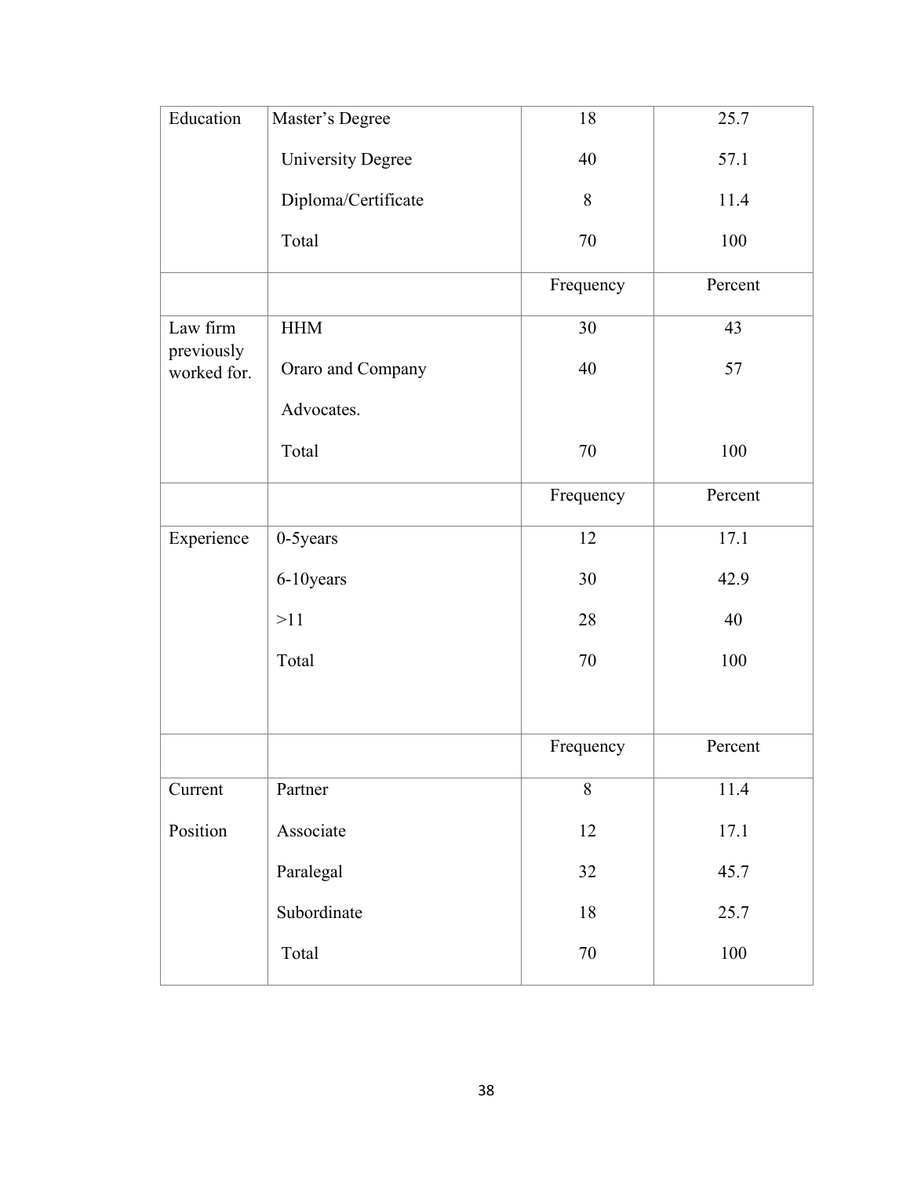| | | | |
|---|---|---|---|
| Education | Master's Degree | 18 | 25.7 |
| | University Degree | 40 | 57.1 |
| | Diploma/Certificate | 8 | 11.4 |
| | Total | 70 | 100 |
| | | Frequency | Percent |
| Law firm previously worked for. | HHM | 30 | 43 |
| | Oraro and Company Advocates. | 40 | 57 |
| | Total | 70 | 100 |
| | | Frequency | Percent |
| Experience | 0-5years | 12 | 17.1 |
| | 6-10years | 30 | 42.9 |
| | >11 | 28 | 40 |
| | Total | 70 | 100 |
| | | Frequency | Percent |
| Current Position | Partner | 8 | 11.4 |
| | Associate | 12 | 17.1 |
| | Paralegal | 32 | 45.7 |
| | Subordinate | 18 | 25.7 |
| | Total | 70 | 100 |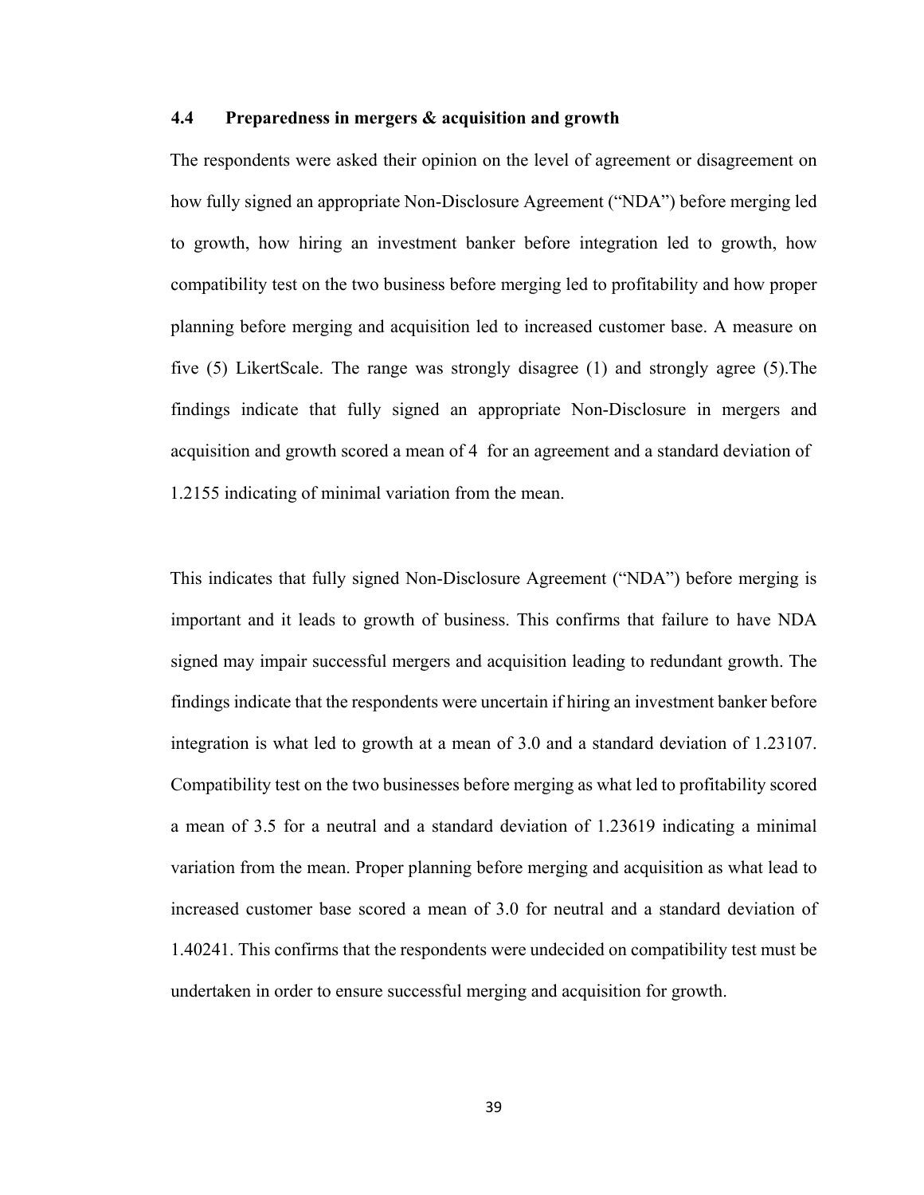### 4.4 Preparedness in mergers & acquisition and growth

The respondents were asked their opinion on the level of agreement or disagreement on how fully signed an appropriate Non-Disclosure Agreement ("NDA") before merging led to growth, how hiring an investment banker before integration led to growth, how compatibility test on the two business before merging led to profitability and how proper planning before merging and acquisition led to increased customer base. A measure on five (5) LikertScale. The range was strongly disagree (1) and strongly agree (5).The findings indicate that fully signed an appropriate Non-Disclosure in mergers and acquisition and growth scored a mean of 4 for an agreement and a standard deviation of 1.2155 indicating of minimal variation from the mean.

This indicates that fully signed Non-Disclosure Agreement ("NDA") before merging is important and it leads to growth of business. This confirms that failure to have NDA signed may impair successful mergers and acquisition leading to redundant growth. The findings indicate that the respondents were uncertain if hiring an investment banker before integration is what led to growth at a mean of 3.0 and a standard deviation of 1.23107. Compatibility test on the two businesses before merging as what led to profitability scored a mean of 3.5 for a neutral and a standard deviation of 1.23619 indicating a minimal variation from the mean. Proper planning before merging and acquisition as what lead to increased customer base scored a mean of 3.0 for neutral and a standard deviation of 1.40241. This confirms that the respondents were undecided on compatibility test must be undertaken in order to ensure successful merging and acquisition for growth.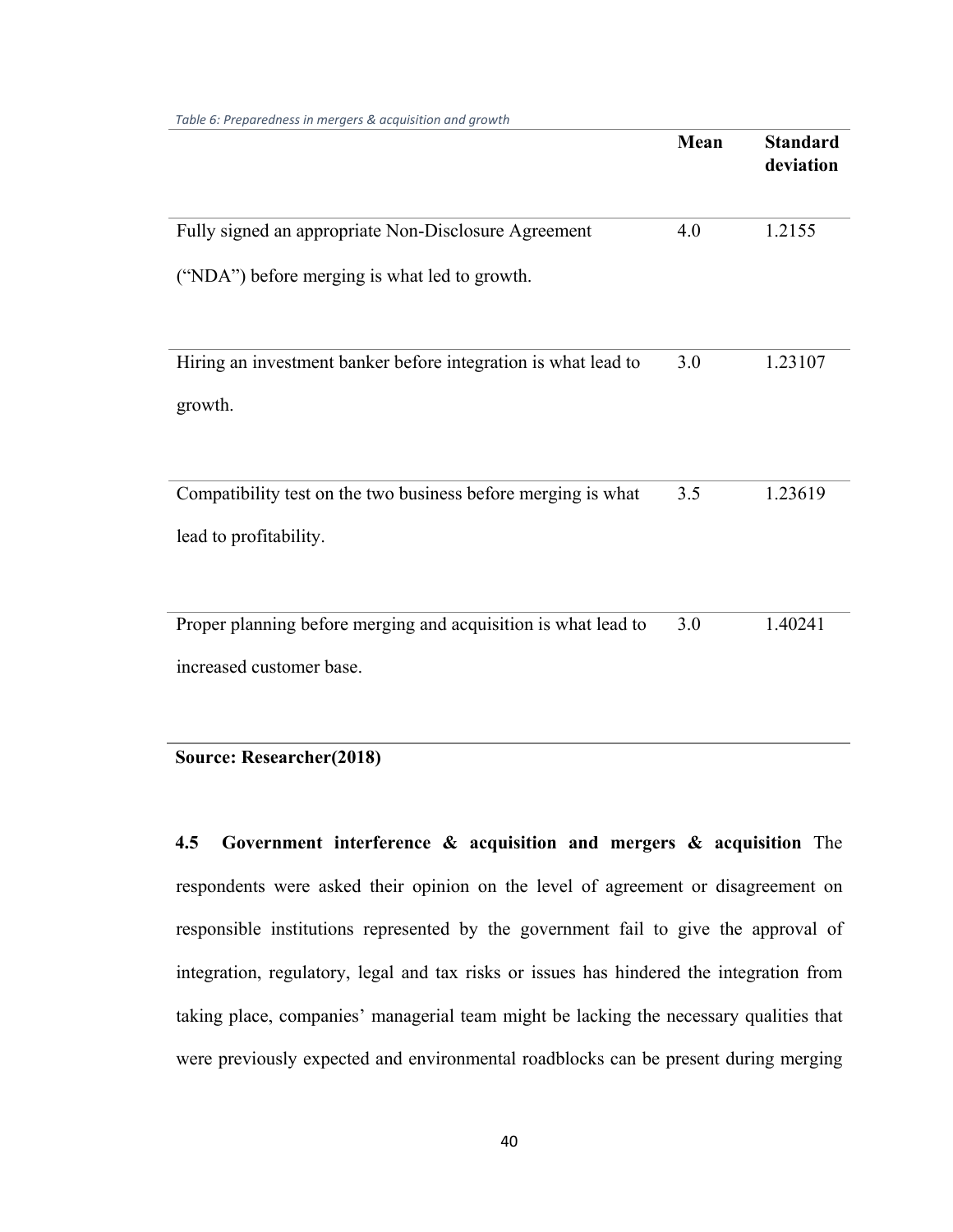*Table 6: Preparedness in mergers & acquisition and growth*

| | Mean | Standard deviation |
|---|---|---|
| Fully signed an appropriate Non-Disclosure Agreement ("NDA") before merging is what led to growth. | 4.0 | 1.2155 |
| Hiring an investment banker before integration is what lead to growth. | 3.0 | 1.23107 |
| Compatibility test on the two business before merging is what lead to profitability. | 3.5 | 1.23619 |
| Proper planning before merging and acquisition is what lead to increased customer base. | 3.0 | 1.40241 |

**Source: Researcher(2018)**

**4.5 Government interference & acquisition and mergers & acquisition** The respondents were asked their opinion on the level of agreement or disagreement on responsible institutions represented by the government fail to give the approval of integration, regulatory, legal and tax risks or issues has hindered the integration from taking place, companies' managerial team might be lacking the necessary qualities that were previously expected and environmental roadblocks can be present during merging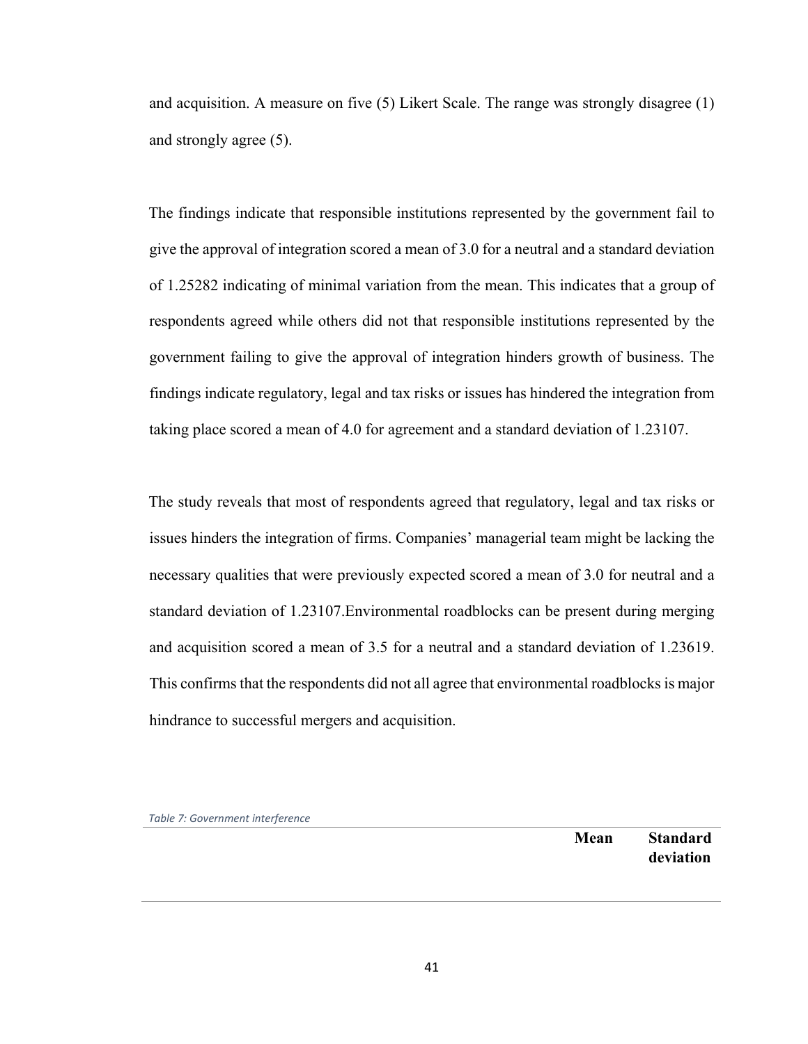and acquisition. A measure on five (5) Likert Scale. The range was strongly disagree (1) and strongly agree (5).

The findings indicate that responsible institutions represented by the government fail to give the approval of integration scored a mean of 3.0 for a neutral and a standard deviation of 1.25282 indicating of minimal variation from the mean. This indicates that a group of respondents agreed while others did not that responsible institutions represented by the government failing to give the approval of integration hinders growth of business. The findings indicate regulatory, legal and tax risks or issues has hindered the integration from taking place scored a mean of 4.0 for agreement and a standard deviation of 1.23107.

The study reveals that most of respondents agreed that regulatory, legal and tax risks or issues hinders the integration of firms. Companies' managerial team might be lacking the necessary qualities that were previously expected scored a mean of 3.0 for neutral and a standard deviation of 1.23107.Environmental roadblocks can be present during merging and acquisition scored a mean of 3.5 for a neutral and a standard deviation of 1.23619. This confirms that the respondents did not all agree that environmental roadblocks is major hindrance to successful mergers and acquisition.

*Table 7: Government interference*

| | **Mean** | **Standard deviation** |
|---|---|---|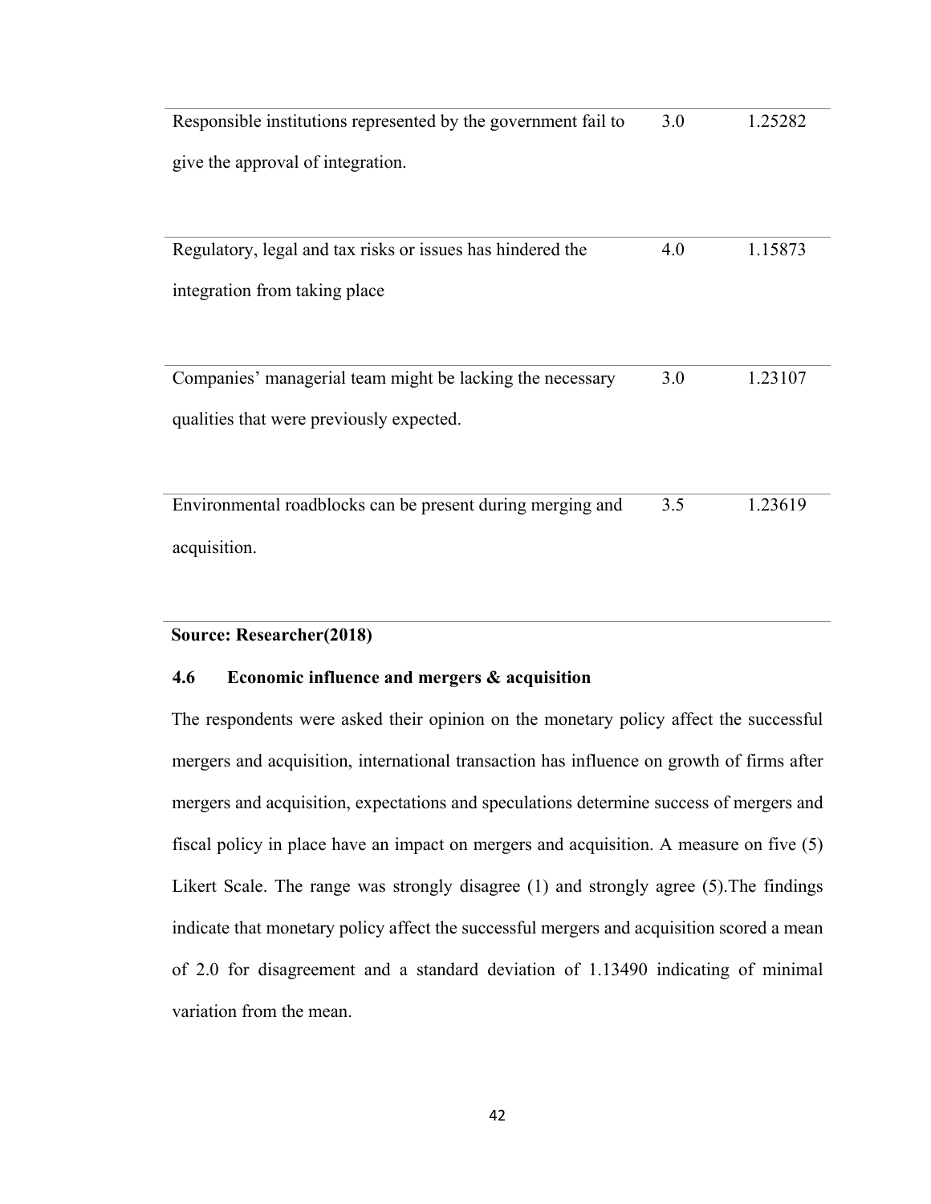| | | |
|---|---|---|
| Responsible institutions represented by the government fail to give the approval of integration. | 3.0 | 1.25282 |
| Regulatory, legal and tax risks or issues has hindered the integration from taking place | 4.0 | 1.15873 |
| Companies' managerial team might be lacking the necessary qualities that were previously expected. | 3.0 | 1.23107 |
| Environmental roadblocks can be present during merging and acquisition. | 3.5 | 1.23619 |

**Source: Researcher(2018)**

### 4.6 Economic influence and mergers & acquisition

The respondents were asked their opinion on the monetary policy affect the successful mergers and acquisition, international transaction has influence on growth of firms after mergers and acquisition, expectations and speculations determine success of mergers and fiscal policy in place have an impact on mergers and acquisition. A measure on five (5) Likert Scale. The range was strongly disagree (1) and strongly agree (5).The findings indicate that monetary policy affect the successful mergers and acquisition scored a mean of 2.0 for disagreement and a standard deviation of 1.13490 indicating of minimal variation from the mean.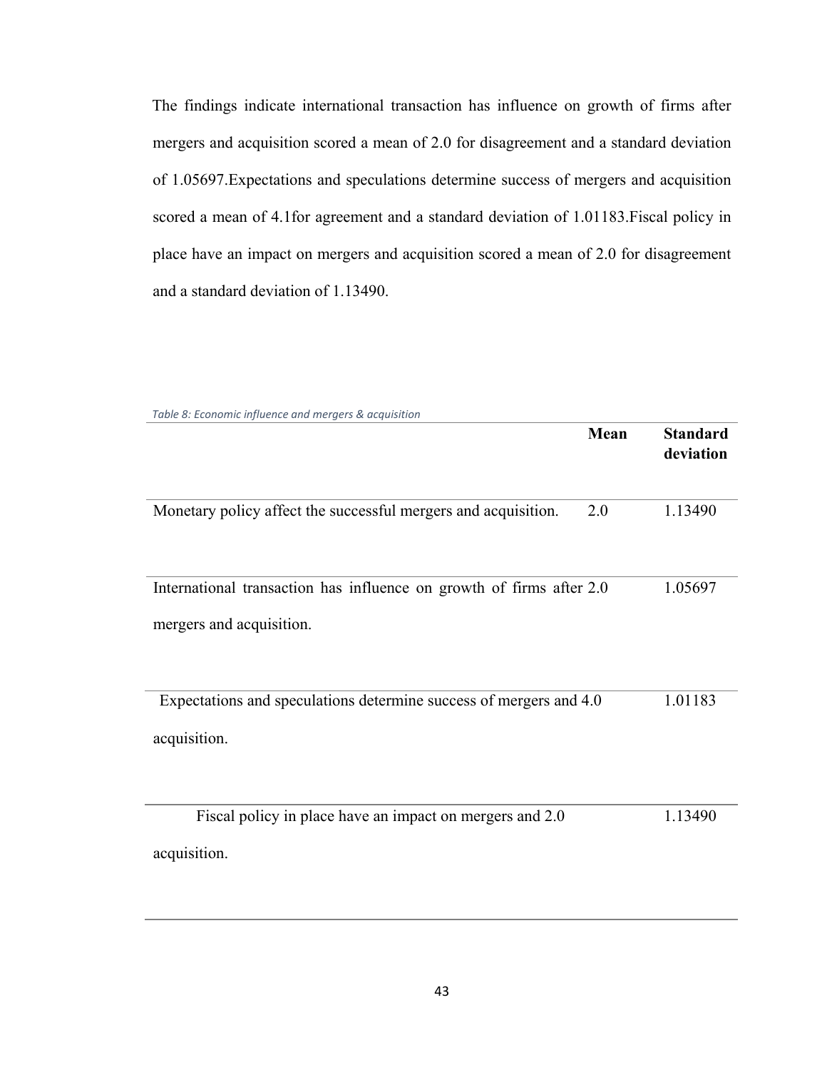The findings indicate international transaction has influence on growth of firms after mergers and acquisition scored a mean of 2.0 for disagreement and a standard deviation of 1.05697.Expectations and speculations determine success of mergers and acquisition scored a mean of 4.1for agreement and a standard deviation of 1.01183.Fiscal policy in place have an impact on mergers and acquisition scored a mean of 2.0 for disagreement and a standard deviation of 1.13490.

*Table 8: Economic influence and mergers & acquisition*

| | **Mean** | **Standard deviation** |
|---|---|---|
| Monetary policy affect the successful mergers and acquisition. | 2.0 | 1.13490 |
| International transaction has influence on growth of firms after mergers and acquisition. | 2.0 | 1.05697 |
| Expectations and speculations determine success of mergers and acquisition. | 4.0 | 1.01183 |
| Fiscal policy in place have an impact on mergers and acquisition. | 2.0 | 1.13490 |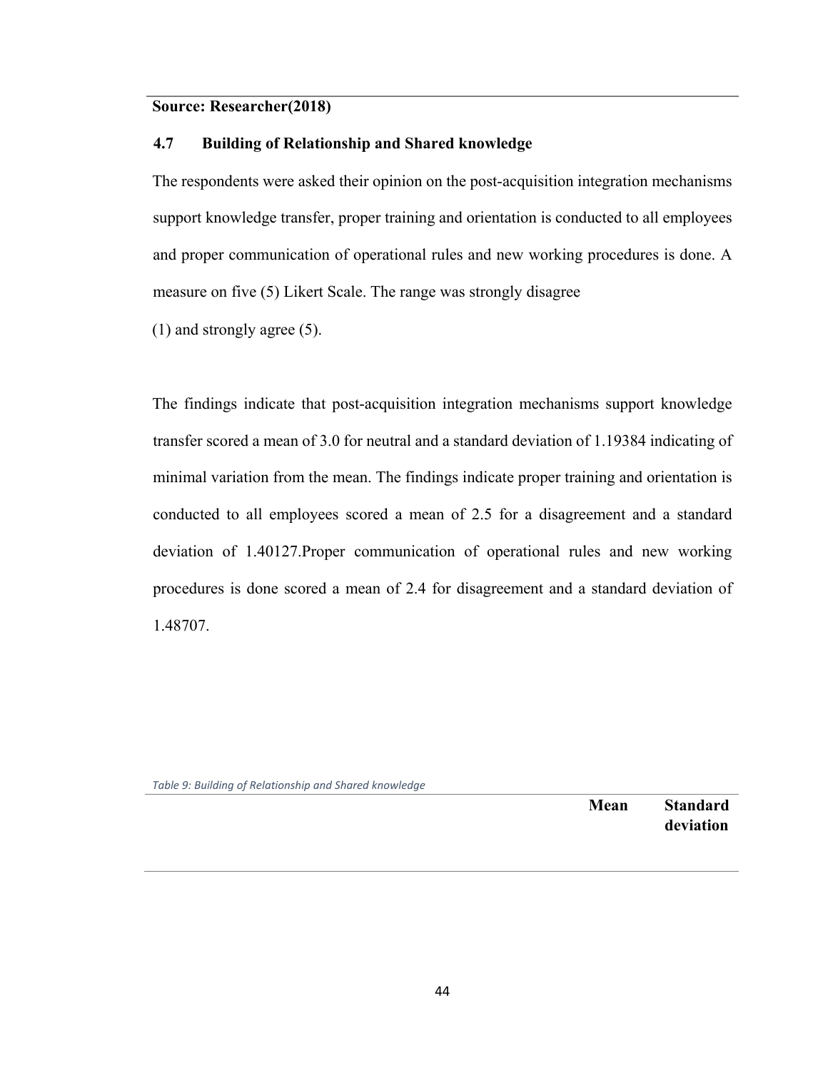**Source: Researcher(2018)**

## 4.7 Building of Relationship and Shared knowledge

The respondents were asked their opinion on the post-acquisition integration mechanisms support knowledge transfer, proper training and orientation is conducted to all employees and proper communication of operational rules and new working procedures is done. A measure on five (5) Likert Scale. The range was strongly disagree

(1) and strongly agree (5).

The findings indicate that post-acquisition integration mechanisms support knowledge transfer scored a mean of 3.0 for neutral and a standard deviation of 1.19384 indicating of minimal variation from the mean. The findings indicate proper training and orientation is conducted to all employees scored a mean of 2.5 for a disagreement and a standard deviation of 1.40127.Proper communication of operational rules and new working procedures is done scored a mean of 2.4 for disagreement and a standard deviation of 1.48707.

*Table 9: Building of Relationship and Shared knowledge*

| | **Mean** | **Standard deviation** |
|---|---|---|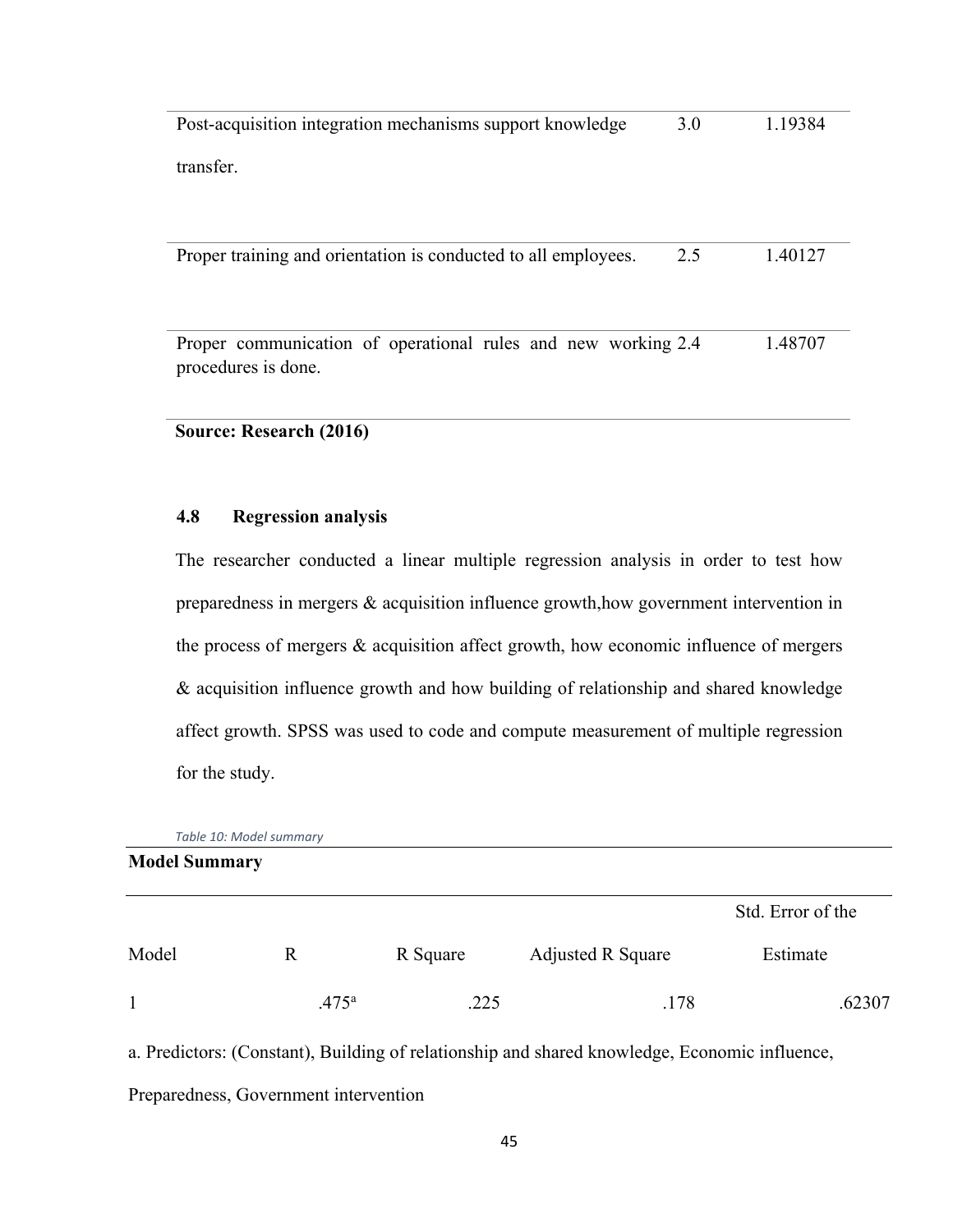| | | |
|---|---|---|
| Post-acquisition integration mechanisms support knowledge transfer. | 3.0 | 1.19384 |
| Proper training and orientation is conducted to all employees. | 2.5 | 1.40127 |
| Proper communication of operational rules and new working procedures is done. | 2.4 | 1.48707 |

**Source: Research (2016)**

### 4.8 Regression analysis

The researcher conducted a linear multiple regression analysis in order to test how preparedness in mergers & acquisition influence growth,how government intervention in the process of mergers & acquisition affect growth, how economic influence of mergers & acquisition influence growth and how building of relationship and shared knowledge affect growth. SPSS was used to code and compute measurement of multiple regression for the study.

*Table 10: Model summary*

**Model Summary**

| Model | R | R Square | Adjusted R Square | Std. Error of the Estimate |
|---|---|---|---|---|
| 1 | .475[a] | .225 | .178 | .62307 |

a. Predictors: (Constant), Building of relationship and shared knowledge, Economic influence, Preparedness, Government intervention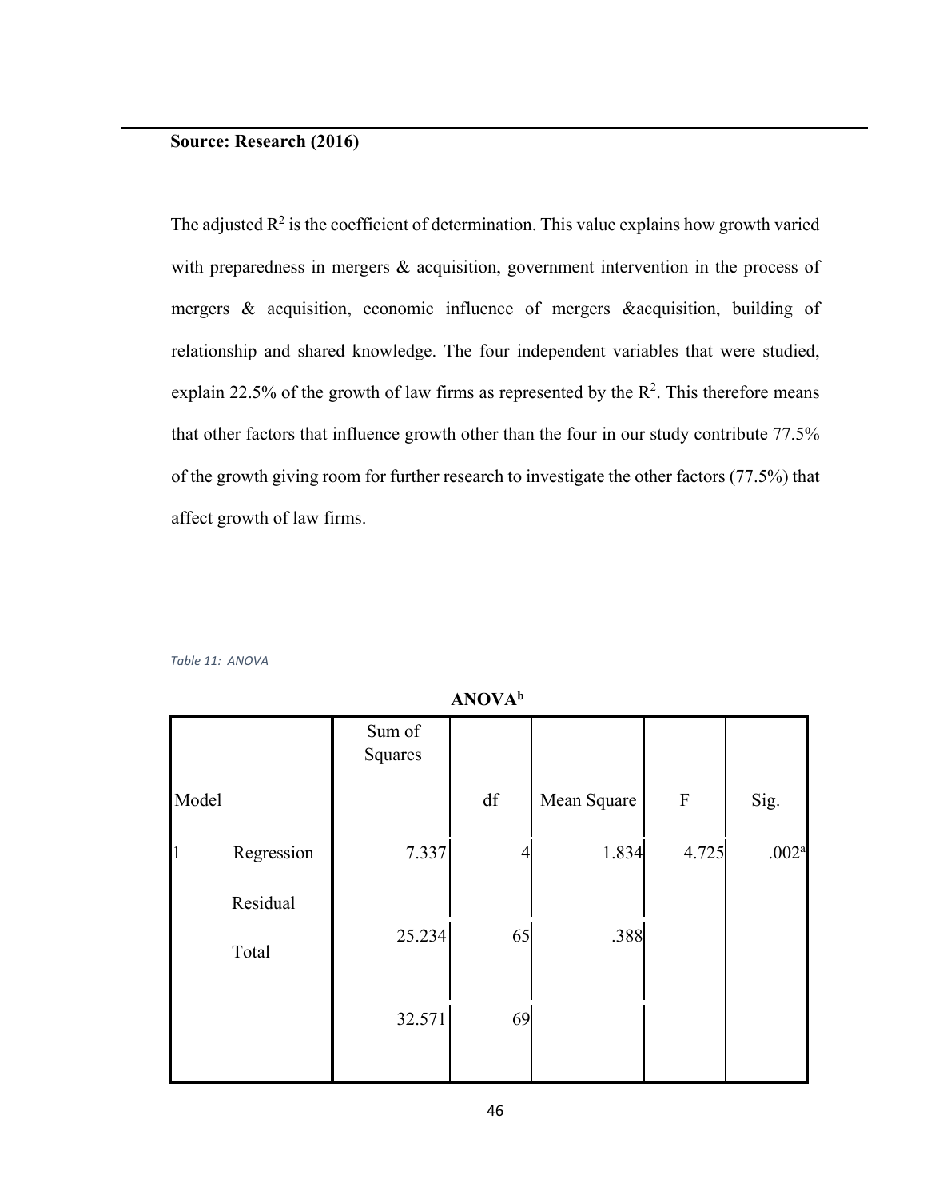**Source: Research (2016)**

The adjusted $R^2$ is the coefficient of determination. This value explains how growth varied with preparedness in mergers & acquisition, government intervention in the process of mergers & acquisition, economic influence of mergers &acquisition, building of relationship and shared knowledge. The four independent variables that were studied, explain 22.5% of the growth of law firms as represented by the $R^2$. This therefore means that other factors that influence growth other than the four in our study contribute 77.5% of the growth giving room for further research to investigate the other factors (77.5%) that affect growth of law firms.

*Table 11: ANOVA*

**ANOVA[b]**

| Model | | Sum of Squares | df | Mean Square | F | Sig. |
|---|---|---|---|---|---|---|
| 1 | Regression | 7.337 | 4 | 1.834 | 4.725 | .002[a] |
| | Residual | 25.234 | 65 | .388 | | |
| | Total | 32.571 | 69 | | | |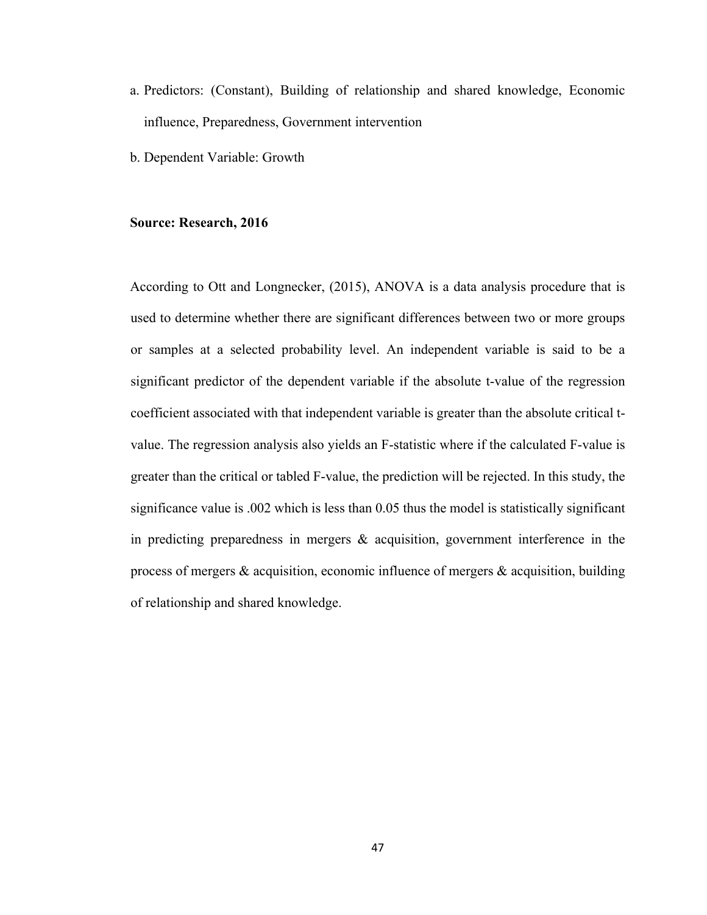a. Predictors: (Constant), Building of relationship and shared knowledge, Economic influence, Preparedness, Government intervention

b. Dependent Variable: Growth

**Source: Research, 2016**

According to Ott and Longnecker, (2015), ANOVA is a data analysis procedure that is used to determine whether there are significant differences between two or more groups or samples at a selected probability level. An independent variable is said to be a significant predictor of the dependent variable if the absolute t-value of the regression coefficient associated with that independent variable is greater than the absolute critical t-value. The regression analysis also yields an F-statistic where if the calculated F-value is greater than the critical or tabled F-value, the prediction will be rejected. In this study, the significance value is .002 which is less than 0.05 thus the model is statistically significant in predicting preparedness in mergers & acquisition, government interference in the process of mergers & acquisition, economic influence of mergers & acquisition, building of relationship and shared knowledge.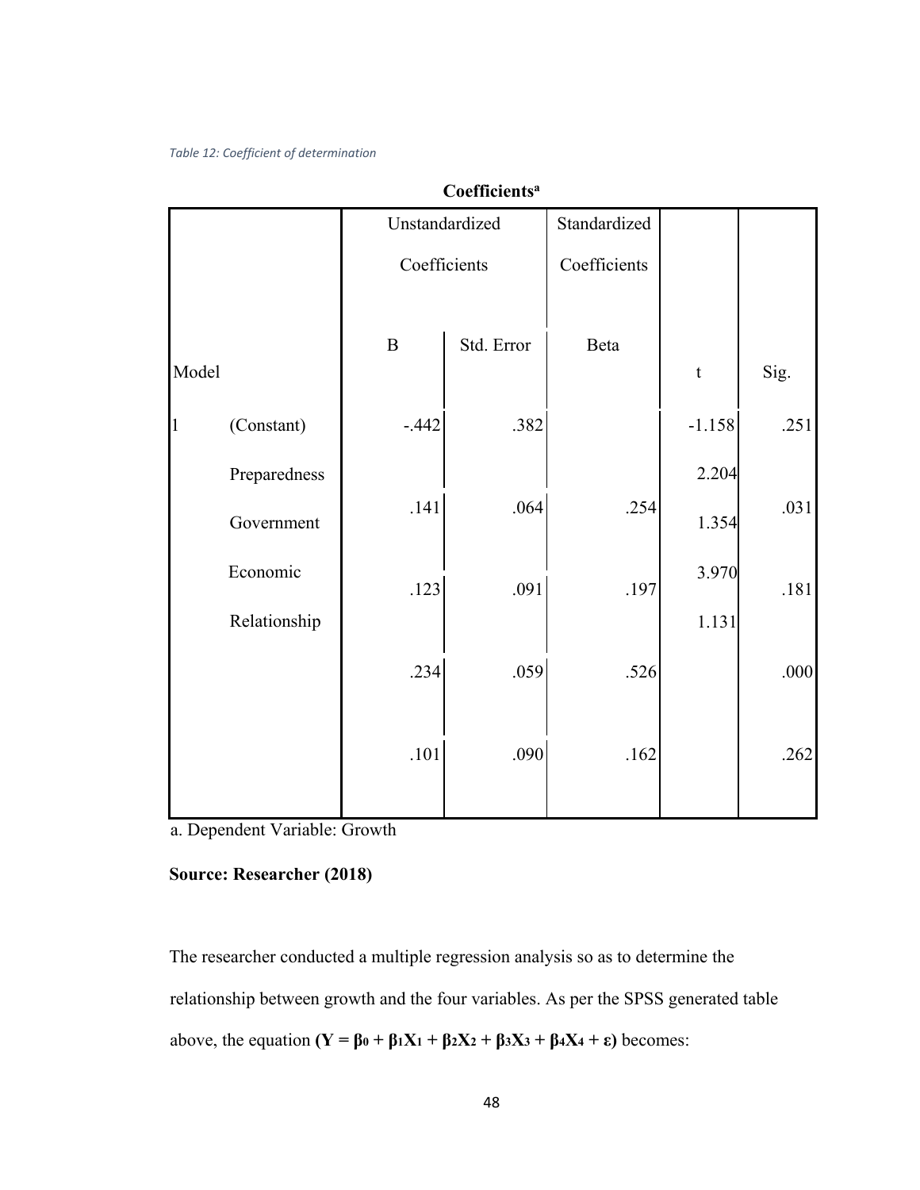*Table 12: Coefficient of determination*

**Coefficients[a]**

| Model | | Unstandardized Coefficients | | Standardized Coefficients | t | Sig. |
|---|---|---|---|---|---|---|
| | | B | Std. Error | Beta | | |
| 1 | (Constant) | -.442 | .382 | | -1.158 | .251 |
| | Preparedness | .141 | .064 | .254 | 2.204 | .031 |
| | Government | .123 | .091 | .197 | 1.354 | .181 |
| | Economic | .234 | .059 | .526 | 3.970 | .000 |
| | Relationship | .101 | .090 | .162 | 1.131 | .262 |

a. Dependent Variable: Growth

**Source: Researcher (2018)**

The researcher conducted a multiple regression analysis so as to determine the relationship between growth and the four variables. As per the SPSS generated table above, the equation **($Y = \beta_0 + \beta_1X_1 + \beta_2X_2 + \beta_3X_3 + \beta_4X_4 + \varepsilon$)** becomes: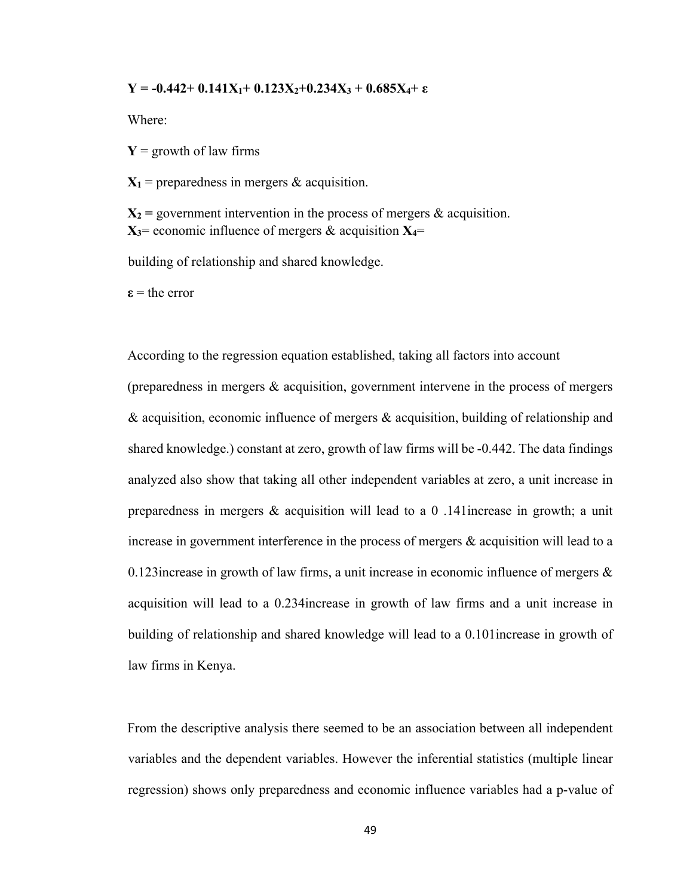$$Y = -0.442 + 0.141X_1 + 0.123X_2 + 0.234X_3 + 0.685X_4 + \varepsilon$$

Where:

**$Y$** = growth of law firms

**$X_1$** = preparedness in mergers & acquisition.

**$X_2$ =** government intervention in the process of mergers & acquisition.

**$X_3$**= economic influence of mergers & acquisition **$X_4$**=

building of relationship and shared knowledge.

**$\varepsilon$** = the error

According to the regression equation established, taking all factors into account (preparedness in mergers & acquisition, government intervene in the process of mergers & acquisition, economic influence of mergers & acquisition, building of relationship and shared knowledge.) constant at zero, growth of law firms will be -0.442. The data findings analyzed also show that taking all other independent variables at zero, a unit increase in preparedness in mergers & acquisition will lead to a 0 .141increase in growth; a unit increase in government interference in the process of mergers & acquisition will lead to a 0.123increase in growth of law firms, a unit increase in economic influence of mergers & acquisition will lead to a 0.234increase in growth of law firms and a unit increase in building of relationship and shared knowledge will lead to a 0.101increase in growth of law firms in Kenya.

From the descriptive analysis there seemed to be an association between all independent variables and the dependent variables. However the inferential statistics (multiple linear regression) shows only preparedness and economic influence variables had a p-value of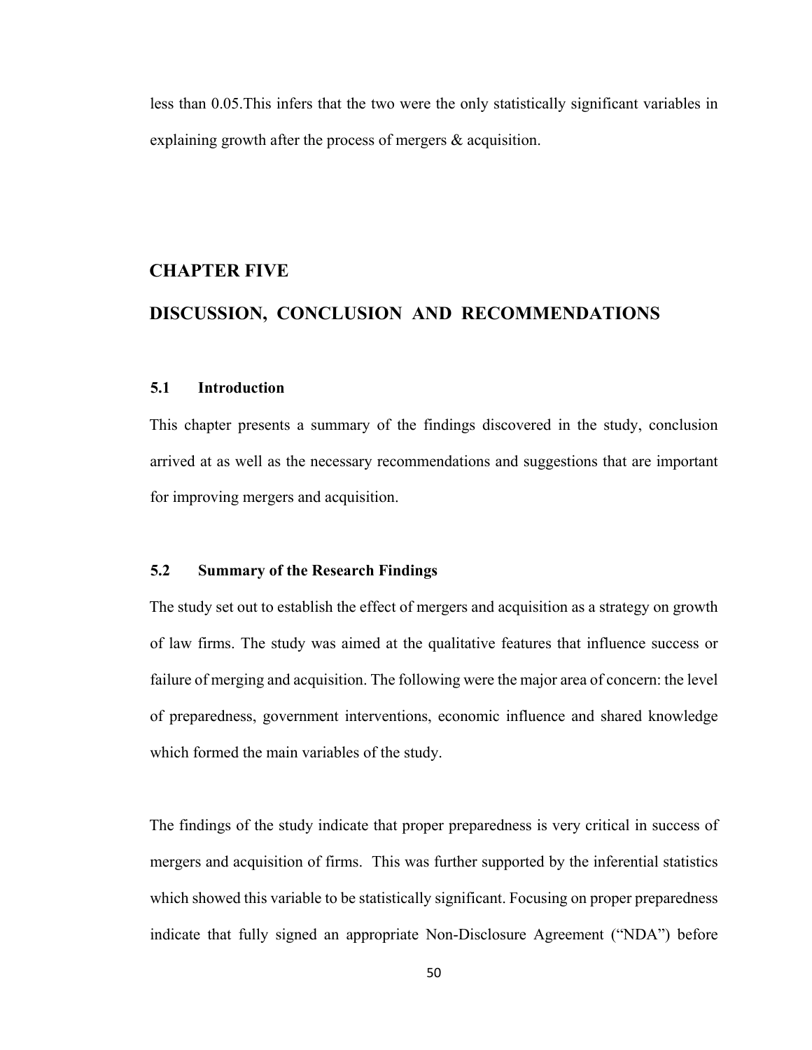less than 0.05.This infers that the two were the only statistically significant variables in explaining growth after the process of mergers & acquisition.

# CHAPTER FIVE

# DISCUSSION, CONCLUSION AND RECOMMENDATIONS

## 5.1 Introduction

This chapter presents a summary of the findings discovered in the study, conclusion arrived at as well as the necessary recommendations and suggestions that are important for improving mergers and acquisition.

## 5.2 Summary of the Research Findings

The study set out to establish the effect of mergers and acquisition as a strategy on growth of law firms. The study was aimed at the qualitative features that influence success or failure of merging and acquisition. The following were the major area of concern: the level of preparedness, government interventions, economic influence and shared knowledge which formed the main variables of the study.

The findings of the study indicate that proper preparedness is very critical in success of mergers and acquisition of firms. This was further supported by the inferential statistics which showed this variable to be statistically significant. Focusing on proper preparedness indicate that fully signed an appropriate Non-Disclosure Agreement ("NDA") before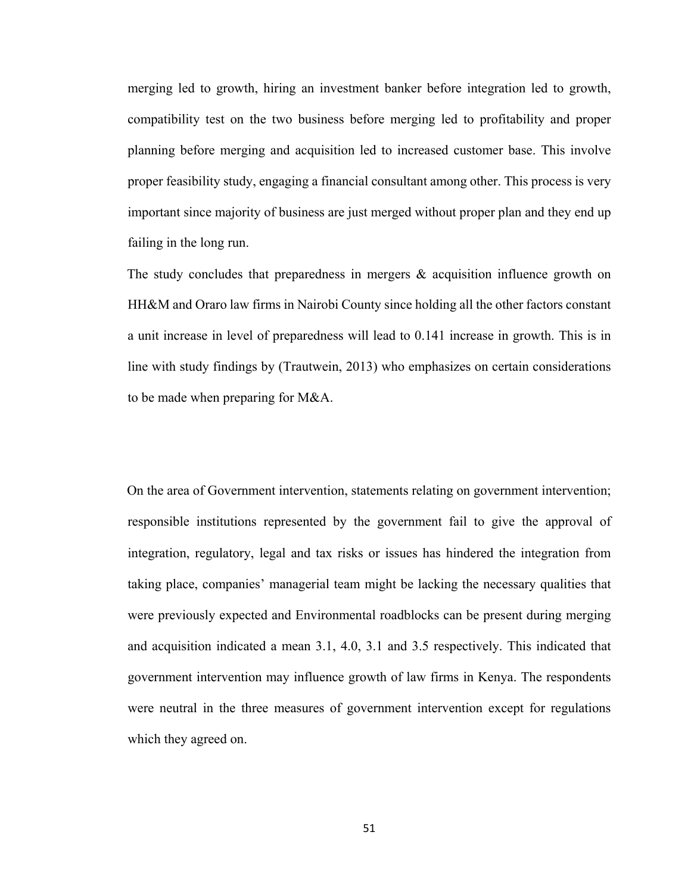merging led to growth, hiring an investment banker before integration led to growth, compatibility test on the two business before merging led to profitability and proper planning before merging and acquisition led to increased customer base. This involve proper feasibility study, engaging a financial consultant among other. This process is very important since majority of business are just merged without proper plan and they end up failing in the long run.

The study concludes that preparedness in mergers & acquisition influence growth on HH&M and Oraro law firms in Nairobi County since holding all the other factors constant a unit increase in level of preparedness will lead to 0.141 increase in growth. This is in line with study findings by (Trautwein, 2013) who emphasizes on certain considerations to be made when preparing for M&A.

On the area of Government intervention, statements relating on government intervention; responsible institutions represented by the government fail to give the approval of integration, regulatory, legal and tax risks or issues has hindered the integration from taking place, companies' managerial team might be lacking the necessary qualities that were previously expected and Environmental roadblocks can be present during merging and acquisition indicated a mean 3.1, 4.0, 3.1 and 3.5 respectively. This indicated that government intervention may influence growth of law firms in Kenya. The respondents were neutral in the three measures of government intervention except for regulations which they agreed on.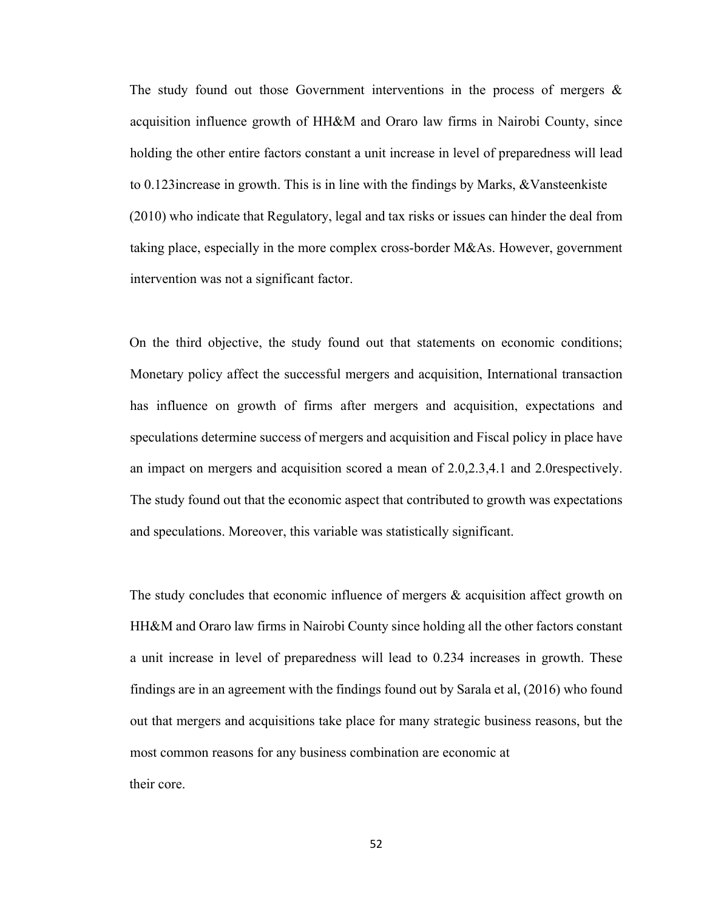The study found out those Government interventions in the process of mergers & acquisition influence growth of HH&M and Oraro law firms in Nairobi County, since holding the other entire factors constant a unit increase in level of preparedness will lead to 0.123increase in growth. This is in line with the findings by Marks, &Vansteenkiste (2010) who indicate that Regulatory, legal and tax risks or issues can hinder the deal from taking place, especially in the more complex cross-border M&As. However, government intervention was not a significant factor.

On the third objective, the study found out that statements on economic conditions; Monetary policy affect the successful mergers and acquisition, International transaction has influence on growth of firms after mergers and acquisition, expectations and speculations determine success of mergers and acquisition and Fiscal policy in place have an impact on mergers and acquisition scored a mean of 2.0,2.3,4.1 and 2.0respectively. The study found out that the economic aspect that contributed to growth was expectations and speculations. Moreover, this variable was statistically significant.

The study concludes that economic influence of mergers & acquisition affect growth on HH&M and Oraro law firms in Nairobi County since holding all the other factors constant a unit increase in level of preparedness will lead to 0.234 increases in growth. These findings are in an agreement with the findings found out by Sarala et al, (2016) who found out that mergers and acquisitions take place for many strategic business reasons, but the most common reasons for any business combination are economic at their core.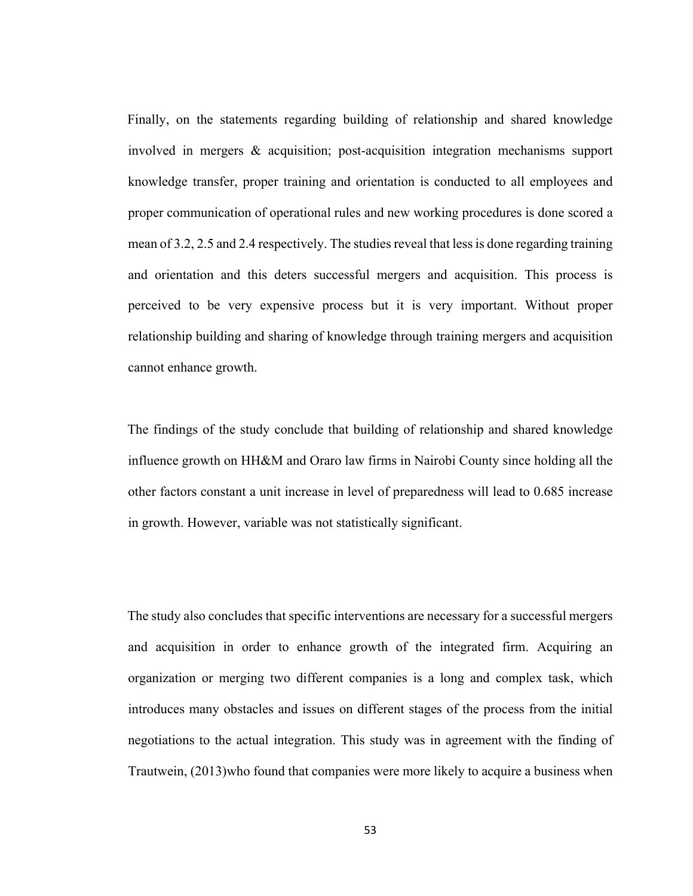Finally, on the statements regarding building of relationship and shared knowledge involved in mergers & acquisition; post-acquisition integration mechanisms support knowledge transfer, proper training and orientation is conducted to all employees and proper communication of operational rules and new working procedures is done scored a mean of 3.2, 2.5 and 2.4 respectively. The studies reveal that less is done regarding training and orientation and this deters successful mergers and acquisition. This process is perceived to be very expensive process but it is very important. Without proper relationship building and sharing of knowledge through training mergers and acquisition cannot enhance growth.

The findings of the study conclude that building of relationship and shared knowledge influence growth on HH&M and Oraro law firms in Nairobi County since holding all the other factors constant a unit increase in level of preparedness will lead to 0.685 increase in growth. However, variable was not statistically significant.

The study also concludes that specific interventions are necessary for a successful mergers and acquisition in order to enhance growth of the integrated firm. Acquiring an organization or merging two different companies is a long and complex task, which introduces many obstacles and issues on different stages of the process from the initial negotiations to the actual integration. This study was in agreement with the finding of Trautwein, (2013)who found that companies were more likely to acquire a business when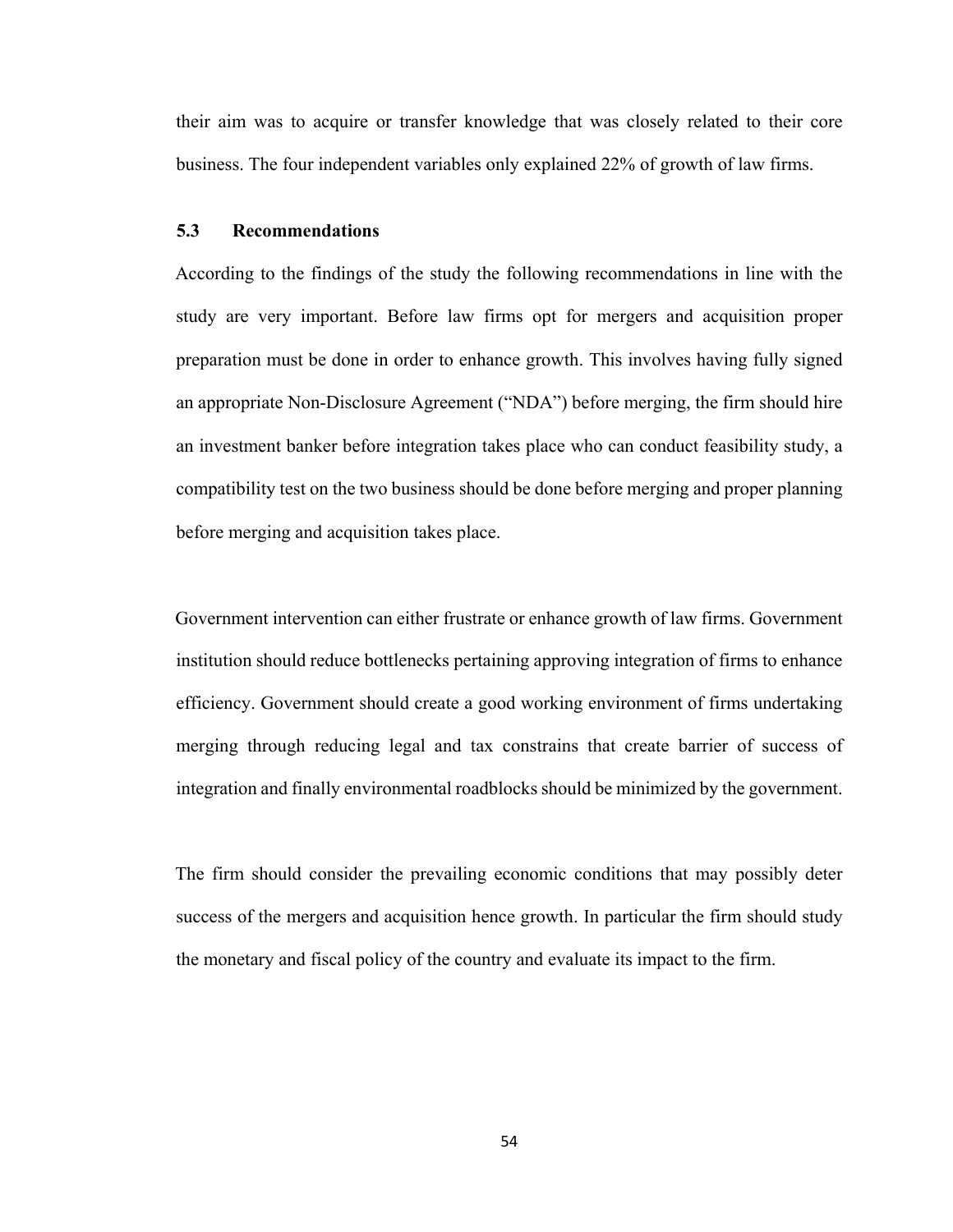their aim was to acquire or transfer knowledge that was closely related to their core business. The four independent variables only explained 22% of growth of law firms.

## 5.3 Recommendations

According to the findings of the study the following recommendations in line with the study are very important. Before law firms opt for mergers and acquisition proper preparation must be done in order to enhance growth. This involves having fully signed an appropriate Non-Disclosure Agreement ("NDA") before merging, the firm should hire an investment banker before integration takes place who can conduct feasibility study, a compatibility test on the two business should be done before merging and proper planning before merging and acquisition takes place.

Government intervention can either frustrate or enhance growth of law firms. Government institution should reduce bottlenecks pertaining approving integration of firms to enhance efficiency. Government should create a good working environment of firms undertaking merging through reducing legal and tax constrains that create barrier of success of integration and finally environmental roadblocks should be minimized by the government.

The firm should consider the prevailing economic conditions that may possibly deter success of the mergers and acquisition hence growth. In particular the firm should study the monetary and fiscal policy of the country and evaluate its impact to the firm.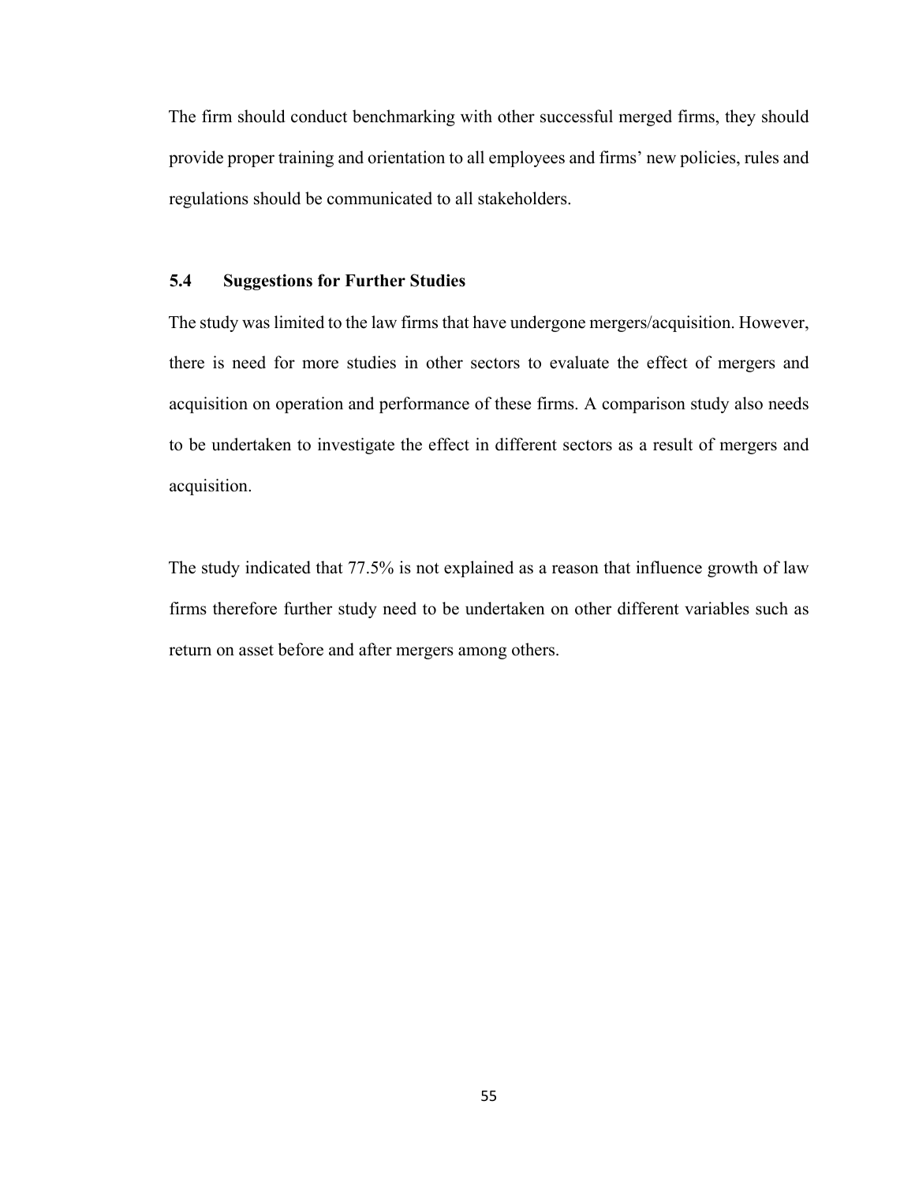The firm should conduct benchmarking with other successful merged firms, they should provide proper training and orientation to all employees and firms' new policies, rules and regulations should be communicated to all stakeholders.

### 5.4 Suggestions for Further Studies

The study was limited to the law firms that have undergone mergers/acquisition. However, there is need for more studies in other sectors to evaluate the effect of mergers and acquisition on operation and performance of these firms. A comparison study also needs to be undertaken to investigate the effect in different sectors as a result of mergers and acquisition.

The study indicated that 77.5% is not explained as a reason that influence growth of law firms therefore further study need to be undertaken on other different variables such as return on asset before and after mergers among others.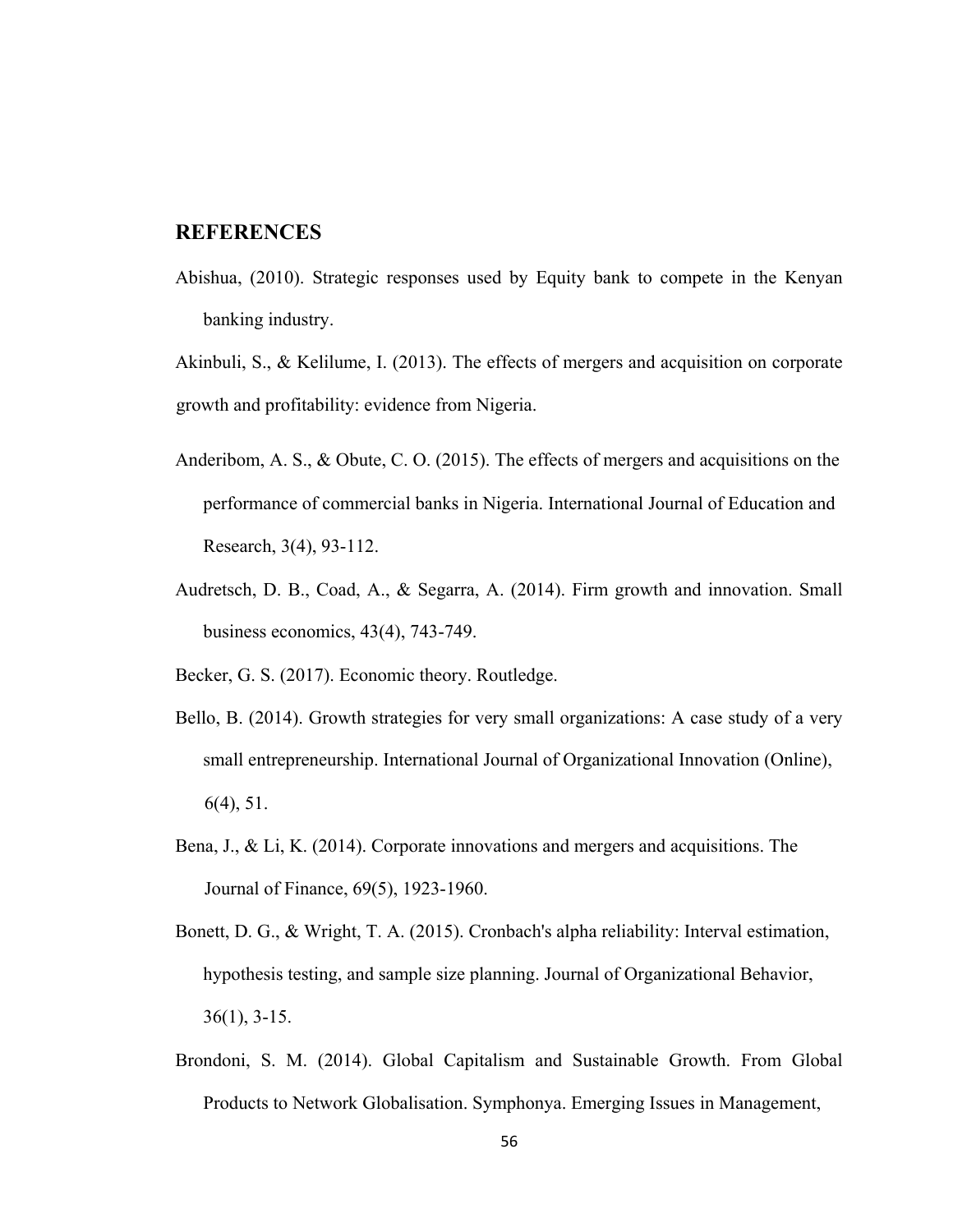## REFERENCES

Abishua, (2010). Strategic responses used by Equity bank to compete in the Kenyan banking industry.

Akinbuli, S., & Kelilume, I. (2013). The effects of mergers and acquisition on corporate growth and profitability: evidence from Nigeria.

Anderibom, A. S., & Obute, C. O. (2015). The effects of mergers and acquisitions on the performance of commercial banks in Nigeria. International Journal of Education and Research, 3(4), 93-112.

Audretsch, D. B., Coad, A., & Segarra, A. (2014). Firm growth and innovation. Small business economics, 43(4), 743-749.

Becker, G. S. (2017). Economic theory. Routledge.

Bello, B. (2014). Growth strategies for very small organizations: A case study of a very small entrepreneurship. International Journal of Organizational Innovation (Online), 6(4), 51.

Bena, J., & Li, K. (2014). Corporate innovations and mergers and acquisitions. The Journal of Finance, 69(5), 1923-1960.

Bonett, D. G., & Wright, T. A. (2015). Cronbach's alpha reliability: Interval estimation, hypothesis testing, and sample size planning. Journal of Organizational Behavior, 36(1), 3-15.

Brondoni, S. M. (2014). Global Capitalism and Sustainable Growth. From Global Products to Network Globalisation. Symphonya. Emerging Issues in Management,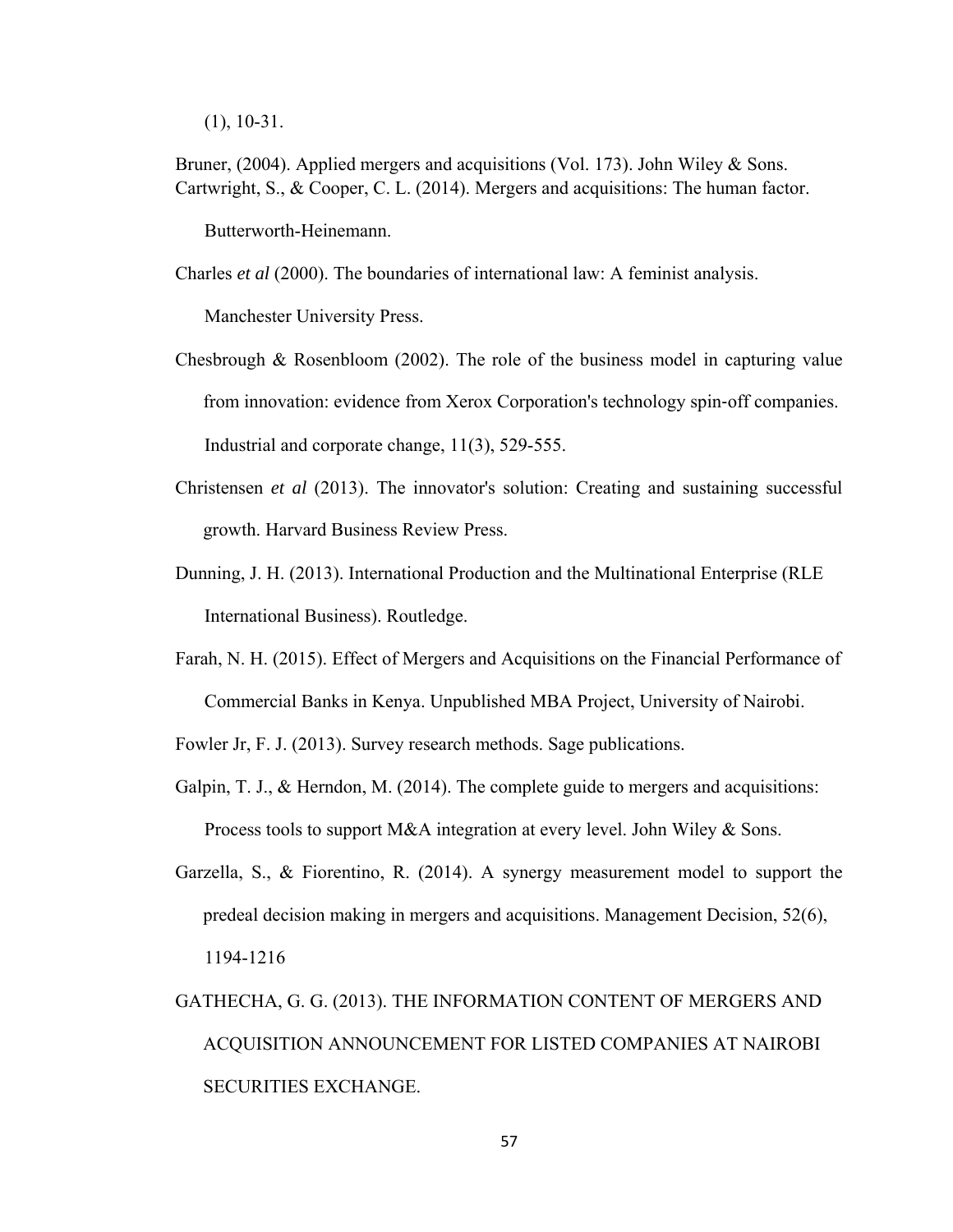(1), 10-31.

Bruner, (2004). Applied mergers and acquisitions (Vol. 173). John Wiley & Sons.

Cartwright, S., & Cooper, C. L. (2014). Mergers and acquisitions: The human factor. Butterworth-Heinemann.

Charles *et al* (2000). The boundaries of international law: A feminist analysis. Manchester University Press.

Chesbrough & Rosenbloom (2002). The role of the business model in capturing value from innovation: evidence from Xerox Corporation's technology spin-off companies. Industrial and corporate change, 11(3), 529-555.

Christensen *et al* (2013). The innovator's solution: Creating and sustaining successful growth. Harvard Business Review Press.

Dunning, J. H. (2013). International Production and the Multinational Enterprise (RLE International Business). Routledge.

Farah, N. H. (2015). Effect of Mergers and Acquisitions on the Financial Performance of Commercial Banks in Kenya. Unpublished MBA Project, University of Nairobi.

Fowler Jr, F. J. (2013). Survey research methods. Sage publications.

Galpin, T. J., & Herndon, M. (2014). The complete guide to mergers and acquisitions: Process tools to support M&A integration at every level. John Wiley & Sons.

Garzella, S., & Fiorentino, R. (2014). A synergy measurement model to support the predeal decision making in mergers and acquisitions. Management Decision, 52(6), 1194-1216

GATHECHA, G. G. (2013). THE INFORMATION CONTENT OF MERGERS AND ACQUISITION ANNOUNCEMENT FOR LISTED COMPANIES AT NAIROBI SECURITIES EXCHANGE.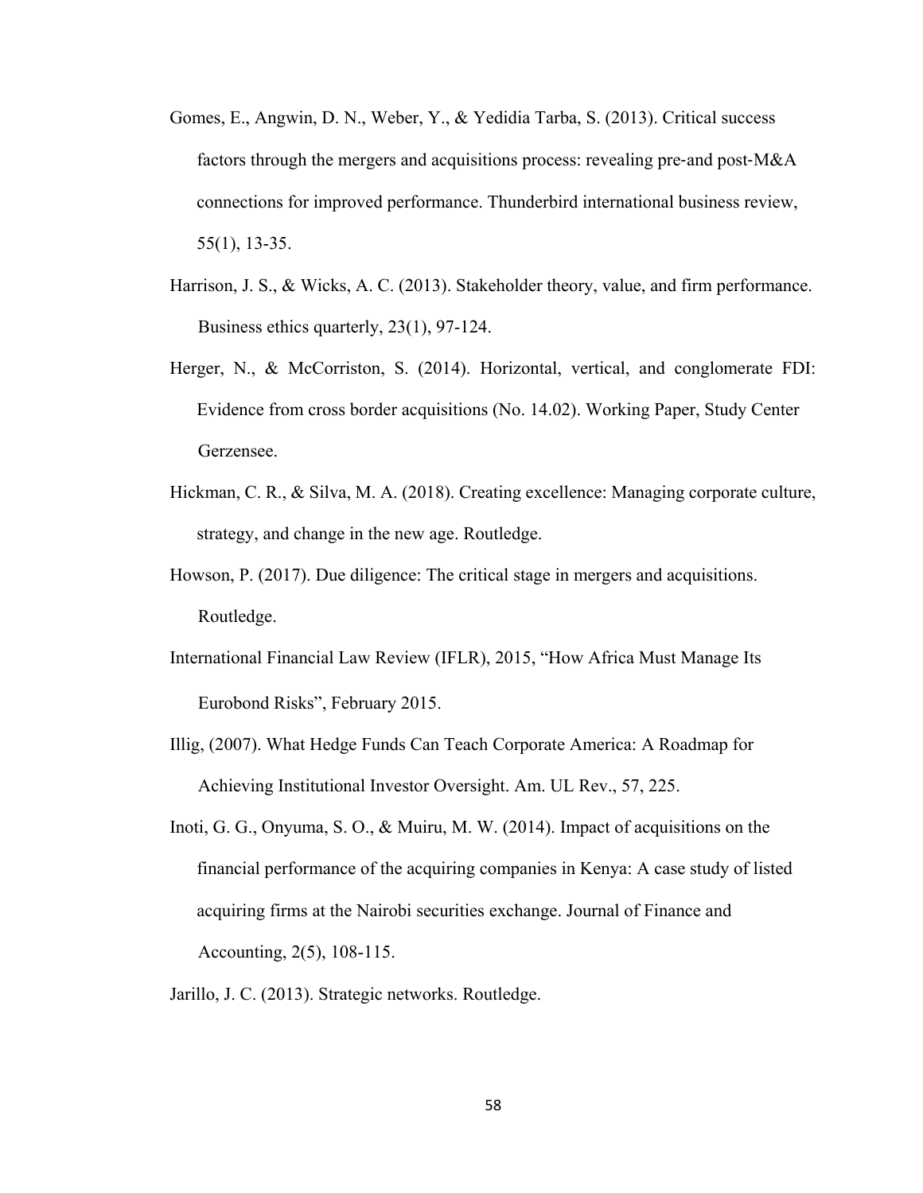Gomes, E., Angwin, D. N., Weber, Y., & Yedidia Tarba, S. (2013). Critical success factors through the mergers and acquisitions process: revealing pre-and post-M&A connections for improved performance. Thunderbird international business review, 55(1), 13-35.

Harrison, J. S., & Wicks, A. C. (2013). Stakeholder theory, value, and firm performance. Business ethics quarterly, 23(1), 97-124.

Herger, N., & McCorriston, S. (2014). Horizontal, vertical, and conglomerate FDI: Evidence from cross border acquisitions (No. 14.02). Working Paper, Study Center Gerzensee.

Hickman, C. R., & Silva, M. A. (2018). Creating excellence: Managing corporate culture, strategy, and change in the new age. Routledge.

Howson, P. (2017). Due diligence: The critical stage in mergers and acquisitions. Routledge.

International Financial Law Review (IFLR), 2015, "How Africa Must Manage Its Eurobond Risks", February 2015.

Illig, (2007). What Hedge Funds Can Teach Corporate America: A Roadmap for Achieving Institutional Investor Oversight. Am. UL Rev., 57, 225.

Inoti, G. G., Onyuma, S. O., & Muiru, M. W. (2014). Impact of acquisitions on the financial performance of the acquiring companies in Kenya: A case study of listed acquiring firms at the Nairobi securities exchange. Journal of Finance and Accounting, 2(5), 108-115.

Jarillo, J. C. (2013). Strategic networks. Routledge.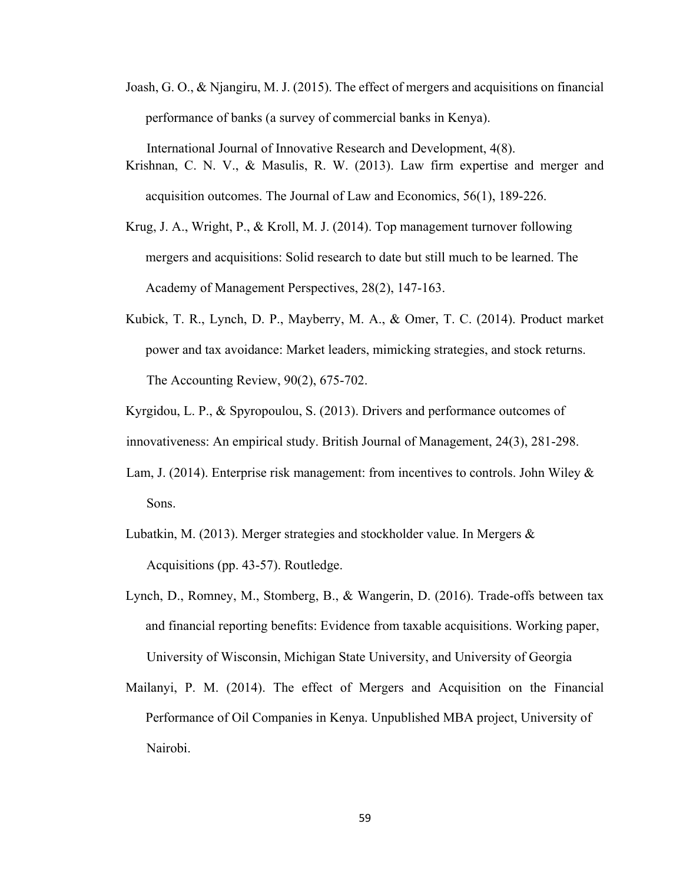Joash, G. O., & Njangiru, M. J. (2015). The effect of mergers and acquisitions on financial performance of banks (a survey of commercial banks in Kenya). International Journal of Innovative Research and Development, 4(8).

Krishnan, C. N. V., & Masulis, R. W. (2013). Law firm expertise and merger and acquisition outcomes. The Journal of Law and Economics, 56(1), 189-226.

Krug, J. A., Wright, P., & Kroll, M. J. (2014). Top management turnover following mergers and acquisitions: Solid research to date but still much to be learned. The Academy of Management Perspectives, 28(2), 147-163.

Kubick, T. R., Lynch, D. P., Mayberry, M. A., & Omer, T. C. (2014). Product market power and tax avoidance: Market leaders, mimicking strategies, and stock returns. The Accounting Review, 90(2), 675-702.

Kyrgidou, L. P., & Spyropoulou, S. (2013). Drivers and performance outcomes of innovativeness: An empirical study. British Journal of Management, 24(3), 281-298.

Lam, J. (2014). Enterprise risk management: from incentives to controls. John Wiley & Sons.

Lubatkin, M. (2013). Merger strategies and stockholder value. In Mergers & Acquisitions (pp. 43-57). Routledge.

Lynch, D., Romney, M., Stomberg, B., & Wangerin, D. (2016). Trade-offs between tax and financial reporting benefits: Evidence from taxable acquisitions. Working paper, University of Wisconsin, Michigan State University, and University of Georgia

Mailanyi, P. M. (2014). The effect of Mergers and Acquisition on the Financial Performance of Oil Companies in Kenya. Unpublished MBA project, University of Nairobi.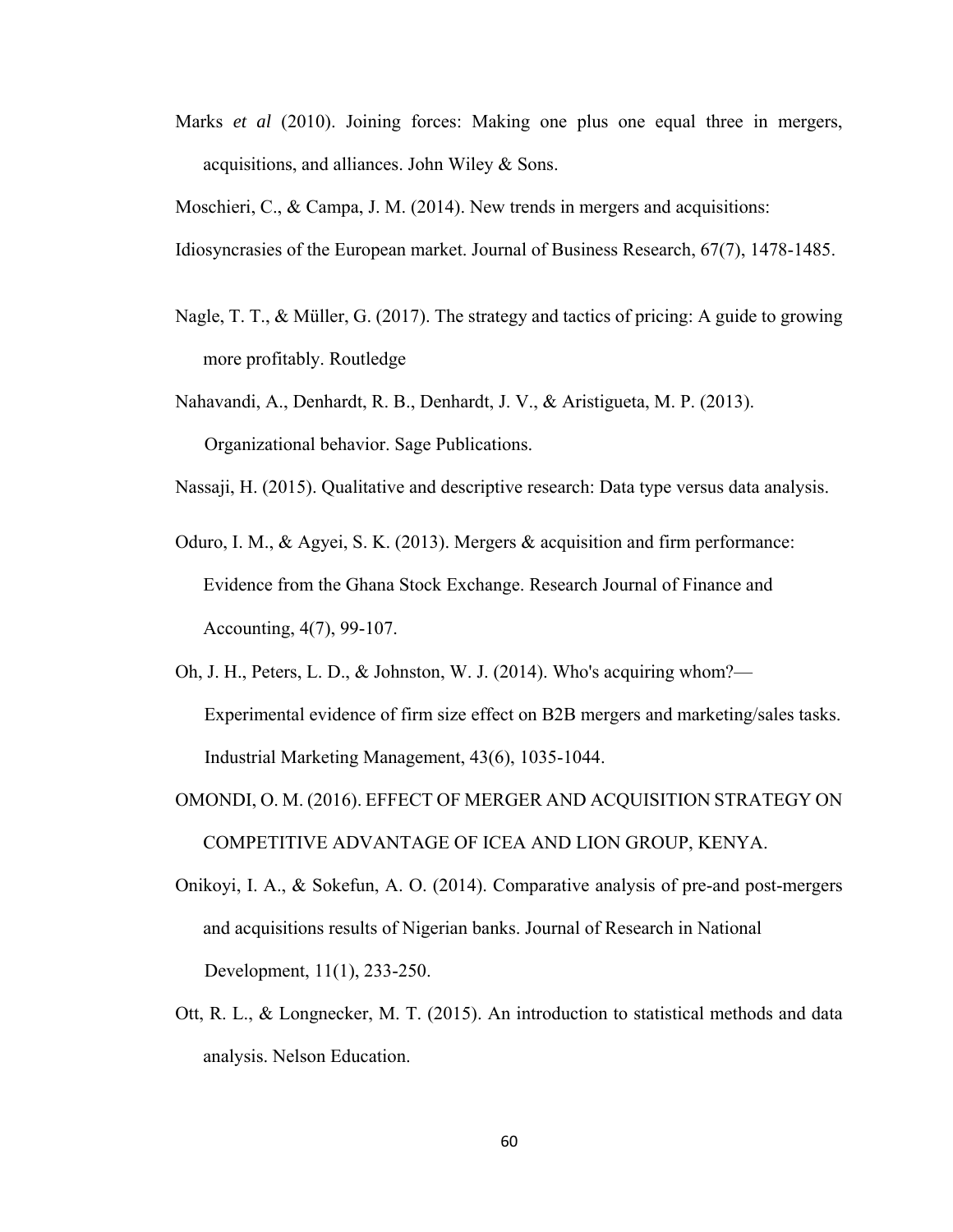Marks *et al* (2010). Joining forces: Making one plus one equal three in mergers, acquisitions, and alliances. John Wiley & Sons.

Moschieri, C., & Campa, J. M. (2014). New trends in mergers and acquisitions: Idiosyncrasies of the European market. Journal of Business Research, 67(7), 1478-1485.

Nagle, T. T., & Müller, G. (2017). The strategy and tactics of pricing: A guide to growing more profitably. Routledge

Nahavandi, A., Denhardt, R. B., Denhardt, J. V., & Aristigueta, M. P. (2013). Organizational behavior. Sage Publications.

Nassaji, H. (2015). Qualitative and descriptive research: Data type versus data analysis.

Oduro, I. M., & Agyei, S. K. (2013). Mergers & acquisition and firm performance: Evidence from the Ghana Stock Exchange. Research Journal of Finance and Accounting, 4(7), 99-107.

Oh, J. H., Peters, L. D., & Johnston, W. J. (2014). Who's acquiring whom?—Experimental evidence of firm size effect on B2B mergers and marketing/sales tasks. Industrial Marketing Management, 43(6), 1035-1044.

OMONDI, O. M. (2016). EFFECT OF MERGER AND ACQUISITION STRATEGY ON COMPETITIVE ADVANTAGE OF ICEA AND LION GROUP, KENYA.

Onikoyi, I. A., & Sokefun, A. O. (2014). Comparative analysis of pre-and post-mergers and acquisitions results of Nigerian banks. Journal of Research in National Development, 11(1), 233-250.

Ott, R. L., & Longnecker, M. T. (2015). An introduction to statistical methods and data analysis. Nelson Education.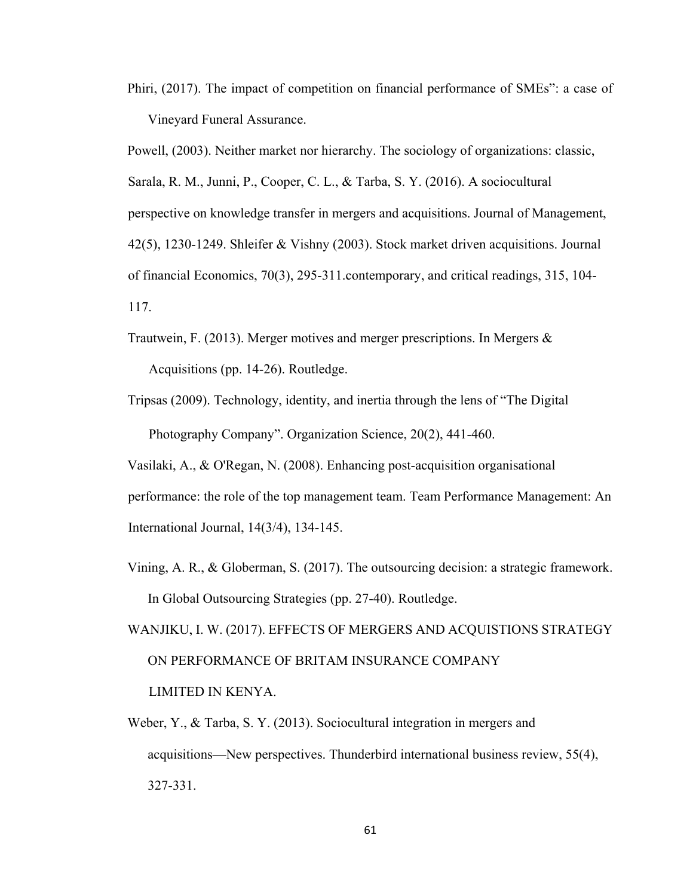Phiri, (2017). The impact of competition on financial performance of SMEs": a case of Vineyard Funeral Assurance.

Powell, (2003). Neither market nor hierarchy. The sociology of organizations: classic,

Sarala, R. M., Junni, P., Cooper, C. L., & Tarba, S. Y. (2016). A sociocultural perspective on knowledge transfer in mergers and acquisitions. Journal of Management, 42(5), 1230-1249. Shleifer & Vishny (2003). Stock market driven acquisitions. Journal of financial Economics, 70(3), 295-311.contemporary, and critical readings, 315, 104-117.

Trautwein, F. (2013). Merger motives and merger prescriptions. In Mergers & Acquisitions (pp. 14-26). Routledge.

Tripsas (2009). Technology, identity, and inertia through the lens of "The Digital Photography Company". Organization Science, 20(2), 441-460.

Vasilaki, A., & O'Regan, N. (2008). Enhancing post-acquisition organisational performance: the role of the top management team. Team Performance Management: An International Journal, 14(3/4), 134-145.

Vining, A. R., & Globerman, S. (2017). The outsourcing decision: a strategic framework. In Global Outsourcing Strategies (pp. 27-40). Routledge.

WANJIKU, I. W. (2017). EFFECTS OF MERGERS AND ACQUISTIONS STRATEGY ON PERFORMANCE OF BRITAM INSURANCE COMPANY LIMITED IN KENYA.

Weber, Y., & Tarba, S. Y. (2013). Sociocultural integration in mergers and acquisitions—New perspectives. Thunderbird international business review, 55(4), 327-331.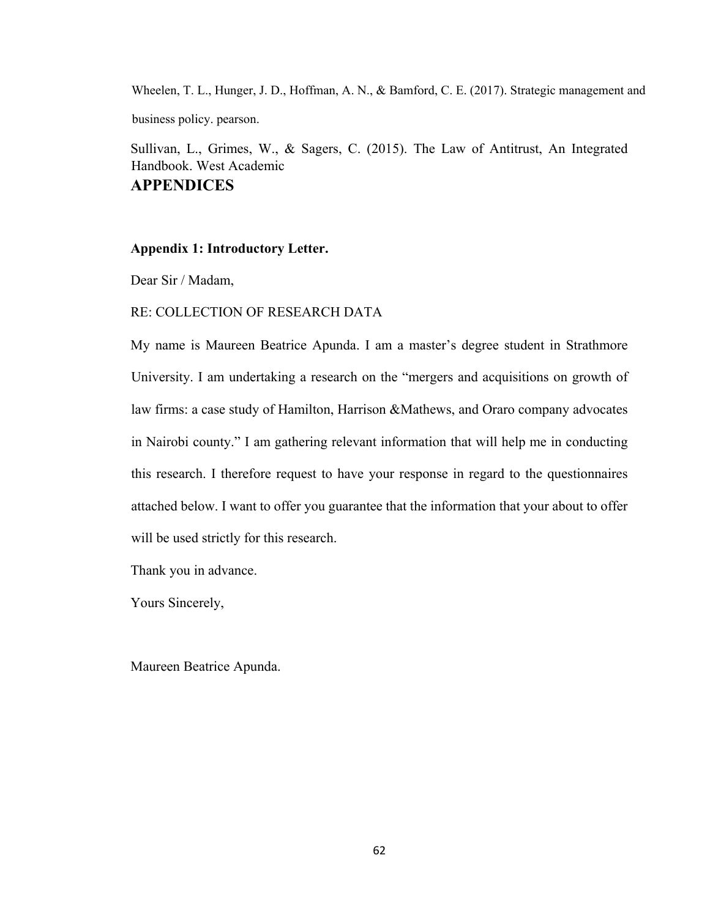Wheelen, T. L., Hunger, J. D., Hoffman, A. N., & Bamford, C. E. (2017). Strategic management and business policy. pearson.

Sullivan, L., Grimes, W., & Sagers, C. (2015). The Law of Antitrust, An Integrated Handbook. West Academic

# APPENDICES

### Appendix 1: Introductory Letter.

Dear Sir / Madam,

RE: COLLECTION OF RESEARCH DATA

My name is Maureen Beatrice Apunda. I am a master's degree student in Strathmore University. I am undertaking a research on the "mergers and acquisitions on growth of law firms: a case study of Hamilton, Harrison &Mathews, and Oraro company advocates in Nairobi county." I am gathering relevant information that will help me in conducting this research. I therefore request to have your response in regard to the questionnaires attached below. I want to offer you guarantee that the information that your about to offer will be used strictly for this research.

Thank you in advance.

Yours Sincerely,

Maureen Beatrice Apunda.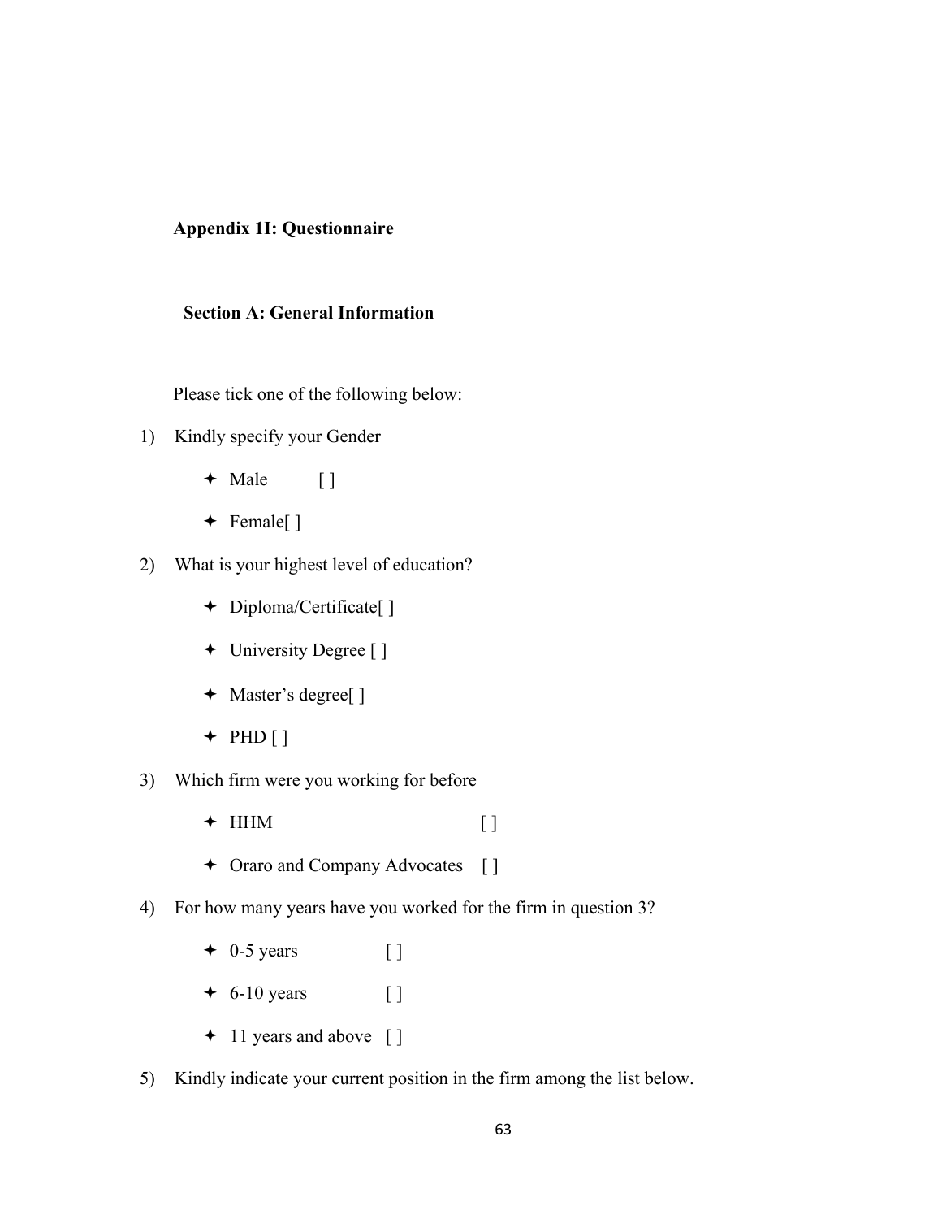**Appendix 1I: Questionnaire**

**Section A: General Information**

Please tick one of the following below:

1) Kindly specify your Gender
   - Male [ ]
   - Female[ ]
2) What is your highest level of education?
   - Diploma/Certificate[ ]
   - University Degree [ ]
   - Master's degree[ ]
   - PHD [ ]
3) Which firm were you working for before
   - HHM [ ]
   - Oraro and Company Advocates [ ]
4) For how many years have you worked for the firm in question 3?
   - 0-5 years [ ]
   - 6-10 years [ ]
   - 11 years and above [ ]
5) Kindly indicate your current position in the firm among the list below.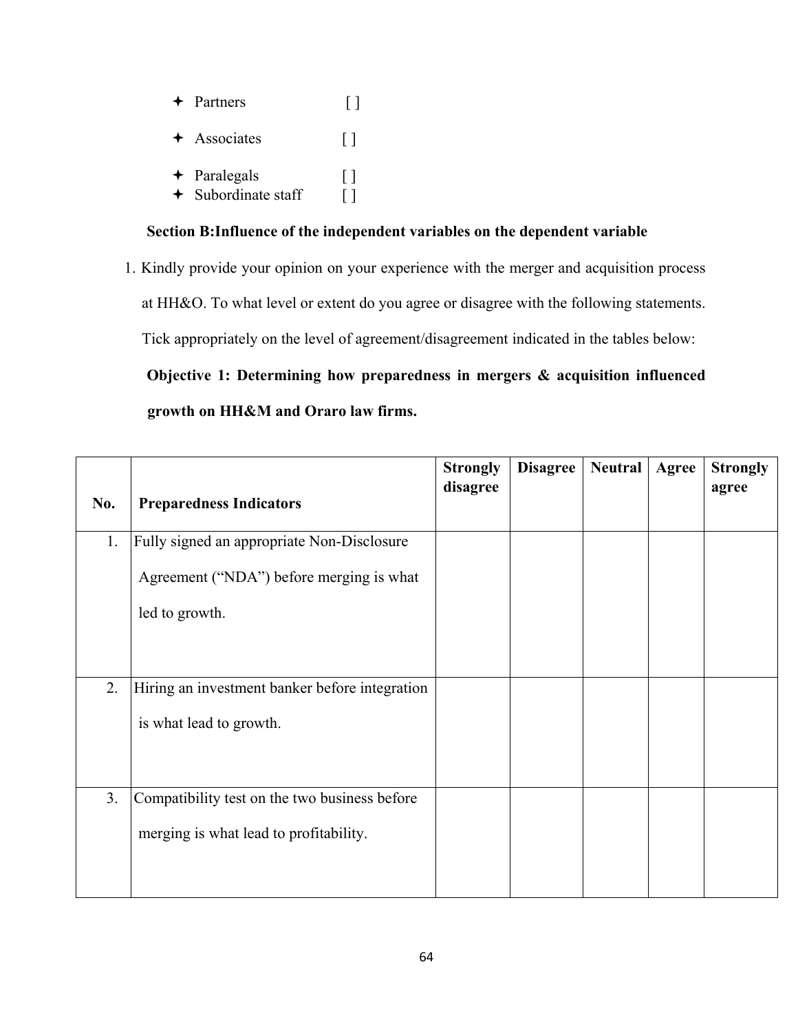- ✦ Partners [ ]
- ✦ Associates [ ]
- ✦ Paralegals [ ]
- ✦ Subordinate staff [ ]

**Section B:Influence of the independent variables on the dependent variable**

1. Kindly provide your opinion on your experience with the merger and acquisition process at HH&O. To what level or extent do you agree or disagree with the following statements. Tick appropriately on the level of agreement/disagreement indicated in the tables below:

**Objective 1: Determining how preparedness in mergers & acquisition influenced growth on HH&M and Oraro law firms.**

| No. | Preparedness Indicators | Strongly disagree | Disagree | Neutral | Agree | Strongly agree |
|---|---|---|---|---|---|---|
| 1. | Fully signed an appropriate Non-Disclosure Agreement ("NDA") before merging is what led to growth. | | | | | |
| 2. | Hiring an investment banker before integration is what lead to growth. | | | | | |
| 3. | Compatibility test on the two business before merging is what lead to profitability. | | | | | |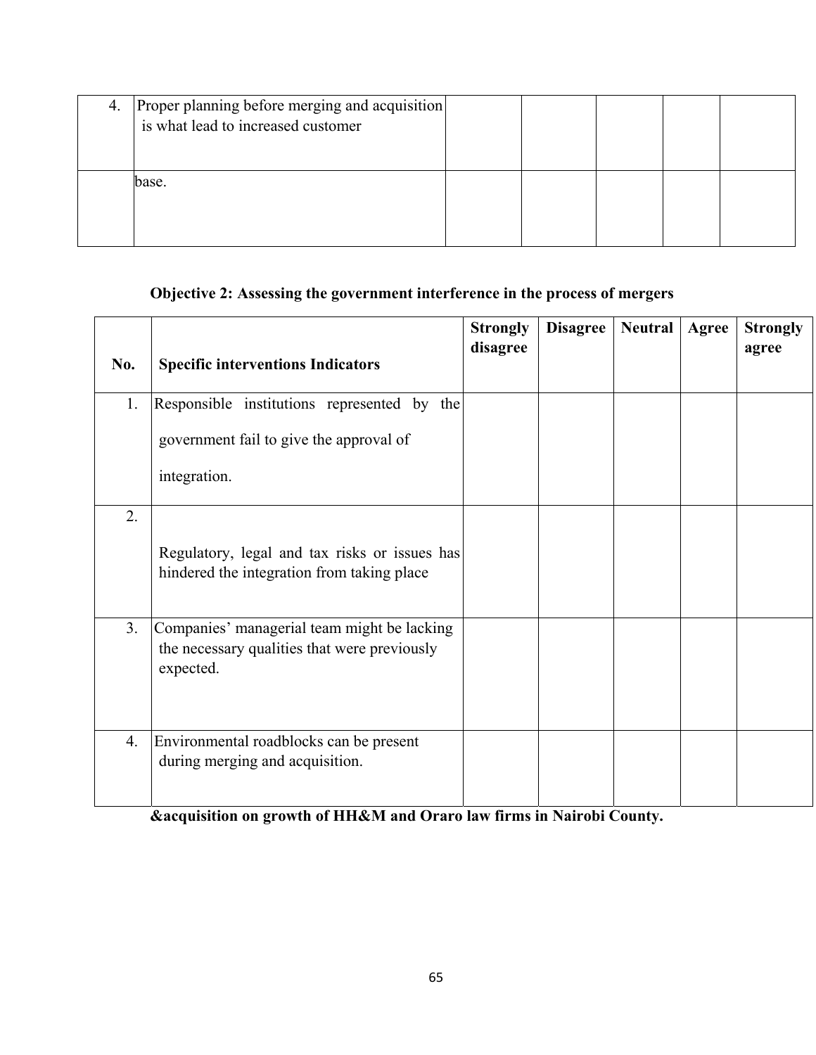| | | | | | | |
|---|---|---|---|---|---|---|
| 4. | Proper planning before merging and acquisition is what lead to increased customer | | | | | |
| | base. | | | | | |

**Objective 2: Assessing the government interference in the process of mergers &acquisition on growth of HH&M and Oraro law firms in Nairobi County.**

| No. | Specific interventions Indicators | Strongly disagree | Disagree | Neutral | Agree | Strongly agree |
|---|---|---|---|---|---|---|
| 1. | Responsible institutions represented by the government fail to give the approval of integration. | | | | | |
| 2. | Regulatory, legal and tax risks or issues has hindered the integration from taking place | | | | | |
| 3. | Companies' managerial team might be lacking the necessary qualities that were previously expected. | | | | | |
| 4. | Environmental roadblocks can be present during merging and acquisition. | | | | | |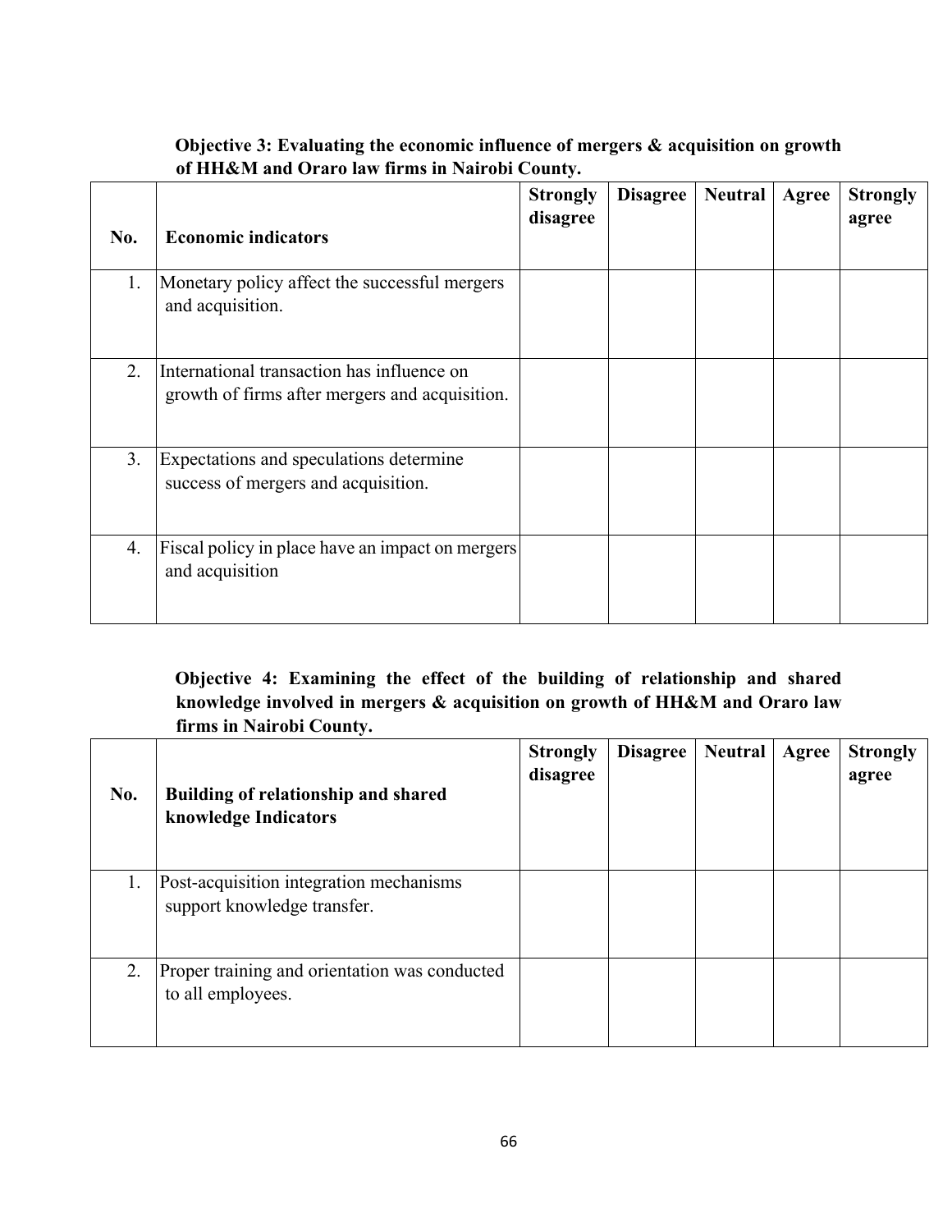**Objective 3: Evaluating the economic influence of mergers & acquisition on growth of HH&M and Oraro law firms in Nairobi County.**

| No. | Economic indicators | Strongly disagree | Disagree | Neutral | Agree | Strongly agree |
|---|---|---|---|---|---|---|
| 1. | Monetary policy affect the successful mergers and acquisition. | | | | | |
| 2. | International transaction has influence on growth of firms after mergers and acquisition. | | | | | |
| 3. | Expectations and speculations determine success of mergers and acquisition. | | | | | |
| 4. | Fiscal policy in place have an impact on mergers and acquisition | | | | | |

**Objective 4: Examining the effect of the building of relationship and shared knowledge involved in mergers & acquisition on growth of HH&M and Oraro law firms in Nairobi County.**

| No. | Building of relationship and shared knowledge Indicators | Strongly disagree | Disagree | Neutral | Agree | Strongly agree |
|---|---|---|---|---|---|---|
| 1. | Post-acquisition integration mechanisms support knowledge transfer. | | | | | |
| 2. | Proper training and orientation was conducted to all employees. | | | | | |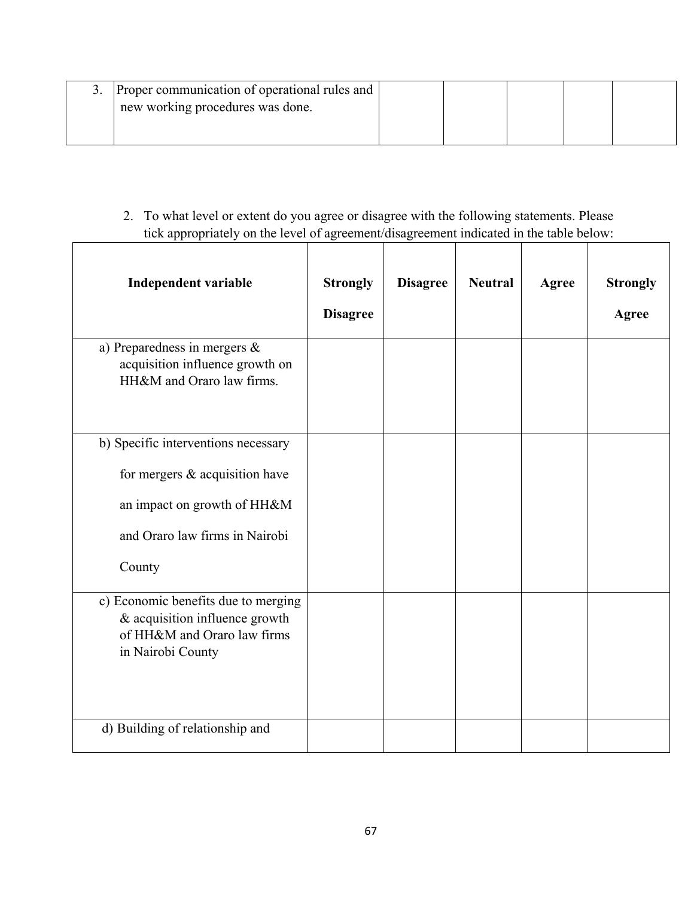| | | | | | | |
|---|---|---|---|---|---|---|
| 3. | Proper communication of operational rules and new working procedures was done. | | | | | |

2. To what level or extent do you agree or disagree with the following statements. Please tick appropriately on the level of agreement/disagreement indicated in the table below:

| Independent variable | Strongly Disagree | Disagree | Neutral | Agree | Strongly Agree |
|---|---|---|---|---|---|
| a) Preparedness in mergers & acquisition influence growth on HH&M and Oraro law firms. | | | | | |
| b) Specific interventions necessary for mergers & acquisition have an impact on growth of HH&M and Oraro law firms in Nairobi County | | | | | |
| c) Economic benefits due to merging & acquisition influence growth of HH&M and Oraro law firms in Nairobi County | | | | | |
| d) Building of relationship and | | | | | |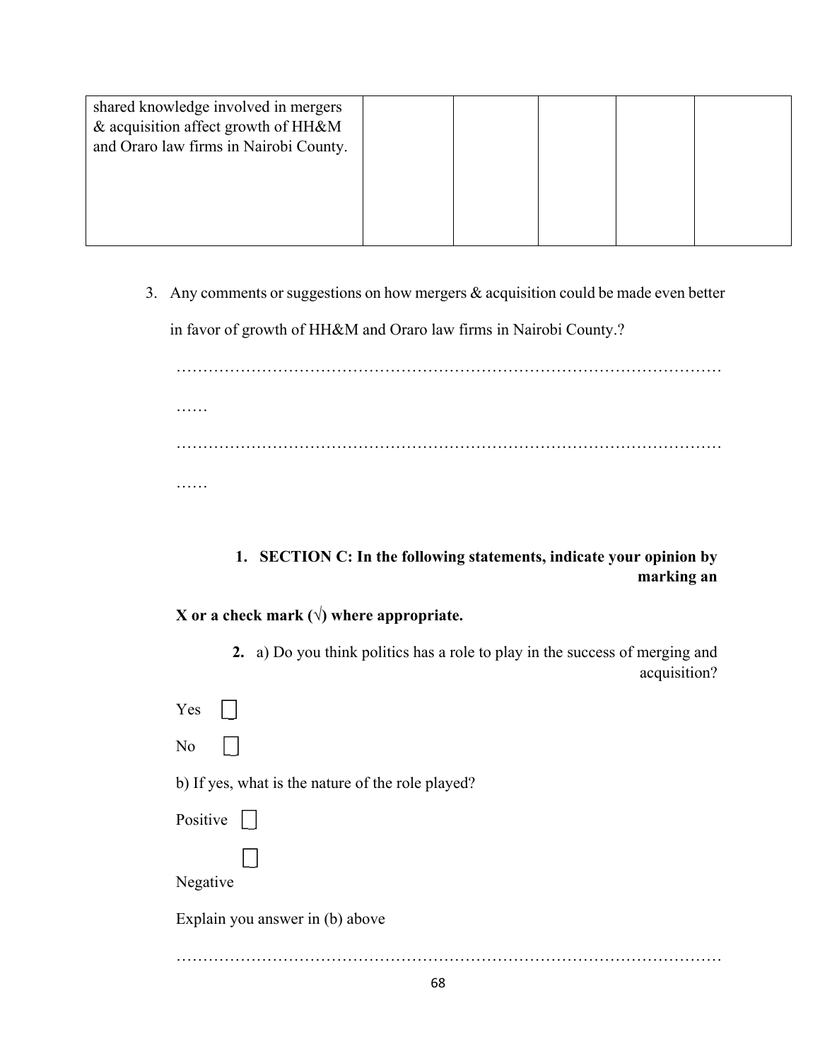| | | | | | |
|---|---|---|---|---|---|
| shared knowledge involved in mergers & acquisition affect growth of HH&M and Oraro law firms in Nairobi County. | | | | | |

3. Any comments or suggestions on how mergers & acquisition could be made even better in favor of growth of HH&M and Oraro law firms in Nairobi County.?

…………………………………………………………………………………………
……

…………………………………………………………………………………………
……

**1. SECTION C: In the following statements, indicate your opinion by marking an X or a check mark (√) where appropriate.**

**2.** a) Do you think politics has a role to play in the success of merging and acquisition?

Yes ☐

No ☐

b) If yes, what is the nature of the role played?

Positive ☐

Negative ☐

Explain you answer in (b) above

…………………………………………………………………………………………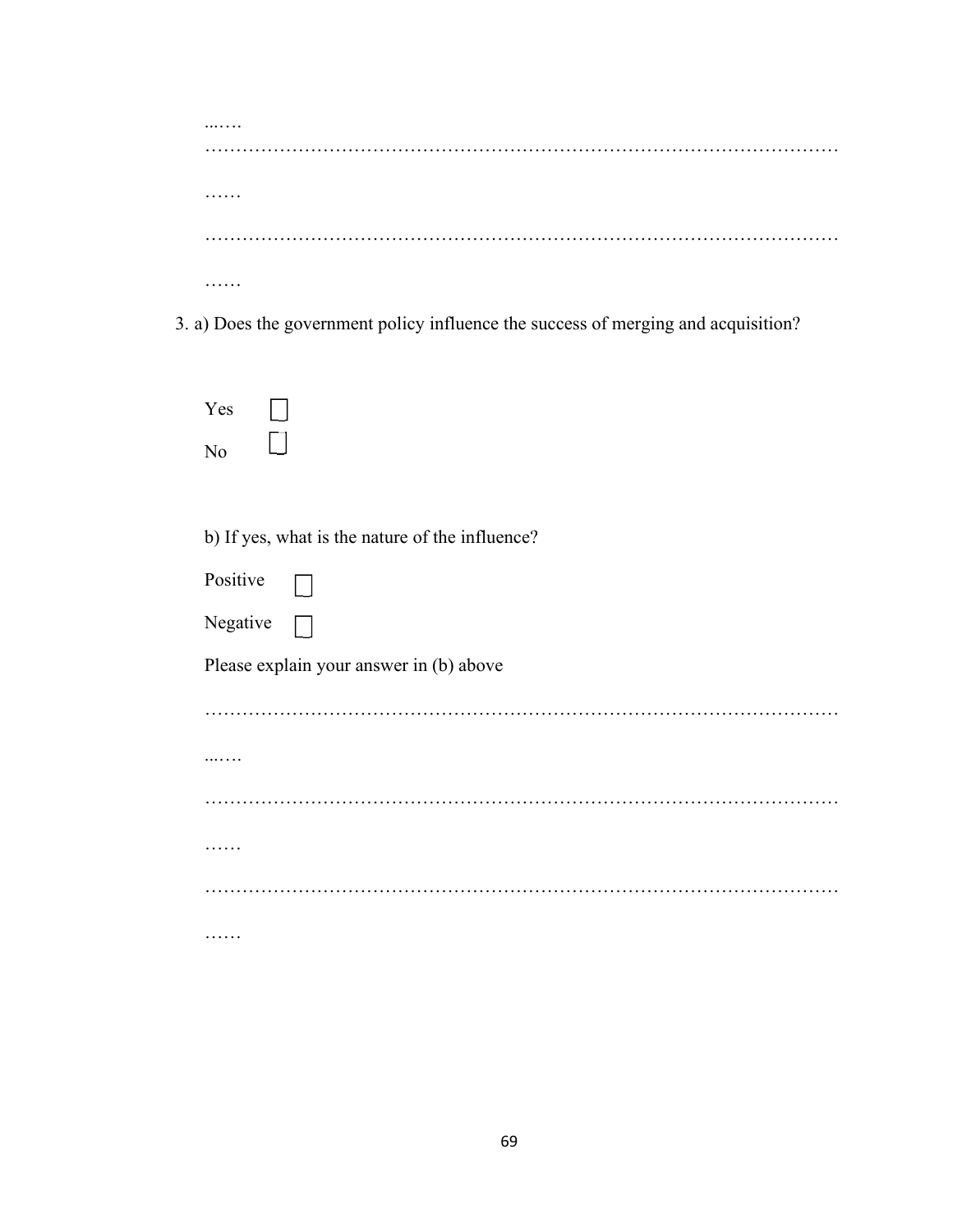...….

…………………………………………………………………………………………

……

…………………………………………………………………………………………

……

3. a) Does the government policy influence the success of merging and acquisition?

Yes ☐

No ☐

b) If yes, what is the nature of the influence?

Positive ☐

Negative ☐

Please explain your answer in (b) above

…………………………………………………………………………………………

...….

…………………………………………………………………………………………

……

…………………………………………………………………………………………

……